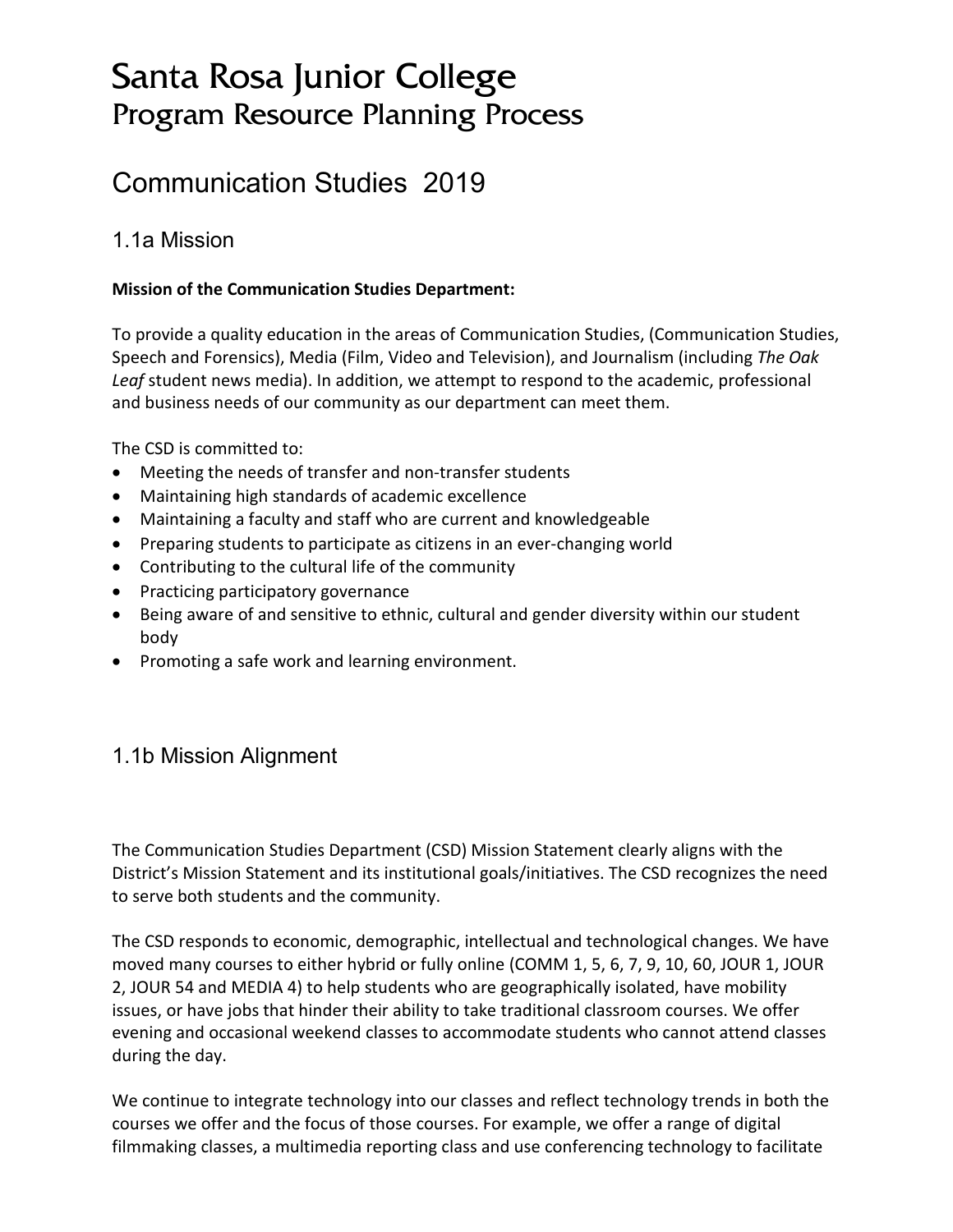# Santa Rosa Junior College
## Program Resource Planning Process

# Communication Studies 2019

## 1.1a Mission

**Mission of the Communication Studies Department:**

To provide a quality education in the areas of Communication Studies, (Communication Studies, Speech and Forensics), Media (Film, Video and Television), and Journalism (including *The Oak Leaf* student news media). In addition, we attempt to respond to the academic, professional and business needs of our community as our department can meet them.

The CSD is committed to:

- Meeting the needs of transfer and non-transfer students
- Maintaining high standards of academic excellence
- Maintaining a faculty and staff who are current and knowledgeable
- Preparing students to participate as citizens in an ever-changing world
- Contributing to the cultural life of the community
- Practicing participatory governance
- Being aware of and sensitive to ethnic, cultural and gender diversity within our student body
- Promoting a safe work and learning environment.

## 1.1b Mission Alignment

The Communication Studies Department (CSD) Mission Statement clearly aligns with the District's Mission Statement and its institutional goals/initiatives. The CSD recognizes the need to serve both students and the community.

The CSD responds to economic, demographic, intellectual and technological changes. We have moved many courses to either hybrid or fully online (COMM 1, 5, 6, 7, 9, 10, 60, JOUR 1, JOUR 2, JOUR 54 and MEDIA 4) to help students who are geographically isolated, have mobility issues, or have jobs that hinder their ability to take traditional classroom courses. We offer evening and occasional weekend classes to accommodate students who cannot attend classes during the day.

We continue to integrate technology into our classes and reflect technology trends in both the courses we offer and the focus of those courses. For example, we offer a range of digital filmmaking classes, a multimedia reporting class and use conferencing technology to facilitate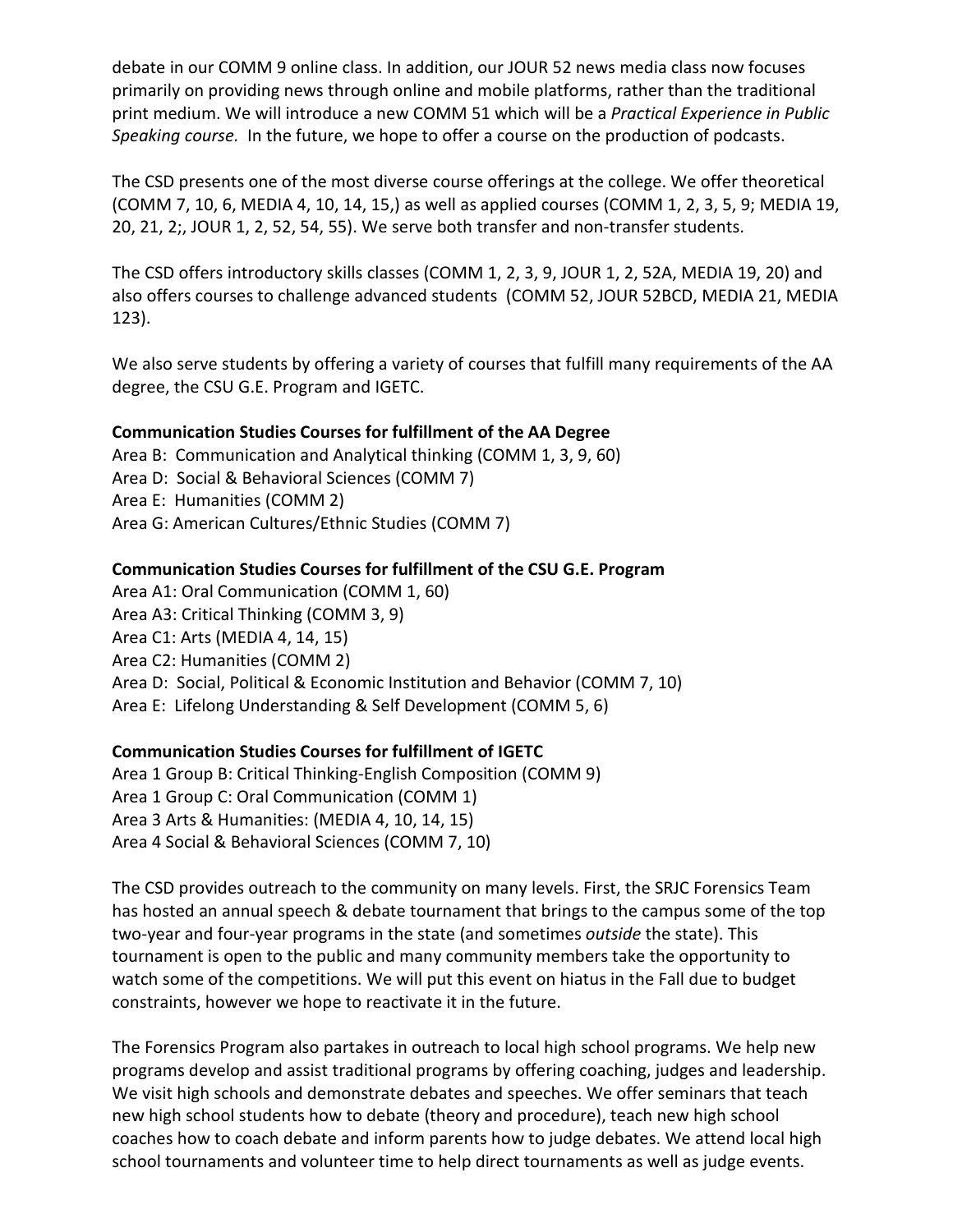debate in our COMM 9 online class. In addition, our JOUR 52 news media class now focuses primarily on providing news through online and mobile platforms, rather than the traditional print medium. We will introduce a new COMM 51 which will be a *Practical Experience in Public Speaking course.* In the future, we hope to offer a course on the production of podcasts.

The CSD presents one of the most diverse course offerings at the college. We offer theoretical (COMM 7, 10, 6, MEDIA 4, 10, 14, 15,) as well as applied courses (COMM 1, 2, 3, 5, 9; MEDIA 19, 20, 21, 2;, JOUR 1, 2, 52, 54, 55). We serve both transfer and non-transfer students.

The CSD offers introductory skills classes (COMM 1, 2, 3, 9, JOUR 1, 2, 52A, MEDIA 19, 20) and also offers courses to challenge advanced students (COMM 52, JOUR 52BCD, MEDIA 21, MEDIA 123).

We also serve students by offering a variety of courses that fulfill many requirements of the AA degree, the CSU G.E. Program and IGETC.

**Communication Studies Courses for fulfillment of the AA Degree**

Area B: Communication and Analytical thinking (COMM 1, 3, 9, 60)
Area D: Social & Behavioral Sciences (COMM 7)
Area E: Humanities (COMM 2)
Area G: American Cultures/Ethnic Studies (COMM 7)

**Communication Studies Courses for fulfillment of the CSU G.E. Program**

Area A1: Oral Communication (COMM 1, 60)
Area A3: Critical Thinking (COMM 3, 9)
Area C1: Arts (MEDIA 4, 14, 15)
Area C2: Humanities (COMM 2)
Area D: Social, Political & Economic Institution and Behavior (COMM 7, 10)
Area E: Lifelong Understanding & Self Development (COMM 5, 6)

**Communication Studies Courses for fulfillment of IGETC**

Area 1 Group B: Critical Thinking-English Composition (COMM 9)
Area 1 Group C: Oral Communication (COMM 1)
Area 3 Arts & Humanities: (MEDIA 4, 10, 14, 15)
Area 4 Social & Behavioral Sciences (COMM 7, 10)

The CSD provides outreach to the community on many levels. First, the SRJC Forensics Team has hosted an annual speech & debate tournament that brings to the campus some of the top two-year and four-year programs in the state (and sometimes *outside* the state). This tournament is open to the public and many community members take the opportunity to watch some of the competitions. We will put this event on hiatus in the Fall due to budget constraints, however we hope to reactivate it in the future.

The Forensics Program also partakes in outreach to local high school programs. We help new programs develop and assist traditional programs by offering coaching, judges and leadership. We visit high schools and demonstrate debates and speeches. We offer seminars that teach new high school students how to debate (theory and procedure), teach new high school coaches how to coach debate and inform parents how to judge debates. We attend local high school tournaments and volunteer time to help direct tournaments as well as judge events.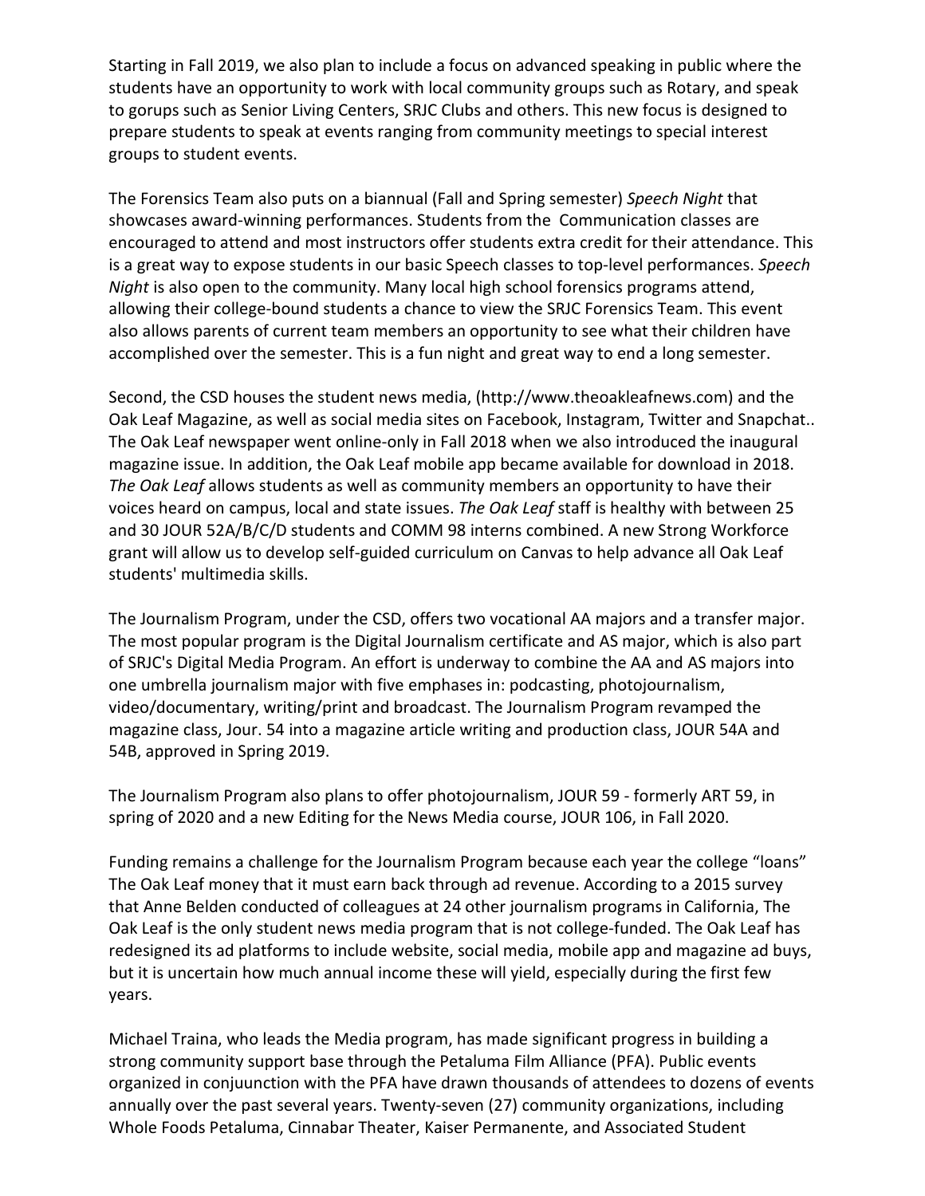Starting in Fall 2019, we also plan to include a focus on advanced speaking in public where the students have an opportunity to work with local community groups such as Rotary, and speak to gorups such as Senior Living Centers, SRJC Clubs and others. This new focus is designed to prepare students to speak at events ranging from community meetings to special interest groups to student events.

The Forensics Team also puts on a biannual (Fall and Spring semester) *Speech Night* that showcases award-winning performances. Students from the Communication classes are encouraged to attend and most instructors offer students extra credit for their attendance. This is a great way to expose students in our basic Speech classes to top-level performances. *Speech Night* is also open to the community. Many local high school forensics programs attend, allowing their college-bound students a chance to view the SRJC Forensics Team. This event also allows parents of current team members an opportunity to see what their children have accomplished over the semester. This is a fun night and great way to end a long semester.

Second, the CSD houses the student news media, (http://www.theoakleafnews.com) and the Oak Leaf Magazine, as well as social media sites on Facebook, Instagram, Twitter and Snapchat.. The Oak Leaf newspaper went online-only in Fall 2018 when we also introduced the inaugural magazine issue. In addition, the Oak Leaf mobile app became available for download in 2018. *The Oak Leaf* allows students as well as community members an opportunity to have their voices heard on campus, local and state issues. *The Oak Leaf* staff is healthy with between 25 and 30 JOUR 52A/B/C/D students and COMM 98 interns combined. A new Strong Workforce grant will allow us to develop self-guided curriculum on Canvas to help advance all Oak Leaf students' multimedia skills.

The Journalism Program, under the CSD, offers two vocational AA majors and a transfer major. The most popular program is the Digital Journalism certificate and AS major, which is also part of SRJC's Digital Media Program. An effort is underway to combine the AA and AS majors into one umbrella journalism major with five emphases in: podcasting, photojournalism, video/documentary, writing/print and broadcast. The Journalism Program revamped the magazine class, Jour. 54 into a magazine article writing and production class, JOUR 54A and 54B, approved in Spring 2019.

The Journalism Program also plans to offer photojournalism, JOUR 59 - formerly ART 59, in spring of 2020 and a new Editing for the News Media course, JOUR 106, in Fall 2020.

Funding remains a challenge for the Journalism Program because each year the college "loans" The Oak Leaf money that it must earn back through ad revenue. According to a 2015 survey that Anne Belden conducted of colleagues at 24 other journalism programs in California, The Oak Leaf is the only student news media program that is not college-funded. The Oak Leaf has redesigned its ad platforms to include website, social media, mobile app and magazine ad buys, but it is uncertain how much annual income these will yield, especially during the first few years.

Michael Traina, who leads the Media program, has made significant progress in building a strong community support base through the Petaluma Film Alliance (PFA). Public events organized in conjuunction with the PFA have drawn thousands of attendees to dozens of events annually over the past several years. Twenty-seven (27) community organizations, including Whole Foods Petaluma, Cinnabar Theater, Kaiser Permanente, and Associated Student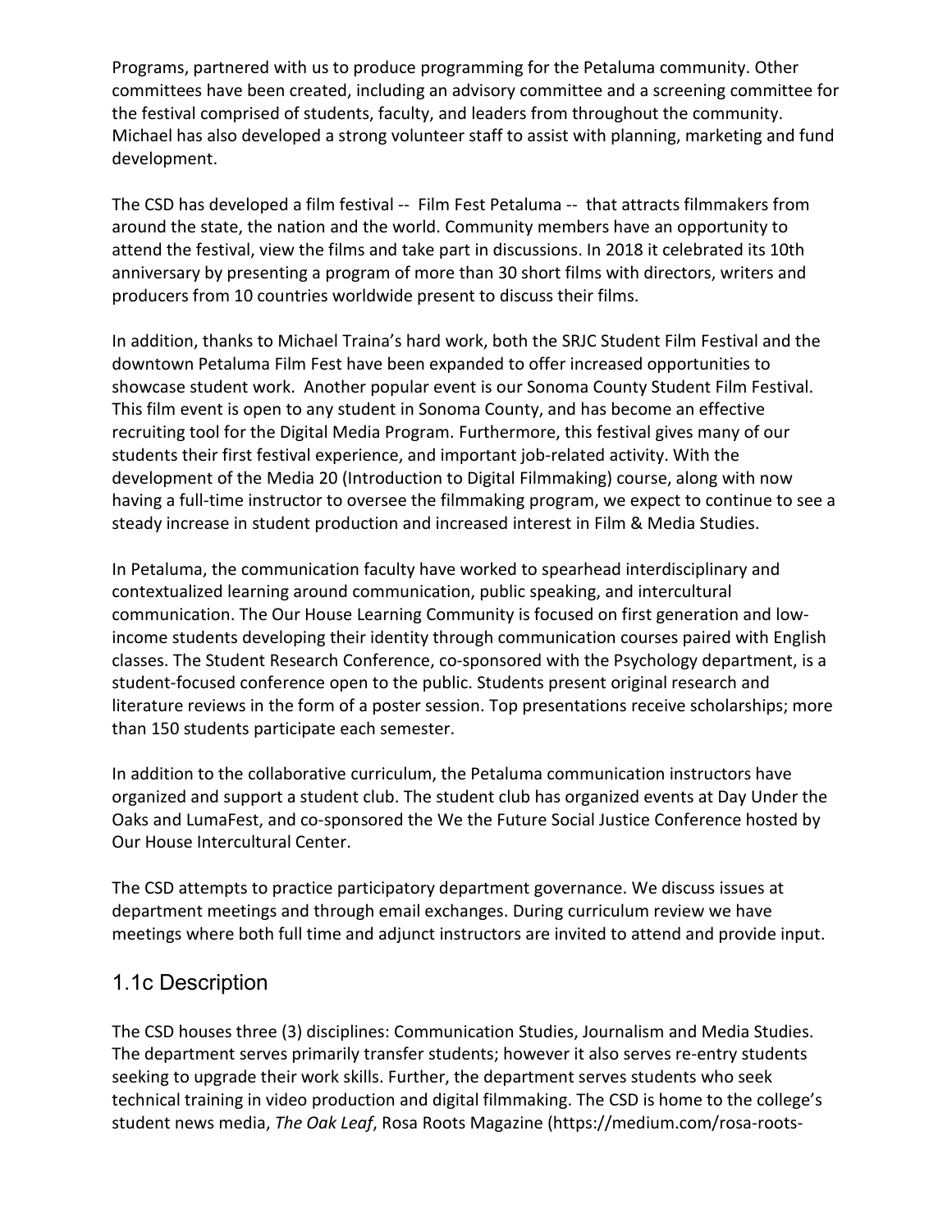Programs, partnered with us to produce programming for the Petaluma community. Other committees have been created, including an advisory committee and a screening committee for the festival comprised of students, faculty, and leaders from throughout the community. Michael has also developed a strong volunteer staff to assist with planning, marketing and fund development.

The CSD has developed a film festival -- Film Fest Petaluma -- that attracts filmmakers from around the state, the nation and the world. Community members have an opportunity to attend the festival, view the films and take part in discussions. In 2018 it celebrated its 10th anniversary by presenting a program of more than 30 short films with directors, writers and producers from 10 countries worldwide present to discuss their films.

In addition, thanks to Michael Traina's hard work, both the SRJC Student Film Festival and the downtown Petaluma Film Fest have been expanded to offer increased opportunities to showcase student work. Another popular event is our Sonoma County Student Film Festival. This film event is open to any student in Sonoma County, and has become an effective recruiting tool for the Digital Media Program. Furthermore, this festival gives many of our students their first festival experience, and important job-related activity. With the development of the Media 20 (Introduction to Digital Filmmaking) course, along with now having a full-time instructor to oversee the filmmaking program, we expect to continue to see a steady increase in student production and increased interest in Film & Media Studies.

In Petaluma, the communication faculty have worked to spearhead interdisciplinary and contextualized learning around communication, public speaking, and intercultural communication. The Our House Learning Community is focused on first generation and low-income students developing their identity through communication courses paired with English classes. The Student Research Conference, co-sponsored with the Psychology department, is a student-focused conference open to the public. Students present original research and literature reviews in the form of a poster session. Top presentations receive scholarships; more than 150 students participate each semester.

In addition to the collaborative curriculum, the Petaluma communication instructors have organized and support a student club. The student club has organized events at Day Under the Oaks and LumaFest, and co-sponsored the We the Future Social Justice Conference hosted by Our House Intercultural Center.

The CSD attempts to practice participatory department governance. We discuss issues at department meetings and through email exchanges. During curriculum review we have meetings where both full time and adjunct instructors are invited to attend and provide input.

## 1.1c Description

The CSD houses three (3) disciplines: Communication Studies, Journalism and Media Studies. The department serves primarily transfer students; however it also serves re-entry students seeking to upgrade their work skills. Further, the department serves students who seek technical training in video production and digital filmmaking. The CSD is home to the college's student news media, *The Oak Leaf*, Rosa Roots Magazine (https://medium.com/rosa-roots-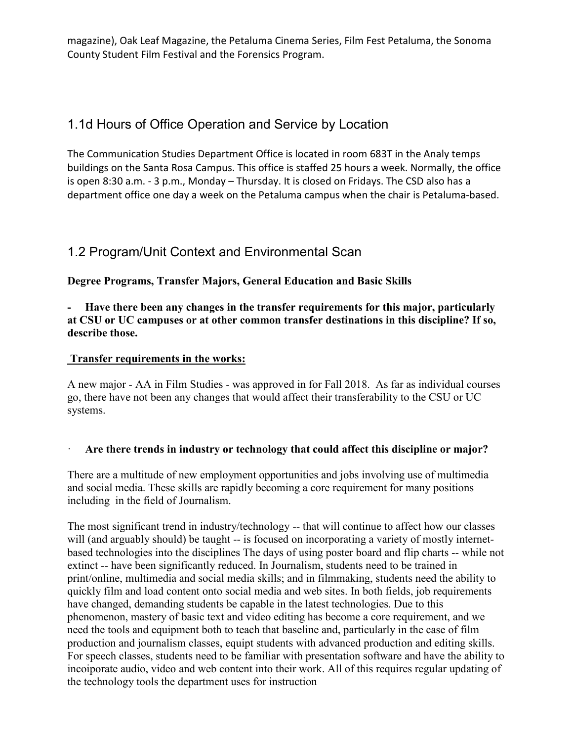magazine), Oak Leaf Magazine, the Petaluma Cinema Series, Film Fest Petaluma, the Sonoma County Student Film Festival and the Forensics Program.

## 1.1d Hours of Office Operation and Service by Location

The Communication Studies Department Office is located in room 683T in the Analy temps buildings on the Santa Rosa Campus. This office is staffed 25 hours a week. Normally, the office is open 8:30 a.m. - 3 p.m., Monday – Thursday. It is closed on Fridays. The CSD also has a department office one day a week on the Petaluma campus when the chair is Petaluma-based.

## 1.2 Program/Unit Context and Environmental Scan

**Degree Programs, Transfer Majors, General Education and Basic Skills**

**- Have there been any changes in the transfer requirements for this major, particularly at CSU or UC campuses or at other common transfer destinations in this discipline? If so, describe those.**

**Transfer requirements in the works:**

A new major - AA in Film Studies - was approved in for Fall 2018. As far as individual courses go, there have not been any changes that would affect their transferability to the CSU or UC systems.

· **Are there trends in industry or technology that could affect this discipline or major?**

There are a multitude of new employment opportunities and jobs involving use of multimedia and social media. These skills are rapidly becoming a core requirement for many positions including in the field of Journalism.

The most significant trend in industry/technology -- that will continue to affect how our classes will (and arguably should) be taught -- is focused on incorporating a variety of mostly internet-based technologies into the disciplines The days of using poster board and flip charts -- while not extinct -- have been significantly reduced. In Journalism, students need to be trained in print/online, multimedia and social media skills; and in filmmaking, students need the ability to quickly film and load content onto social media and web sites. In both fields, job requirements have changed, demanding students be capable in the latest technologies. Due to this phenomenon, mastery of basic text and video editing has become a core requirement, and we need the tools and equipment both to teach that baseline and, particularly in the case of film production and journalism classes, equipt students with advanced production and editing skills. For speech classes, students need to be familiar with presentation software and have the ability to incoiporate audio, video and web content into their work. All of this requires regular updating of the technology tools the department uses for instruction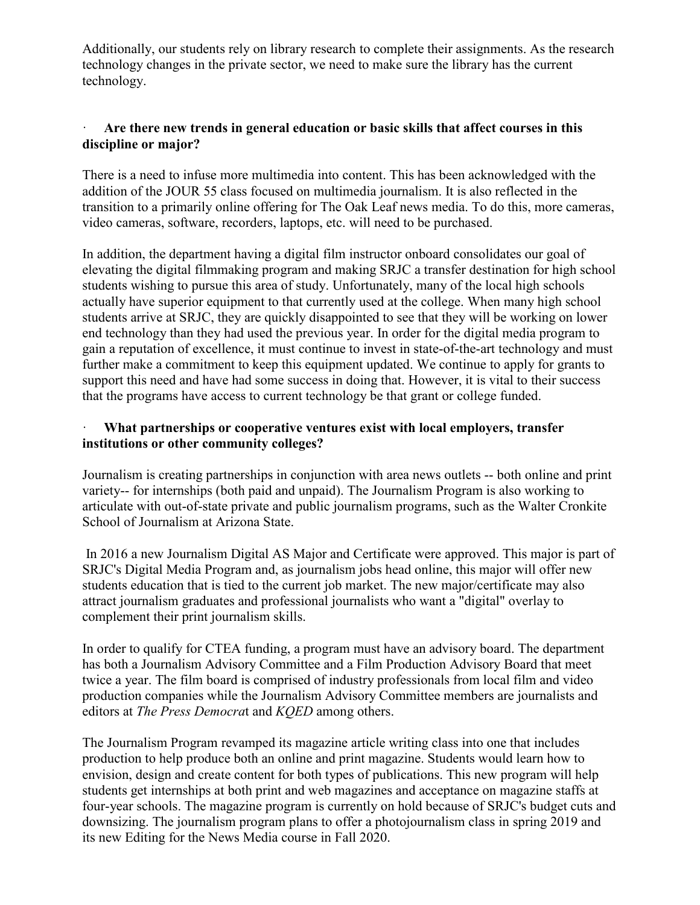Additionally, our students rely on library research to complete their assignments. As the research technology changes in the private sector, we need to make sure the library has the current technology.

· **Are there new trends in general education or basic skills that affect courses in this discipline or major?**

There is a need to infuse more multimedia into content. This has been acknowledged with the addition of the JOUR 55 class focused on multimedia journalism. It is also reflected in the transition to a primarily online offering for The Oak Leaf news media. To do this, more cameras, video cameras, software, recorders, laptops, etc. will need to be purchased.

In addition, the department having a digital film instructor onboard consolidates our goal of elevating the digital filmmaking program and making SRJC a transfer destination for high school students wishing to pursue this area of study. Unfortunately, many of the local high schools actually have superior equipment to that currently used at the college. When many high school students arrive at SRJC, they are quickly disappointed to see that they will be working on lower end technology than they had used the previous year. In order for the digital media program to gain a reputation of excellence, it must continue to invest in state-of-the-art technology and must further make a commitment to keep this equipment updated. We continue to apply for grants to support this need and have had some success in doing that. However, it is vital to their success that the programs have access to current technology be that grant or college funded.

· **What partnerships or cooperative ventures exist with local employers, transfer institutions or other community colleges?**

Journalism is creating partnerships in conjunction with area news outlets -- both online and print variety-- for internships (both paid and unpaid). The Journalism Program is also working to articulate with out-of-state private and public journalism programs, such as the Walter Cronkite School of Journalism at Arizona State.

In 2016 a new Journalism Digital AS Major and Certificate were approved. This major is part of SRJC's Digital Media Program and, as journalism jobs head online, this major will offer new students education that is tied to the current job market. The new major/certificate may also attract journalism graduates and professional journalists who want a "digital" overlay to complement their print journalism skills.

In order to qualify for CTEA funding, a program must have an advisory board. The department has both a Journalism Advisory Committee and a Film Production Advisory Board that meet twice a year. The film board is comprised of industry professionals from local film and video production companies while the Journalism Advisory Committee members are journalists and editors at *The Press Democrat* and *KQED* among others.

The Journalism Program revamped its magazine article writing class into one that includes production to help produce both an online and print magazine. Students would learn how to envision, design and create content for both types of publications. This new program will help students get internships at both print and web magazines and acceptance on magazine staffs at four-year schools. The magazine program is currently on hold because of SRJC's budget cuts and downsizing. The journalism program plans to offer a photojournalism class in spring 2019 and its new Editing for the News Media course in Fall 2020.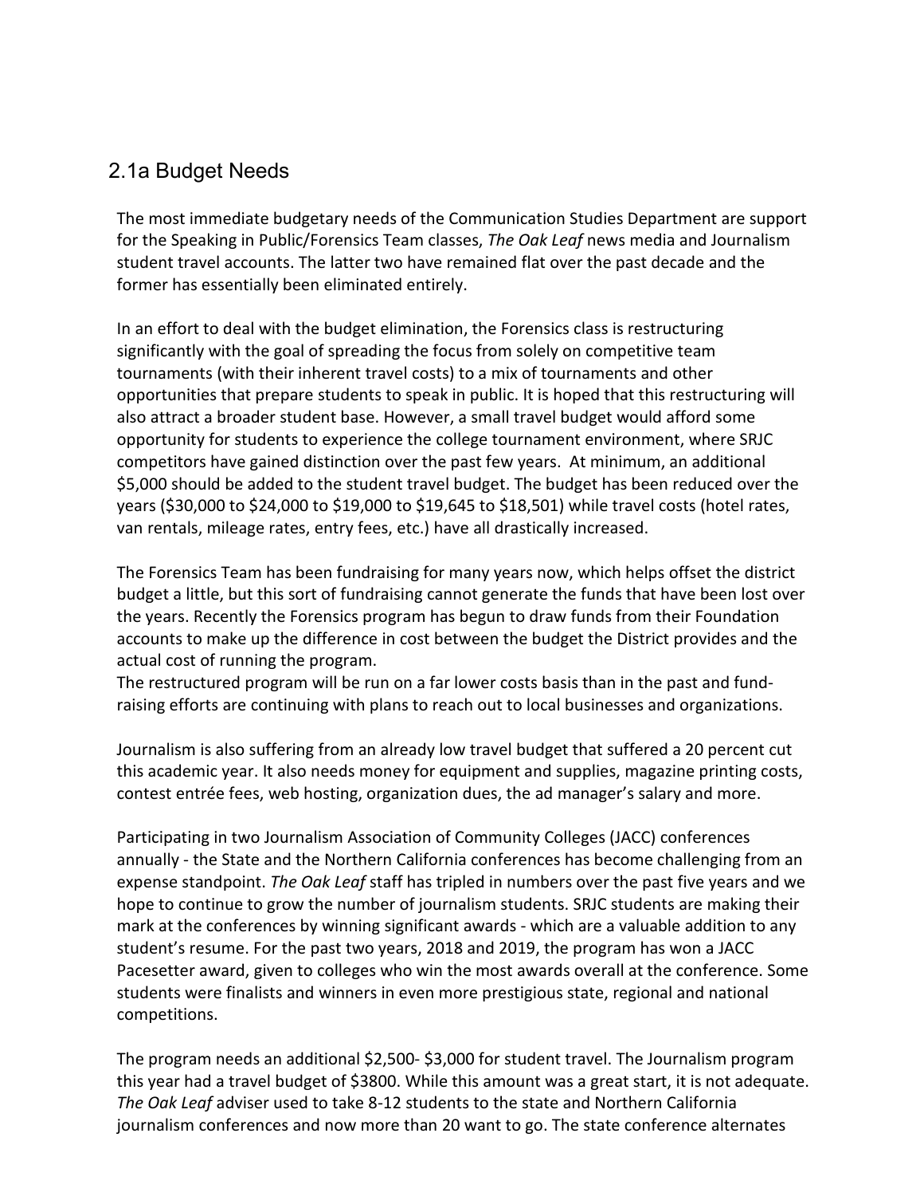## 2.1a Budget Needs

The most immediate budgetary needs of the Communication Studies Department are support for the Speaking in Public/Forensics Team classes, *The Oak Leaf* news media and Journalism student travel accounts. The latter two have remained flat over the past decade and the former has essentially been eliminated entirely.

In an effort to deal with the budget elimination, the Forensics class is restructuring significantly with the goal of spreading the focus from solely on competitive team tournaments (with their inherent travel costs) to a mix of tournaments and other opportunities that prepare students to speak in public. It is hoped that this restructuring will also attract a broader student base. However, a small travel budget would afford some opportunity for students to experience the college tournament environment, where SRJC competitors have gained distinction over the past few years. At minimum, an additional $5,000 should be added to the student travel budget. The budget has been reduced over the years ($30,000 to $24,000 to $19,000 to $19,645 to $18,501) while travel costs (hotel rates, van rentals, mileage rates, entry fees, etc.) have all drastically increased.

The Forensics Team has been fundraising for many years now, which helps offset the district budget a little, but this sort of fundraising cannot generate the funds that have been lost over the years. Recently the Forensics program has begun to draw funds from their Foundation accounts to make up the difference in cost between the budget the District provides and the actual cost of running the program.
The restructured program will be run on a far lower costs basis than in the past and fund-raising efforts are continuing with plans to reach out to local businesses and organizations.

Journalism is also suffering from an already low travel budget that suffered a 20 percent cut this academic year. It also needs money for equipment and supplies, magazine printing costs, contest entrée fees, web hosting, organization dues, the ad manager's salary and more.

Participating in two Journalism Association of Community Colleges (JACC) conferences annually - the State and the Northern California conferences has become challenging from an expense standpoint. *The Oak Leaf* staff has tripled in numbers over the past five years and we hope to continue to grow the number of journalism students. SRJC students are making their mark at the conferences by winning significant awards - which are a valuable addition to any student's resume. For the past two years, 2018 and 2019, the program has won a JACC Pacesetter award, given to colleges who win the most awards overall at the conference. Some students were finalists and winners in even more prestigious state, regional and national competitions.

The program needs an additional $2,500- $3,000 for student travel. The Journalism program this year had a travel budget of $3800. While this amount was a great start, it is not adequate. *The Oak Leaf* adviser used to take 8-12 students to the state and Northern California journalism conferences and now more than 20 want to go. The state conference alternates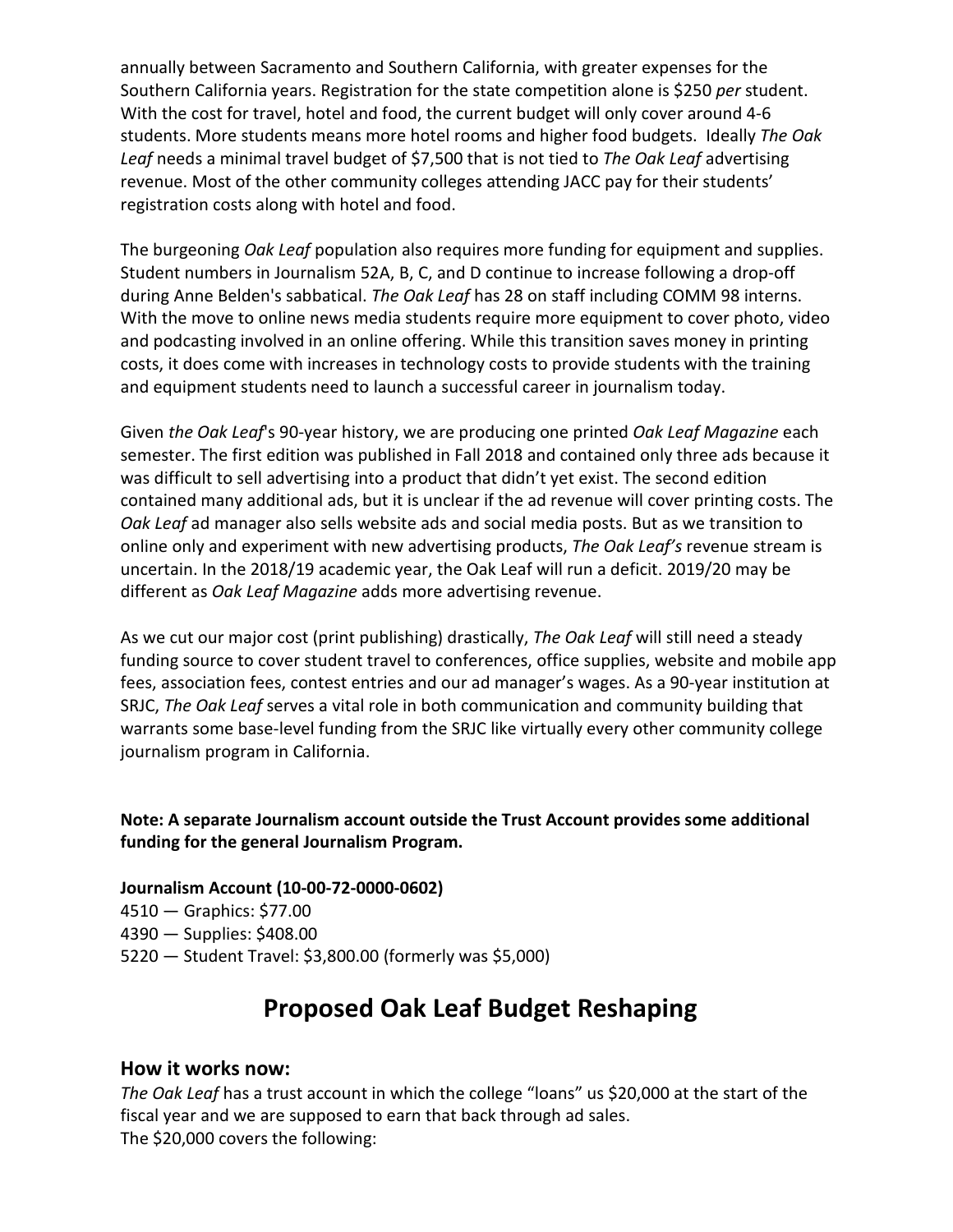annually between Sacramento and Southern California, with greater expenses for the Southern California years. Registration for the state competition alone is $250 *per* student. With the cost for travel, hotel and food, the current budget will only cover around 4-6 students. More students means more hotel rooms and higher food budgets. Ideally *The Oak Leaf* needs a minimal travel budget of $7,500 that is not tied to *The Oak Leaf* advertising revenue. Most of the other community colleges attending JACC pay for their students' registration costs along with hotel and food.

The burgeoning *Oak Leaf* population also requires more funding for equipment and supplies. Student numbers in Journalism 52A, B, C, and D continue to increase following a drop-off during Anne Belden's sabbatical. *The Oak Leaf* has 28 on staff including COMM 98 interns. With the move to online news media students require more equipment to cover photo, video and podcasting involved in an online offering. While this transition saves money in printing costs, it does come with increases in technology costs to provide students with the training and equipment students need to launch a successful career in journalism today.

Given *the Oak Leaf*'s 90-year history, we are producing one printed *Oak Leaf Magazine* each semester. The first edition was published in Fall 2018 and contained only three ads because it was difficult to sell advertising into a product that didn't yet exist. The second edition contained many additional ads, but it is unclear if the ad revenue will cover printing costs. The *Oak Leaf* ad manager also sells website ads and social media posts. But as we transition to online only and experiment with new advertising products, *The Oak Leaf's* revenue stream is uncertain. In the 2018/19 academic year, the Oak Leaf will run a deficit. 2019/20 may be different as *Oak Leaf Magazine* adds more advertising revenue.

As we cut our major cost (print publishing) drastically, *The Oak Leaf* will still need a steady funding source to cover student travel to conferences, office supplies, website and mobile app fees, association fees, contest entries and our ad manager's wages. As a 90-year institution at SRJC, *The Oak Leaf* serves a vital role in both communication and community building that warrants some base-level funding from the SRJC like virtually every other community college journalism program in California.

**Note: A separate Journalism account outside the Trust Account provides some additional funding for the general Journalism Program.**

**Journalism Account (10-00-72-0000-0602)**
4510 — Graphics: $77.00
4390 — Supplies: $408.00
5220 — Student Travel: $3,800.00 (formerly was $5,000)

# Proposed Oak Leaf Budget Reshaping

## How it works now:

*The Oak Leaf* has a trust account in which the college "loans" us $20,000 at the start of the fiscal year and we are supposed to earn that back through ad sales.
The $20,000 covers the following: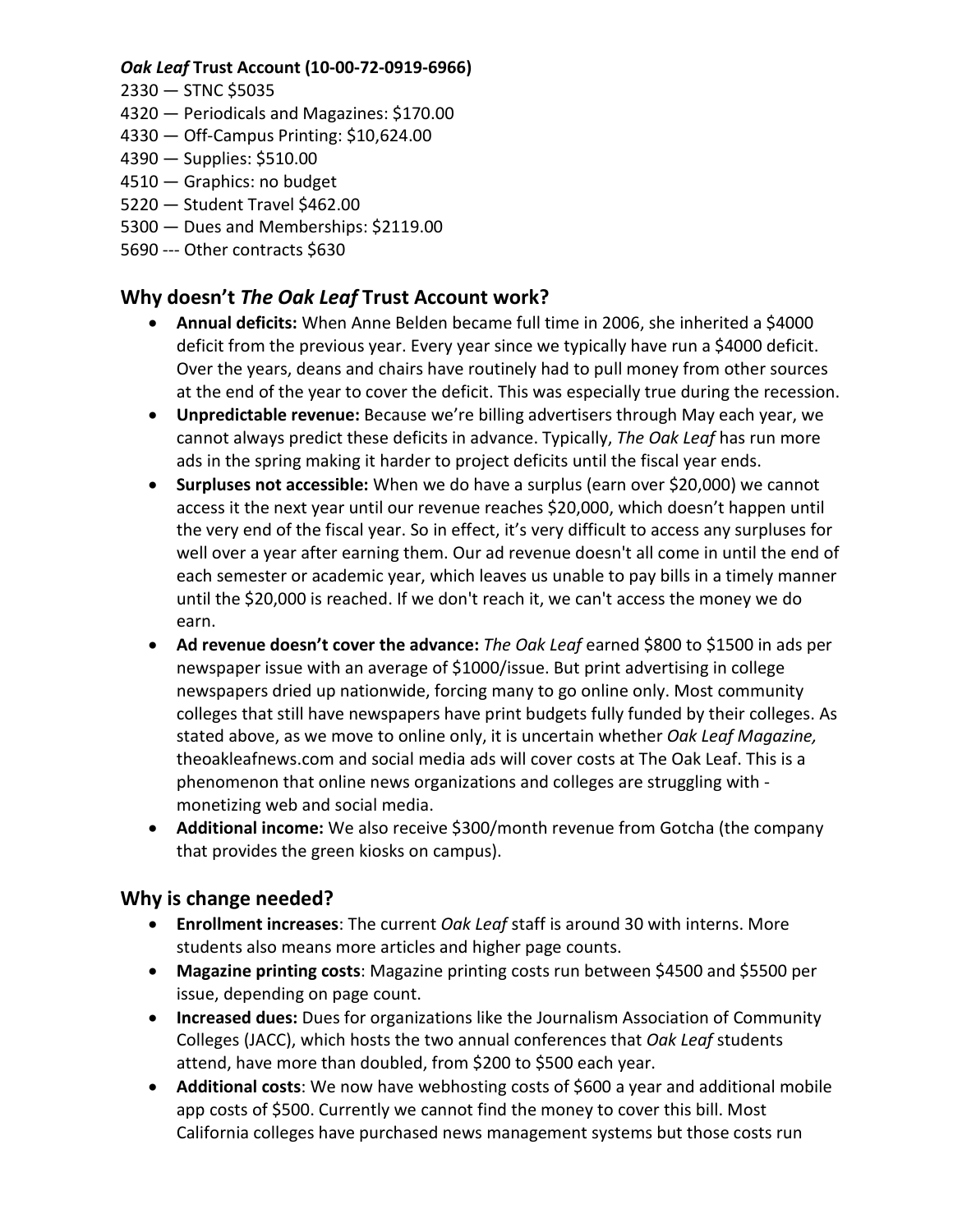***Oak Leaf* Trust Account (10-00-72-0919-6966)**

2330 — STNC $5035
4320 — Periodicals and Magazines: $170.00
4330 — Off-Campus Printing: $10,624.00
4390 — Supplies: $510.00
4510 — Graphics: no budget
5220 — Student Travel $462.00
5300 — Dues and Memberships: $2119.00
5690 --- Other contracts $630

## Why doesn't *The Oak Leaf* Trust Account work?

- **Annual deficits:** When Anne Belden became full time in 2006, she inherited a $4000 deficit from the previous year. Every year since we typically have run a $4000 deficit. Over the years, deans and chairs have routinely had to pull money from other sources at the end of the year to cover the deficit. This was especially true during the recession.
- **Unpredictable revenue:** Because we're billing advertisers through May each year, we cannot always predict these deficits in advance. Typically, *The Oak Leaf* has run more ads in the spring making it harder to project deficits until the fiscal year ends.
- **Surpluses not accessible:** When we do have a surplus (earn over $20,000) we cannot access it the next year until our revenue reaches $20,000, which doesn't happen until the very end of the fiscal year. So in effect, it's very difficult to access any surpluses for well over a year after earning them. Our ad revenue doesn't all come in until the end of each semester or academic year, which leaves us unable to pay bills in a timely manner until the $20,000 is reached. If we don't reach it, we can't access the money we do earn.
- **Ad revenue doesn't cover the advance:** *The Oak Leaf* earned $800 to $1500 in ads per newspaper issue with an average of $1000/issue. But print advertising in college newspapers dried up nationwide, forcing many to go online only. Most community colleges that still have newspapers have print budgets fully funded by their colleges. As stated above, as we move to online only, it is uncertain whether *Oak Leaf Magazine,* theoakleafnews.com and social media ads will cover costs at The Oak Leaf. This is a phenomenon that online news organizations and colleges are struggling with - monetizing web and social media.
- **Additional income:** We also receive $300/month revenue from Gotcha (the company that provides the green kiosks on campus).

## Why is change needed?

- **Enrollment increases**: The current *Oak Leaf* staff is around 30 with interns. More students also means more articles and higher page counts.
- **Magazine printing costs**: Magazine printing costs run between $4500 and $5500 per issue, depending on page count.
- **Increased dues:** Dues for organizations like the Journalism Association of Community Colleges (JACC), which hosts the two annual conferences that *Oak Leaf* students attend, have more than doubled, from $200 to $500 each year.
- **Additional costs**: We now have webhosting costs of $600 a year and additional mobile app costs of $500. Currently we cannot find the money to cover this bill. Most California colleges have purchased news management systems but those costs run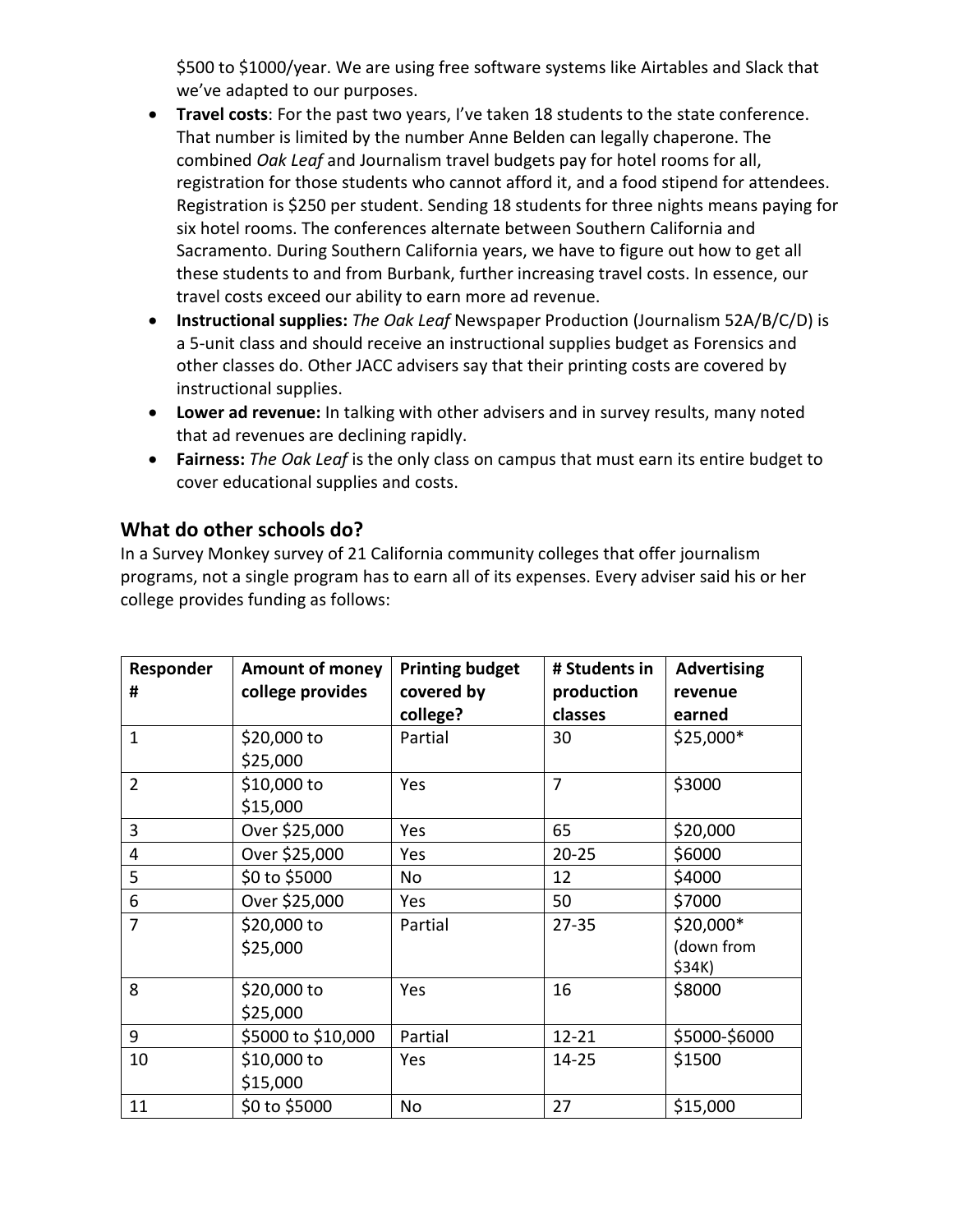$500 to $1000/year. We are using free software systems like Airtables and Slack that we've adapted to our purposes.

- **Travel costs**: For the past two years, I've taken 18 students to the state conference. That number is limited by the number Anne Belden can legally chaperone. The combined *Oak Leaf* and Journalism travel budgets pay for hotel rooms for all, registration for those students who cannot afford it, and a food stipend for attendees. Registration is $250 per student. Sending 18 students for three nights means paying for six hotel rooms. The conferences alternate between Southern California and Sacramento. During Southern California years, we have to figure out how to get all these students to and from Burbank, further increasing travel costs. In essence, our travel costs exceed our ability to earn more ad revenue.
- **Instructional supplies:** *The Oak Leaf* Newspaper Production (Journalism 52A/B/C/D) is a 5-unit class and should receive an instructional supplies budget as Forensics and other classes do. Other JACC advisers say that their printing costs are covered by instructional supplies.
- **Lower ad revenue:** In talking with other advisers and in survey results, many noted that ad revenues are declining rapidly.
- **Fairness:** *The Oak Leaf* is the only class on campus that must earn its entire budget to cover educational supplies and costs.

## What do other schools do?

In a Survey Monkey survey of 21 California community colleges that offer journalism programs, not a single program has to earn all of its expenses. Every adviser said his or her college provides funding as follows:

| Responder # | Amount of money college provides | Printing budget covered by college? | # Students in production classes | Advertising revenue earned |
|---|---|---|---|---|
| 1 | $20,000 to $25,000 | Partial | 30 | $25,000* |
| 2 | $10,000 to $15,000 | Yes | 7 | $3000 |
| 3 | Over $25,000 | Yes | 65 | $20,000 |
| 4 | Over $25,000 | Yes | 20-25 | $6000 |
| 5 | $0 to $5000 | No | 12 | $4000 |
| 6 | Over $25,000 | Yes | 50 | $7000 |
| 7 | $20,000 to $25,000 | Partial | 27-35 | $20,000* (down from $34K) |
| 8 | $20,000 to $25,000 | Yes | 16 | $8000 |
| 9 | $5000 to $10,000 | Partial | 12-21 | $5000-$6000 |
| 10 | $10,000 to $15,000 | Yes | 14-25 | $1500 |
| 11 | $0 to $5000 | No | 27 | $15,000 |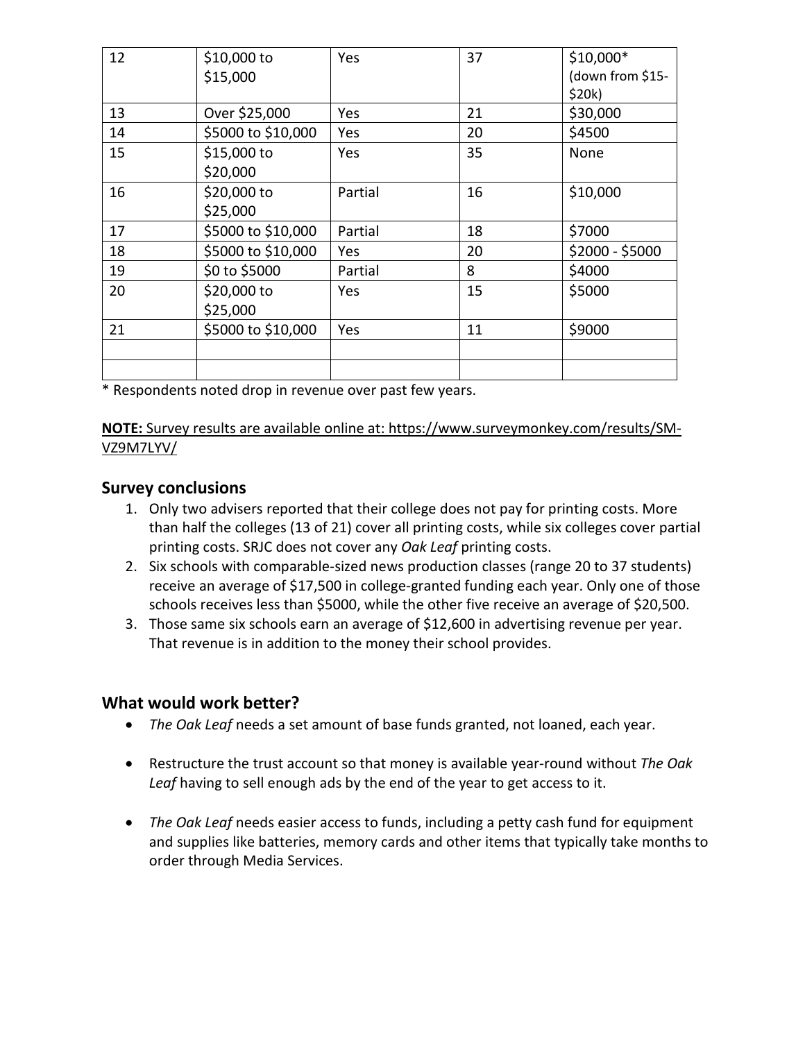| 12 | $10,000 to $15,000 | Yes | 37 | $10,000* (down from $15-$20k) |
|---|---|---|---|---|
| 13 | Over $25,000 | Yes | 21 | $30,000 |
| 14 | $5000 to $10,000 | Yes | 20 | $4500 |
| 15 | $15,000 to $20,000 | Yes | 35 | None |
| 16 | $20,000 to $25,000 | Partial | 16 | $10,000 |
| 17 | $5000 to $10,000 | Partial | 18 | $7000 |
| 18 | $5000 to $10,000 | Yes | 20 | $2000 - $5000 |
| 19 | $0 to $5000 | Partial | 8 | $4000 |
| 20 | $20,000 to $25,000 | Yes | 15 | $5000 |
| 21 | $5000 to $10,000 | Yes | 11 | $9000 |
| | | | | |
| | | | | |

* Respondents noted drop in revenue over past few years.

**NOTE:** Survey results are available online at: https://www.surveymonkey.com/results/SM-VZ9M7LYV/

## Survey conclusions

1. Only two advisers reported that their college does not pay for printing costs. More than half the colleges (13 of 21) cover all printing costs, while six colleges cover partial printing costs. SRJC does not cover any *Oak Leaf* printing costs.
2. Six schools with comparable-sized news production classes (range 20 to 37 students) receive an average of $17,500 in college-granted funding each year. Only one of those schools receives less than $5000, while the other five receive an average of $20,500.
3. Those same six schools earn an average of $12,600 in advertising revenue per year. That revenue is in addition to the money their school provides.

## What would work better?

- *The Oak Leaf* needs a set amount of base funds granted, not loaned, each year.
- Restructure the trust account so that money is available year-round without *The Oak Leaf* having to sell enough ads by the end of the year to get access to it.
- *The Oak Leaf* needs easier access to funds, including a petty cash fund for equipment and supplies like batteries, memory cards and other items that typically take months to order through Media Services.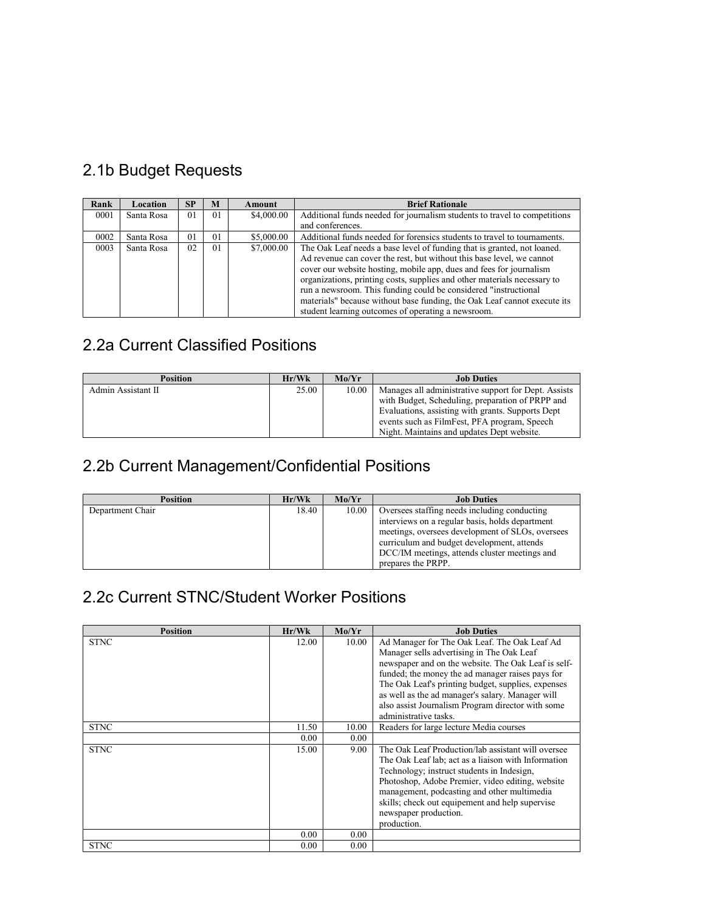## 2.1b Budget Requests

| Rank | Location | SP | M | Amount | Brief Rationale |
|---|---|---|---|---|---|
| 0001 | Santa Rosa | 01 | 01 | $4,000.00 | Additional funds needed for journalism students to travel to competitions and conferences. |
| 0002 | Santa Rosa | 01 | 01 | $5,000.00 | Additional funds needed for forensics students to travel to tournaments. |
| 0003 | Santa Rosa | 02 | 01 | $7,000.00 | The Oak Leaf needs a base level of funding that is granted, not loaned. Ad revenue can cover the rest, but without this base level, we cannot cover our website hosting, mobile app, dues and fees for journalism organizations, printing costs, supplies and other materials necessary to run a newsroom. This funding could be considered "instructional materials" because without base funding, the Oak Leaf cannot execute its student learning outcomes of operating a newsroom. |

## 2.2a Current Classified Positions

| Position | Hr/Wk | Mo/Yr | Job Duties |
|---|---|---|---|
| Admin Assistant II | 25.00 | 10.00 | Manages all administrative support for Dept. Assists with Budget, Scheduling, preparation of PRPP and Evaluations, assisting with grants. Supports Dept events such as FilmFest, PFA program, Speech Night. Maintains and updates Dept website. |

## 2.2b Current Management/Confidential Positions

| Position | Hr/Wk | Mo/Yr | Job Duties |
|---|---|---|---|
| Department Chair | 18.40 | 10.00 | Oversees staffing needs including conducting interviews on a regular basis, holds department meetings, oversees development of SLOs, oversees curriculum and budget development, attends DCC/IM meetings, attends cluster meetings and prepares the PRPP. |

## 2.2c Current STNC/Student Worker Positions

| Position | Hr/Wk | Mo/Yr | Job Duties |
|---|---|---|---|
| STNC | 12.00 | 10.00 | Ad Manager for The Oak Leaf. The Oak Leaf Ad Manager sells advertising in The Oak Leaf newspaper and on the website. The Oak Leaf is self-funded; the money the ad manager raises pays for The Oak Leaf's printing budget, supplies, expenses as well as the ad manager's salary. Manager will also assist Journalism Program director with some administrative tasks. |
| STNC | 11.50 | 10.00 | Readers for large lecture Media courses |
| | 0.00 | 0.00 | |
| STNC | 15.00 | 9.00 | The Oak Leaf Production/lab assistant will oversee The Oak Leaf lab; act as a liaison with Information Technology; instruct students in Indesign, Photoshop, Adobe Premier, video editing, website management, podcasting and other multimedia skills; check out equipement and help supervise newspaper production. production. |
| | 0.00 | 0.00 | |
| STNC | 0.00 | 0.00 | |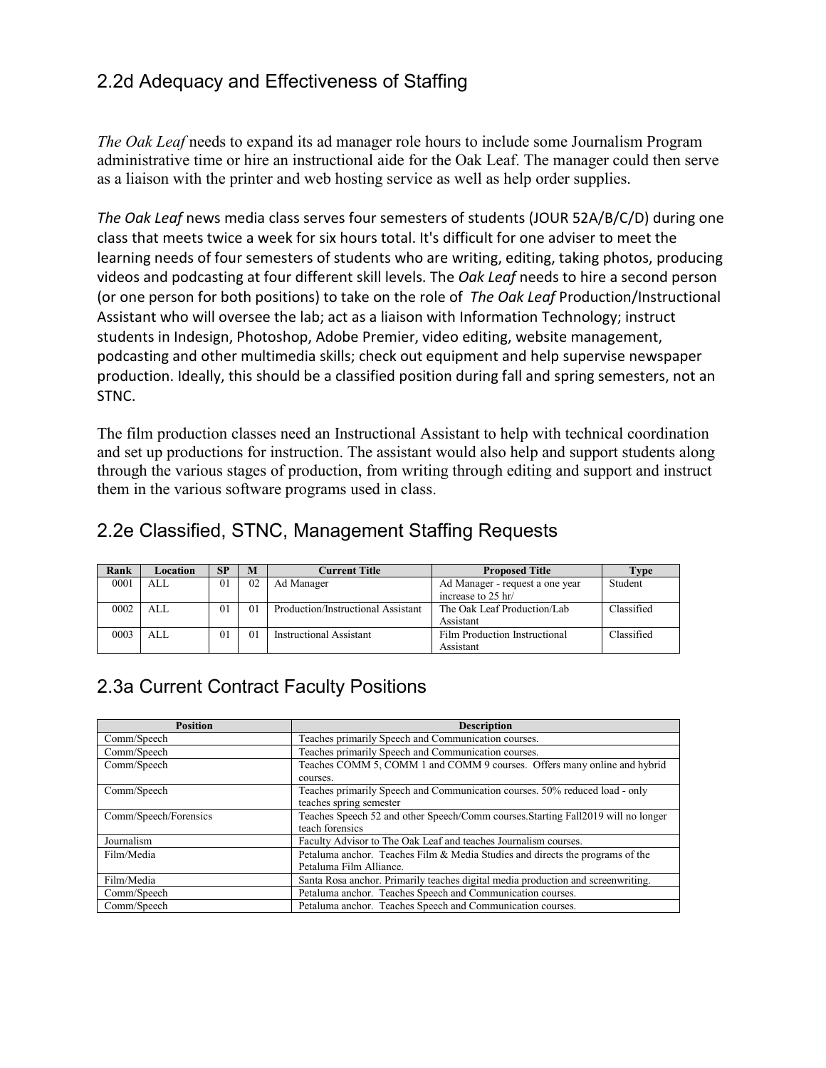## 2.2d Adequacy and Effectiveness of Staffing

*The Oak Leaf* needs to expand its ad manager role hours to include some Journalism Program administrative time or hire an instructional aide for the Oak Leaf. The manager could then serve as a liaison with the printer and web hosting service as well as help order supplies.

*The Oak Leaf* news media class serves four semesters of students (JOUR 52A/B/C/D) during one class that meets twice a week for six hours total. It's difficult for one adviser to meet the learning needs of four semesters of students who are writing, editing, taking photos, producing videos and podcasting at four different skill levels. The *Oak Leaf* needs to hire a second person (or one person for both positions) to take on the role of *The Oak Leaf* Production/Instructional Assistant who will oversee the lab; act as a liaison with Information Technology; instruct students in Indesign, Photoshop, Adobe Premier, video editing, website management, podcasting and other multimedia skills; check out equipment and help supervise newspaper production. Ideally, this should be a classified position during fall and spring semesters, not an STNC.

The film production classes need an Instructional Assistant to help with technical coordination and set up productions for instruction. The assistant would also help and support students along through the various stages of production, from writing through editing and support and instruct them in the various software programs used in class.

## 2.2e Classified, STNC, Management Staffing Requests

| Rank | Location | SP | M | Current Title | Proposed Title | Type |
|---|---|---|---|---|---|---|
| 0001 | ALL | 01 | 02 | Ad Manager | Ad Manager - request a one year increase to 25 hr/ | Student |
| 0002 | ALL | 01 | 01 | Production/Instructional Assistant | The Oak Leaf Production/Lab Assistant | Classified |
| 0003 | ALL | 01 | 01 | Instructional Assistant | Film Production Instructional Assistant | Classified |

## 2.3a Current Contract Faculty Positions

| Position | Description |
|---|---|
| Comm/Speech | Teaches primarily Speech and Communication courses. |
| Comm/Speech | Teaches primarily Speech and Communication courses. |
| Comm/Speech | Teaches COMM 5, COMM 1 and COMM 9 courses. Offers many online and hybrid courses. |
| Comm/Speech | Teaches primarily Speech and Communication courses. 50% reduced load - only teaches spring semester |
| Comm/Speech/Forensics | Teaches Speech 52 and other Speech/Comm courses.Starting Fall2019 will no longer teach forensics |
| Journalism | Faculty Advisor to The Oak Leaf and teaches Journalism courses. |
| Film/Media | Petaluma anchor. Teaches Film & Media Studies and directs the programs of the Petaluma Film Alliance. |
| Film/Media | Santa Rosa anchor. Primarily teaches digital media production and screenwriting. |
| Comm/Speech | Petaluma anchor. Teaches Speech and Communication courses. |
| Comm/Speech | Petaluma anchor. Teaches Speech and Communication courses. |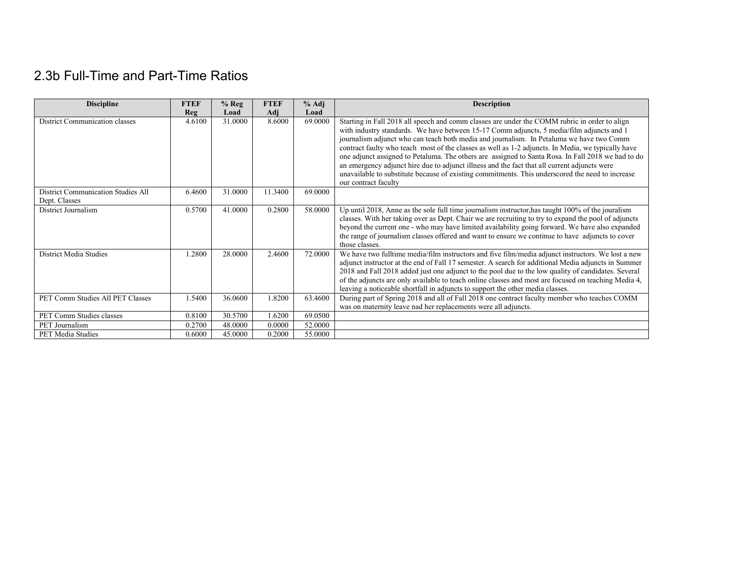## 2.3b Full-Time and Part-Time Ratios

| Discipline | FTEF Reg | % Reg Load | FTEF Adj | % Adj Load | Description |
|---|---|---|---|---|---|
| District Communication classes | 4.6100 | 31.0000 | 8.6000 | 69.0000 | Starting in Fall 2018 all speech and comm classes are under the COMM rubric in order to align with industry standards. We have between 15-17 Comm adjuncts, 5 media/film adjuncts and 1 journalism adjunct who can teach both media and journalism. In Petaluma we have two Comm contract faulty who teach most of the classes as well as 1-2 adjuncts. In Media, we typically have one adjunct assigned to Petaluma. The others are assigned to Santa Rosa. In Fall 2018 we had to do an emergency adjunct hire due to adjunct illness and the fact that all current adjuncts were unavailable to substitute because of existing commitments. This underscored the need to increase our contract faculty |
| District Communication Studies All Dept. Classes | 6.4600 | 31.0000 | 11.3400 | 69.0000 | |
| District Journalism | 0.5700 | 41.0000 | 0.2800 | 58.0000 | Up until 2018, Anne as the sole full time journalism instructor,has taught 100% of the jouralism classes. With her taking over as Dept. Chair we are recruiting to try to expand the pool of adjuncts beyond the current one - who may have limited availability going forward. We have also expanded the range of journalism classes offered and want to ensure we continue to have adjuncts to cover those classes. |
| District Media Studies | 1.2800 | 28.0000 | 2.4600 | 72.0000 | We have two fulltime media/film instructors and five film/media adjunct instructors. We lost a new adjunct instructor at the end of Fall 17 semester. A search for additional Media adjuncts in Summer 2018 and Fall 2018 added just one adjunct to the pool due to the low quality of candidates. Several of the adjuncts are only available to teach online classes and most are focused on teaching Media 4, leaving a noticeable shortfall in adjuncts to support the other media classes. |
| PET Comm Studies All PET Classes | 1.5400 | 36.0600 | 1.8200 | 63.4600 | During part of Spring 2018 and all of Fall 2018 one contract faculty member who teaches COMM was on maternity leave nad her replacements were all adjuncts. |
| PET Comm Studies classes | 0.8100 | 30.5700 | 1.6200 | 69.0500 | |
| PET Journalism | 0.2700 | 48.0000 | 0.0000 | 52.0000 | |
| PET Media Studies | 0.6000 | 45.0000 | 0.2000 | 55.0000 | |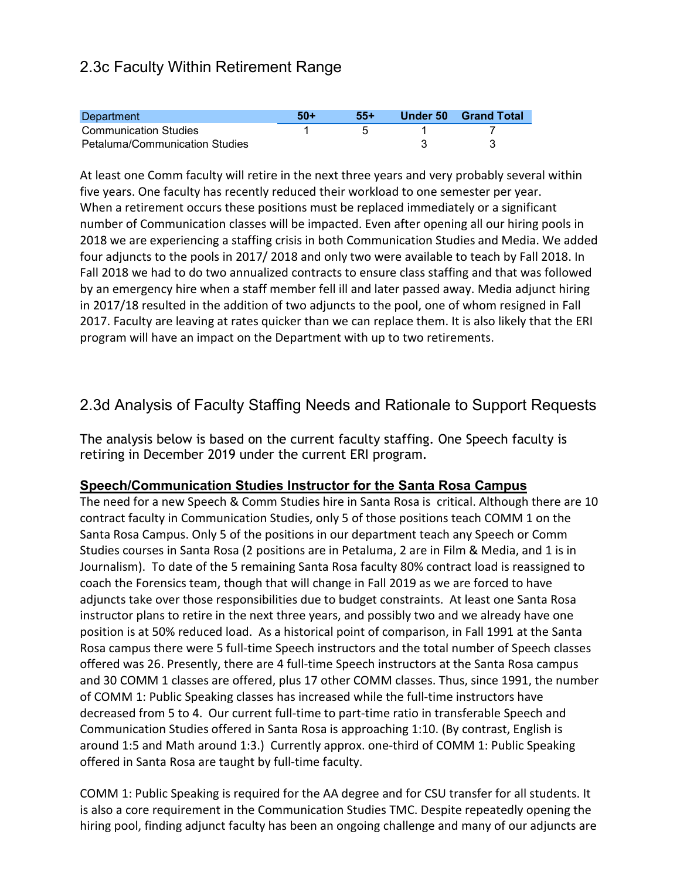## 2.3c Faculty Within Retirement Range

| Department | 50+ | 55+ | Under 50 | Grand Total |
|---|---|---|---|---|
| Communication Studies | 1 | 5 | 1 | 7 |
| Petaluma/Communication Studies | | | 3 | 3 |

At least one Comm faculty will retire in the next three years and very probably several within five years. One faculty has recently reduced their workload to one semester per year. When a retirement occurs these positions must be replaced immediately or a significant number of Communication classes will be impacted. Even after opening all our hiring pools in 2018 we are experiencing a staffing crisis in both Communication Studies and Media. We added four adjuncts to the pools in 2017/ 2018 and only two were available to teach by Fall 2018. In Fall 2018 we had to do two annualized contracts to ensure class staffing and that was followed by an emergency hire when a staff member fell ill and later passed away. Media adjunct hiring in 2017/18 resulted in the addition of two adjuncts to the pool, one of whom resigned in Fall 2017. Faculty are leaving at rates quicker than we can replace them. It is also likely that the ERI program will have an impact on the Department with up to two retirements.

## 2.3d Analysis of Faculty Staffing Needs and Rationale to Support Requests

The analysis below is based on the current faculty staffing. One Speech faculty is retiring in December 2019 under the current ERI program.

**Speech/Communication Studies Instructor for the Santa Rosa Campus**

The need for a new Speech & Comm Studies hire in Santa Rosa is critical. Although there are 10 contract faculty in Communication Studies, only 5 of those positions teach COMM 1 on the Santa Rosa Campus. Only 5 of the positions in our department teach any Speech or Comm Studies courses in Santa Rosa (2 positions are in Petaluma, 2 are in Film & Media, and 1 is in Journalism). To date of the 5 remaining Santa Rosa faculty 80% contract load is reassigned to coach the Forensics team, though that will change in Fall 2019 as we are forced to have adjuncts take over those responsibilities due to budget constraints. At least one Santa Rosa instructor plans to retire in the next three years, and possibly two and we already have one position is at 50% reduced load. As a historical point of comparison, in Fall 1991 at the Santa Rosa campus there were 5 full-time Speech instructors and the total number of Speech classes offered was 26. Presently, there are 4 full-time Speech instructors at the Santa Rosa campus and 30 COMM 1 classes are offered, plus 17 other COMM classes. Thus, since 1991, the number of COMM 1: Public Speaking classes has increased while the full-time instructors have decreased from 5 to 4. Our current full-time to part-time ratio in transferable Speech and Communication Studies offered in Santa Rosa is approaching 1:10. (By contrast, English is around 1:5 and Math around 1:3.) Currently approx. one-third of COMM 1: Public Speaking offered in Santa Rosa are taught by full-time faculty.

COMM 1: Public Speaking is required for the AA degree and for CSU transfer for all students. It is also a core requirement in the Communication Studies TMC. Despite repeatedly opening the hiring pool, finding adjunct faculty has been an ongoing challenge and many of our adjuncts are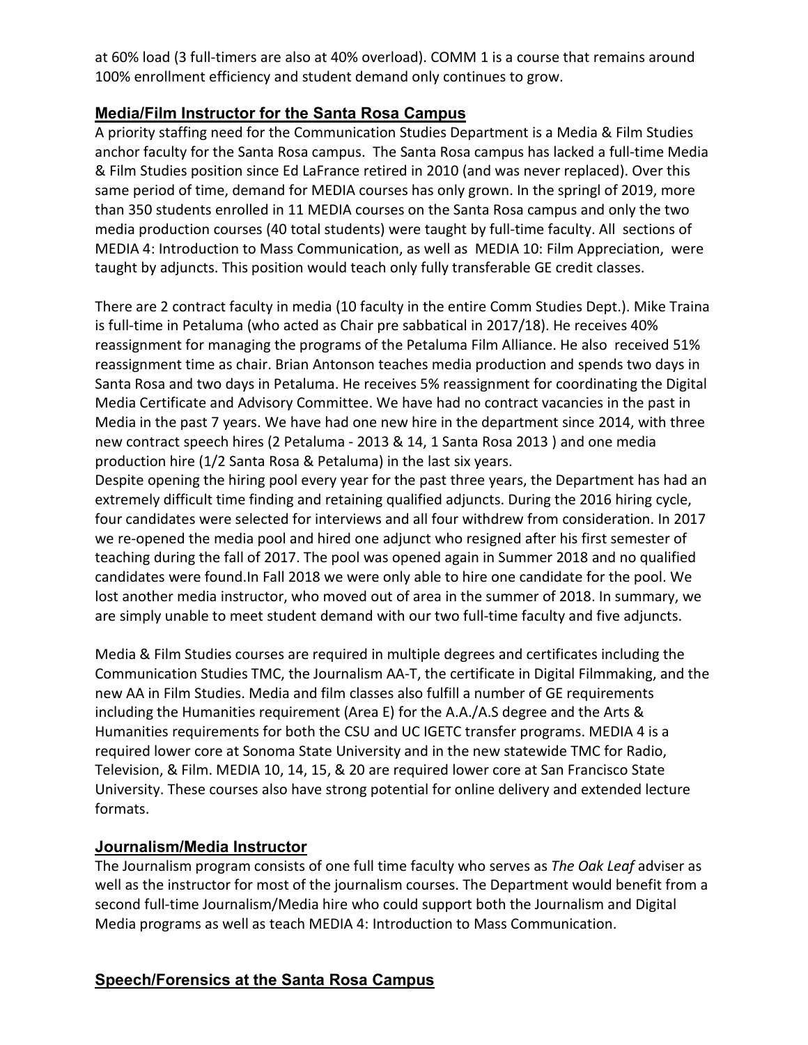at 60% load (3 full-timers are also at 40% overload). COMM 1 is a course that remains around 100% enrollment efficiency and student demand only continues to grow.

### Media/Film Instructor for the Santa Rosa Campus

A priority staffing need for the Communication Studies Department is a Media & Film Studies anchor faculty for the Santa Rosa campus. The Santa Rosa campus has lacked a full-time Media & Film Studies position since Ed LaFrance retired in 2010 (and was never replaced). Over this same period of time, demand for MEDIA courses has only grown. In the springl of 2019, more than 350 students enrolled in 11 MEDIA courses on the Santa Rosa campus and only the two media production courses (40 total students) were taught by full-time faculty. All sections of MEDIA 4: Introduction to Mass Communication, as well as MEDIA 10: Film Appreciation, were taught by adjuncts. This position would teach only fully transferable GE credit classes.

There are 2 contract faculty in media (10 faculty in the entire Comm Studies Dept.). Mike Traina is full-time in Petaluma (who acted as Chair pre sabbatical in 2017/18). He receives 40% reassignment for managing the programs of the Petaluma Film Alliance. He also received 51% reassignment time as chair. Brian Antonson teaches media production and spends two days in Santa Rosa and two days in Petaluma. He receives 5% reassignment for coordinating the Digital Media Certificate and Advisory Committee. We have had no contract vacancies in the past in Media in the past 7 years. We have had one new hire in the department since 2014, with three new contract speech hires (2 Petaluma - 2013 & 14, 1 Santa Rosa 2013 ) and one media production hire (1/2 Santa Rosa & Petaluma) in the last six years.
Despite opening the hiring pool every year for the past three years, the Department has had an extremely difficult time finding and retaining qualified adjuncts. During the 2016 hiring cycle, four candidates were selected for interviews and all four withdrew from consideration. In 2017 we re-opened the media pool and hired one adjunct who resigned after his first semester of teaching during the fall of 2017. The pool was opened again in Summer 2018 and no qualified candidates were found.In Fall 2018 we were only able to hire one candidate for the pool. We lost another media instructor, who moved out of area in the summer of 2018. In summary, we are simply unable to meet student demand with our two full-time faculty and five adjuncts.

Media & Film Studies courses are required in multiple degrees and certificates including the Communication Studies TMC, the Journalism AA-T, the certificate in Digital Filmmaking, and the new AA in Film Studies. Media and film classes also fulfill a number of GE requirements including the Humanities requirement (Area E) for the A.A./A.S degree and the Arts & Humanities requirements for both the CSU and UC IGETC transfer programs. MEDIA 4 is a required lower core at Sonoma State University and in the new statewide TMC for Radio, Television, & Film. MEDIA 10, 14, 15, & 20 are required lower core at San Francisco State University. These courses also have strong potential for online delivery and extended lecture formats.

### Journalism/Media Instructor

The Journalism program consists of one full time faculty who serves as *The Oak Leaf* adviser as well as the instructor for most of the journalism courses. The Department would benefit from a second full-time Journalism/Media hire who could support both the Journalism and Digital Media programs as well as teach MEDIA 4: Introduction to Mass Communication.

### Speech/Forensics at the Santa Rosa Campus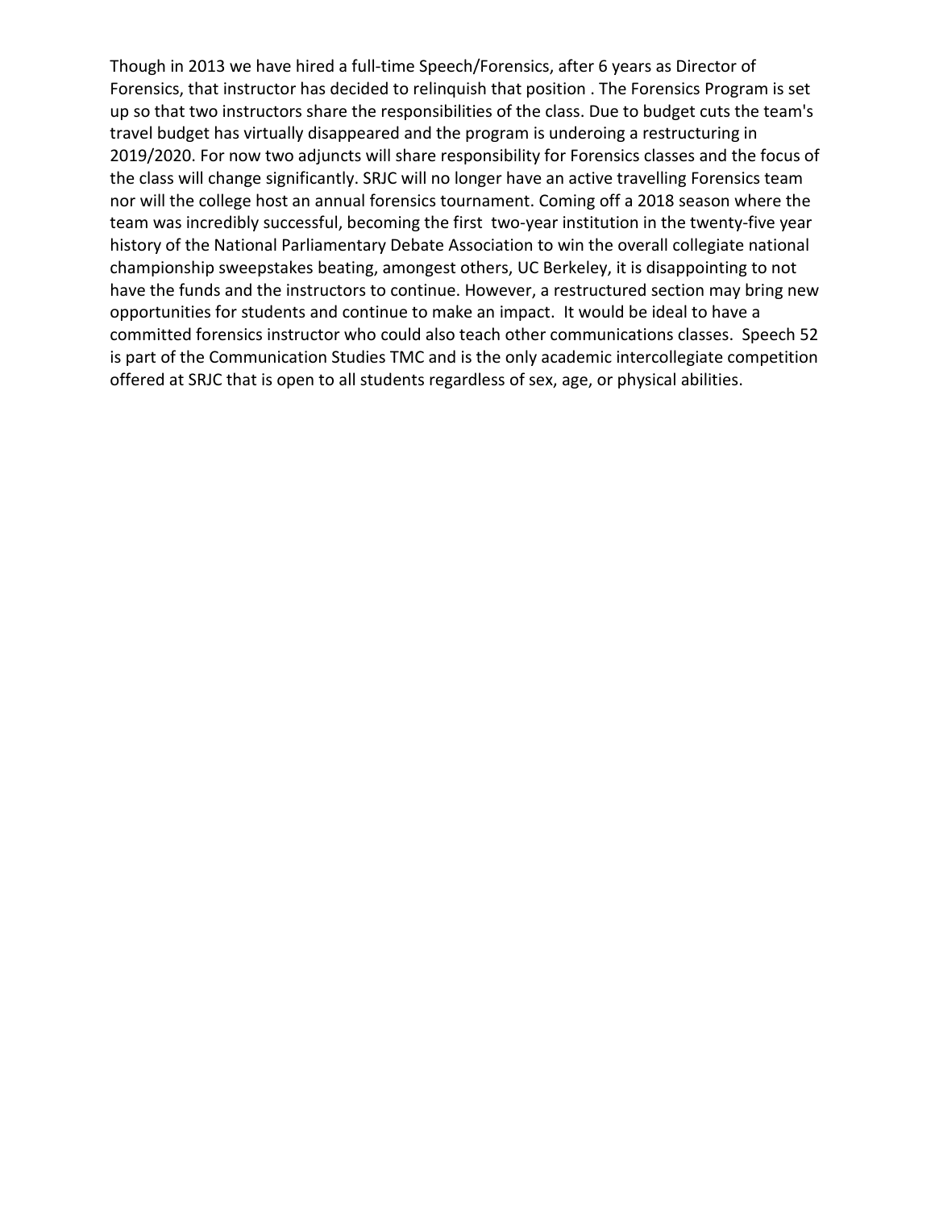Though in 2013 we have hired a full-time Speech/Forensics, after 6 years as Director of Forensics, that instructor has decided to relinquish that position . The Forensics Program is set up so that two instructors share the responsibilities of the class. Due to budget cuts the team's travel budget has virtually disappeared and the program is underoing a restructuring in 2019/2020. For now two adjuncts will share responsibility for Forensics classes and the focus of the class will change significantly. SRJC will no longer have an active travelling Forensics team nor will the college host an annual forensics tournament. Coming off a 2018 season where the team was incredibly successful, becoming the first two-year institution in the twenty-five year history of the National Parliamentary Debate Association to win the overall collegiate national championship sweepstakes beating, amongest others, UC Berkeley, it is disappointing to not have the funds and the instructors to continue. However, a restructured section may bring new opportunities for students and continue to make an impact. It would be ideal to have a committed forensics instructor who could also teach other communications classes. Speech 52 is part of the Communication Studies TMC and is the only academic intercollegiate competition offered at SRJC that is open to all students regardless of sex, age, or physical abilities.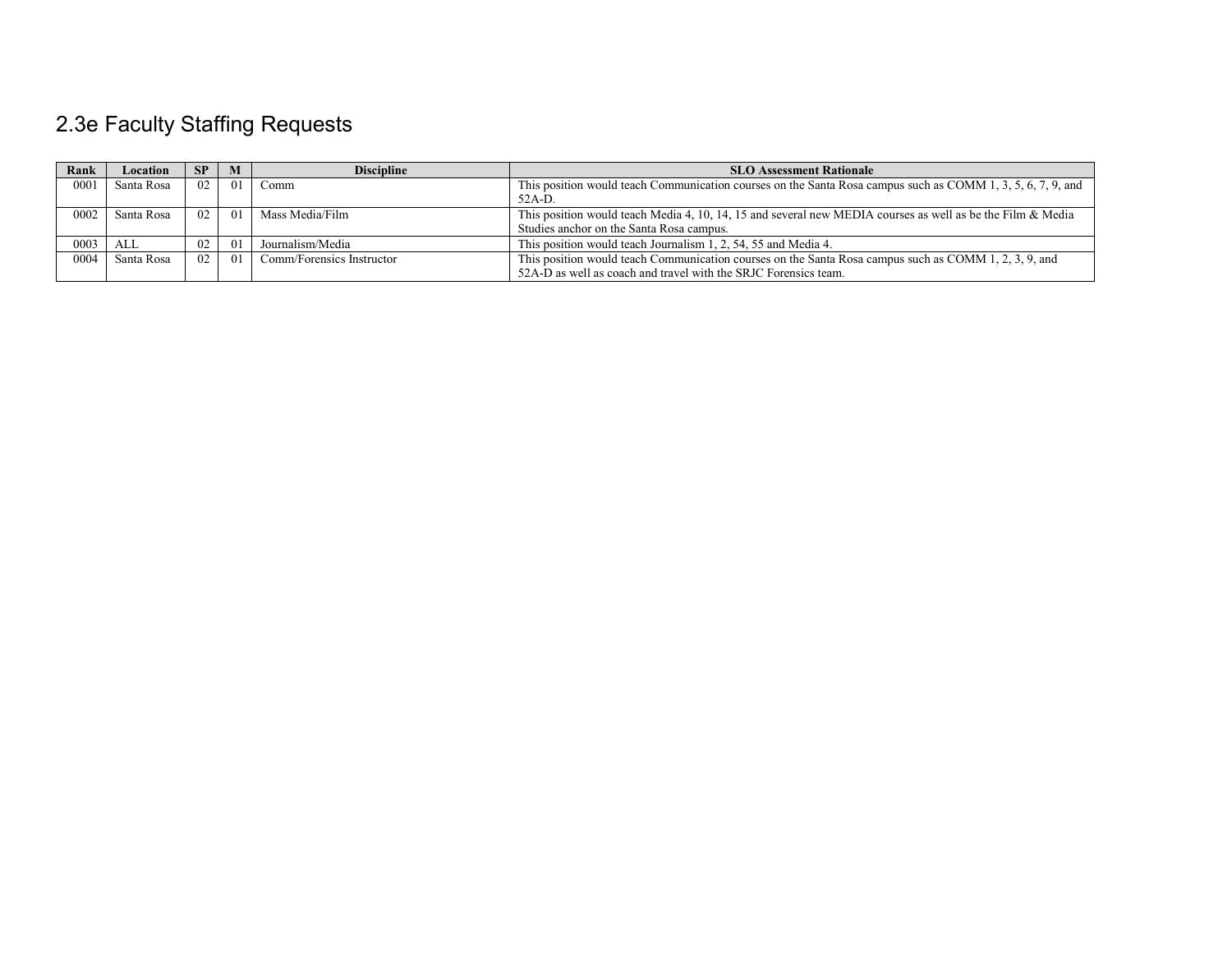## 2.3e Faculty Staffing Requests

| Rank | Location | SP | M | Discipline | SLO Assessment Rationale |
|---|---|---|---|---|---|
| 0001 | Santa Rosa | 02 | 01 | Comm | This position would teach Communication courses on the Santa Rosa campus such as COMM 1, 3, 5, 6, 7, 9, and 52A-D. |
| 0002 | Santa Rosa | 02 | 01 | Mass Media/Film | This position would teach Media 4, 10, 14, 15 and several new MEDIA courses as well as be the Film & Media Studies anchor on the Santa Rosa campus. |
| 0003 | ALL | 02 | 01 | Journalism/Media | This position would teach Journalism 1, 2, 54, 55 and Media 4. |
| 0004 | Santa Rosa | 02 | 01 | Comm/Forensics Instructor | This position would teach Communication courses on the Santa Rosa campus such as COMM 1, 2, 3, 9, and 52A-D as well as coach and travel with the SRJC Forensics team. |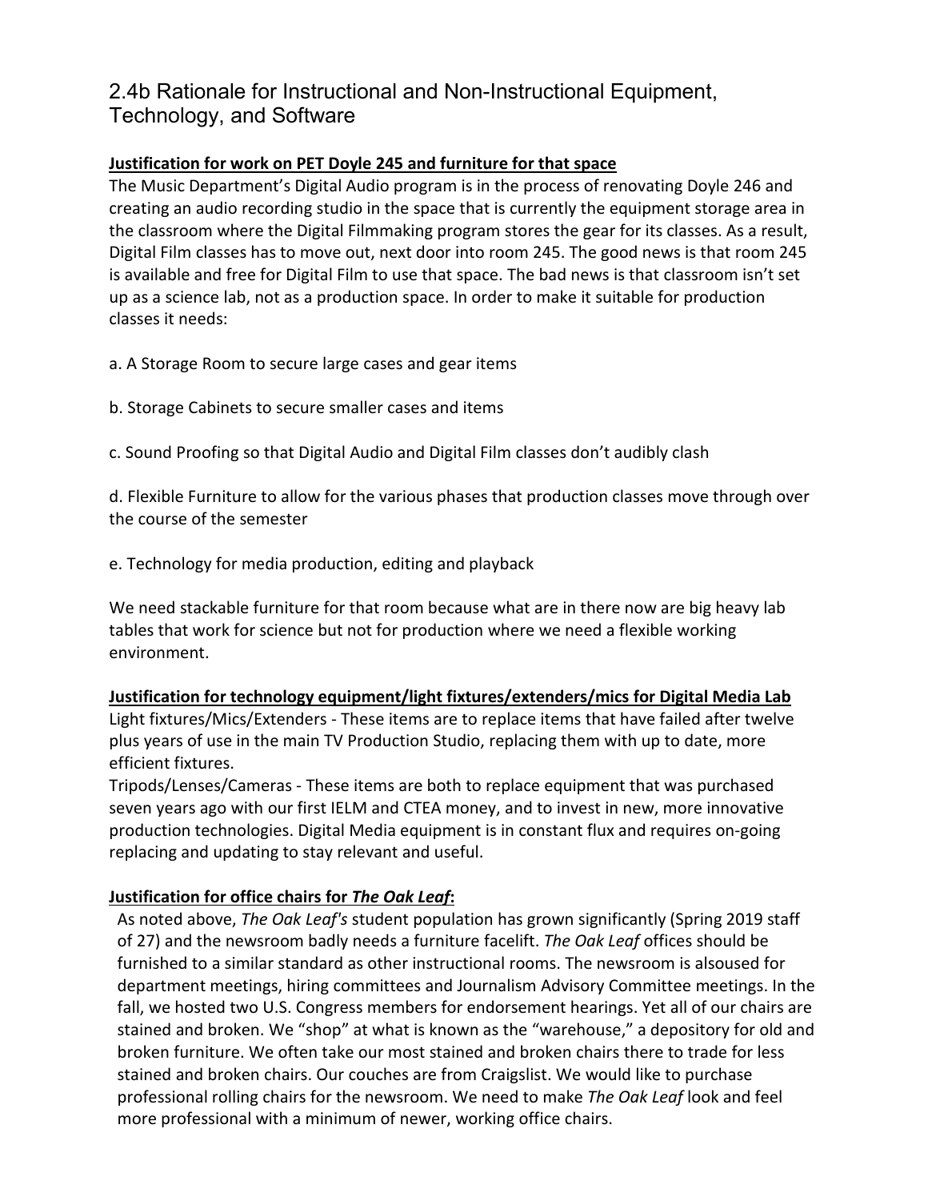## 2.4b Rationale for Instructional and Non-Instructional Equipment, Technology, and Software

**Justification for work on PET Doyle 245 and furniture for that space**

The Music Department's Digital Audio program is in the process of renovating Doyle 246 and creating an audio recording studio in the space that is currently the equipment storage area in the classroom where the Digital Filmmaking program stores the gear for its classes. As a result, Digital Film classes has to move out, next door into room 245. The good news is that room 245 is available and free for Digital Film to use that space. The bad news is that classroom isn't set up as a science lab, not as a production space. In order to make it suitable for production classes it needs:

a. A Storage Room to secure large cases and gear items

b. Storage Cabinets to secure smaller cases and items

c. Sound Proofing so that Digital Audio and Digital Film classes don't audibly clash

d. Flexible Furniture to allow for the various phases that production classes move through over the course of the semester

e. Technology for media production, editing and playback

We need stackable furniture for that room because what are in there now are big heavy lab tables that work for science but not for production where we need a flexible working environment.

**Justification for technology equipment/light fixtures/extenders/mics for Digital Media Lab**

Light fixtures/Mics/Extenders - These items are to replace items that have failed after twelve plus years of use in the main TV Production Studio, replacing them with up to date, more efficient fixtures.

Tripods/Lenses/Cameras - These items are both to replace equipment that was purchased seven years ago with our first IELM and CTEA money, and to invest in new, more innovative production technologies. Digital Media equipment is in constant flux and requires on-going replacing and updating to stay relevant and useful.

**Justification for office chairs for *The Oak Leaf*:**

As noted above, *The Oak Leaf's* student population has grown significantly (Spring 2019 staff of 27) and the newsroom badly needs a furniture facelift. *The Oak Leaf* offices should be furnished to a similar standard as other instructional rooms. The newsroom is alsoused for department meetings, hiring committees and Journalism Advisory Committee meetings. In the fall, we hosted two U.S. Congress members for endorsement hearings. Yet all of our chairs are stained and broken. We "shop" at what is known as the "warehouse," a depository for old and broken furniture. We often take our most stained and broken chairs there to trade for less stained and broken chairs. Our couches are from Craigslist. We would like to purchase professional rolling chairs for the newsroom. We need to make *The Oak Leaf* look and feel more professional with a minimum of newer, working office chairs.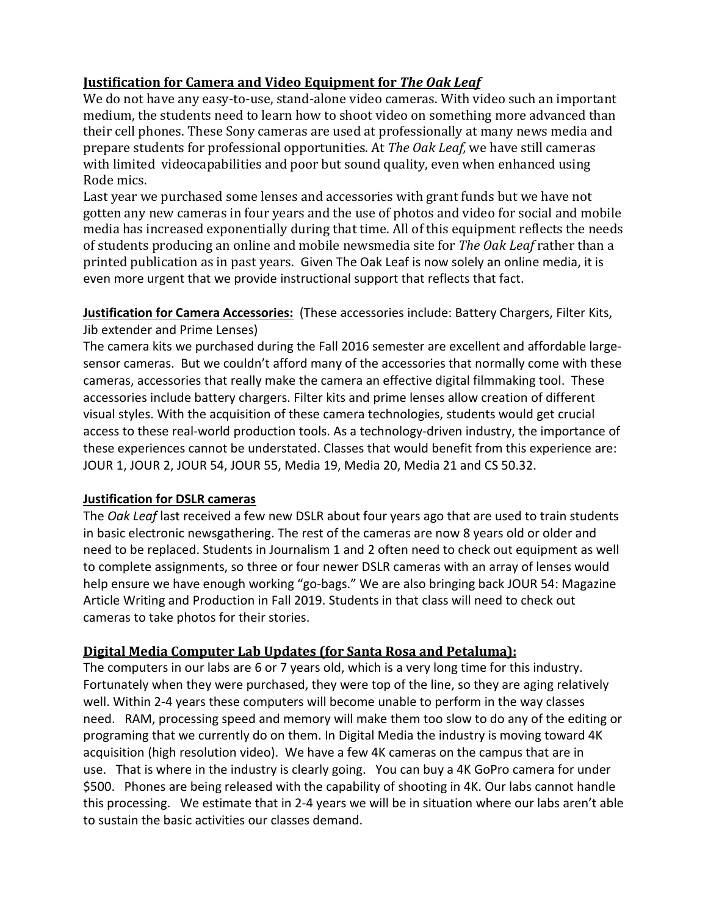## <u>Justification for Camera and Video Equipment for *The Oak Leaf*</u>

We do not have any easy-to-use, stand-alone video cameras. With video such an important medium, the students need to learn how to shoot video on something more advanced than their cell phones. These Sony cameras are used at professionally at many news media and prepare students for professional opportunities. At *The Oak Leaf,* we have still cameras with limited videocapabilities and poor but sound quality, even when enhanced using Rode mics.

Last year we purchased some lenses and accessories with grant funds but we have not gotten any new cameras in four years and the use of photos and video for social and mobile media has increased exponentially during that time. All of this equipment reflects the needs of students producing an online and mobile newsmedia site for *The Oak Leaf* rather than a printed publication as in past years. Given The Oak Leaf is now solely an online media, it is even more urgent that we provide instructional support that reflects that fact.

**<u>Justification for Camera Accessories:</u>** (These accessories include: Battery Chargers, Filter Kits, Jib extender and Prime Lenses)

The camera kits we purchased during the Fall 2016 semester are excellent and affordable large-sensor cameras. But we couldn't afford many of the accessories that normally come with these cameras, accessories that really make the camera an effective digital filmmaking tool. These accessories include battery chargers. Filter kits and prime lenses allow creation of different visual styles. With the acquisition of these camera technologies, students would get crucial access to these real-world production tools. As a technology-driven industry, the importance of these experiences cannot be understated. Classes that would benefit from this experience are: JOUR 1, JOUR 2, JOUR 54, JOUR 55, Media 19, Media 20, Media 21 and CS 50.32.

**<u>Justification for DSLR cameras</u>**

The *Oak Leaf* last received a few new DSLR about four years ago that are used to train students in basic electronic newsgathering. The rest of the cameras are now 8 years old or older and need to be replaced. Students in Journalism 1 and 2 often need to check out equipment as well to complete assignments, so three or four newer DSLR cameras with an array of lenses would help ensure we have enough working "go-bags." We are also bringing back JOUR 54: Magazine Article Writing and Production in Fall 2019. Students in that class will need to check out cameras to take photos for their stories.

## <u>Digital Media Computer Lab Updates (for Santa Rosa and Petaluma):</u>

The computers in our labs are 6 or 7 years old, which is a very long time for this industry. Fortunately when they were purchased, they were top of the line, so they are aging relatively well. Within 2-4 years these computers will become unable to perform in the way classes need. RAM, processing speed and memory will make them too slow to do any of the editing or programing that we currently do on them. In Digital Media the industry is moving toward 4K acquisition (high resolution video). We have a few 4K cameras on the campus that are in use. That is where in the industry is clearly going. You can buy a 4K GoPro camera for under $500. Phones are being released with the capability of shooting in 4K. Our labs cannot handle this processing. We estimate that in 2-4 years we will be in situation where our labs aren't able to sustain the basic activities our classes demand.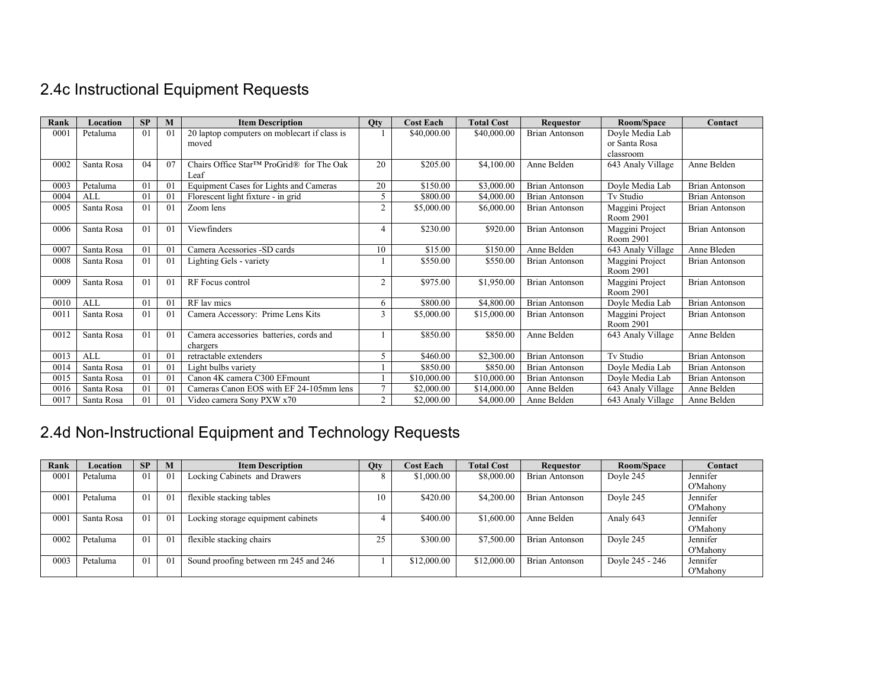## 2.4c Instructional Equipment Requests

| Rank | Location | SP | M | Item Description | Qty | Cost Each | Total Cost | Requestor | Room/Space | Contact |
|---|---|---|---|---|---|---|---|---|---|---|
| 0001 | Petaluma | 01 | 01 | 20 laptop computers on moblecart if class is moved | 1 | $40,000.00 | $40,000.00 | Brian Antonson | Doyle Media Lab or Santa Rosa classroom | |
| 0002 | Santa Rosa | 04 | 07 | Chairs Office Star™ ProGrid® for The Oak Leaf | 20 | $205.00 | $4,100.00 | Anne Belden | 643 Analy Village | Anne Belden |
| 0003 | Petaluma | 01 | 01 | Equipment Cases for Lights and Cameras | 20 | $150.00 | $3,000.00 | Brian Antonson | Doyle Media Lab | Brian Antonson |
| 0004 | ALL | 01 | 01 | Florescent light fixture - in grid | 5 | $800.00 | $4,000.00 | Brian Antonson | Tv Studio | Brian Antonson |
| 0005 | Santa Rosa | 01 | 01 | Zoom lens | 2 | $5,000.00 | $6,000.00 | Brian Antonson | Maggini Project Room 2901 | Brian Antonson |
| 0006 | Santa Rosa | 01 | 01 | Viewfinders | 4 | $230.00 | $920.00 | Brian Antonson | Maggini Project Room 2901 | Brian Antonson |
| 0007 | Santa Rosa | 01 | 01 | Camera Accessories -SD cards | 10 | $15.00 | $150.00 | Anne Belden | 643 Analy Village | Anne Bleden |
| 0008 | Santa Rosa | 01 | 01 | Lighting Gels - variety | 1 | $550.00 | $550.00 | Brian Antonson | Maggini Project Room 2901 | Brian Antonson |
| 0009 | Santa Rosa | 01 | 01 | RF Focus control | 2 | $975.00 | $1,950.00 | Brian Antonson | Maggini Project Room 2901 | Brian Antonson |
| 0010 | ALL | 01 | 01 | RF lav mics | 6 | $800.00 | $4,800.00 | Brian Antonson | Doyle Media Lab | Brian Antonson |
| 0011 | Santa Rosa | 01 | 01 | Camera Accessory: Prime Lens Kits | 3 | $5,000.00 | $15,000.00 | Brian Antonson | Maggini Project Room 2901 | Brian Antonson |
| 0012 | Santa Rosa | 01 | 01 | Camera accessories batteries, cords and chargers | 1 | $850.00 | $850.00 | Anne Belden | 643 Analy Village | Anne Belden |
| 0013 | ALL | 01 | 01 | retractable extenders | 5 | $460.00 | $2,300.00 | Brian Antonson | Tv Studio | Brian Antonson |
| 0014 | Santa Rosa | 01 | 01 | Light bulbs variety | 1 | $850.00 | $850.00 | Brian Antonson | Doyle Media Lab | Brian Antonson |
| 0015 | Santa Rosa | 01 | 01 | Canon 4K camera C300 EFmount | 1 | $10,000.00 | $10,000.00 | Brian Antonson | Doyle Media Lab | Brian Antonson |
| 0016 | Santa Rosa | 01 | 01 | Cameras Canon EOS with EF 24-105mm lens | 7 | $2,000.00 | $14,000.00 | Anne Belden | 643 Analy Village | Anne Belden |
| 0017 | Santa Rosa | 01 | 01 | Video camera Sony PXW x70 | 2 | $2,000.00 | $4,000.00 | Anne Belden | 643 Analy Village | Anne Belden |

## 2.4d Non-Instructional Equipment and Technology Requests

| Rank | Location | SP | M | Item Description | Qty | Cost Each | Total Cost | Requestor | Room/Space | Contact |
|---|---|---|---|---|---|---|---|---|---|---|
| 0001 | Petaluma | 01 | 01 | Locking Cabinets and Drawers | 8 | $1,000.00 | $8,000.00 | Brian Antonson | Doyle 245 | Jennifer O'Mahony |
| 0001 | Petaluma | 01 | 01 | flexible stacking tables | 10 | $420.00 | $4,200.00 | Brian Antonson | Doyle 245 | Jennifer O'Mahony |
| 0001 | Santa Rosa | 01 | 01 | Locking storage equipment cabinets | 4 | $400.00 | $1,600.00 | Anne Belden | Analy 643 | Jennifer O'Mahony |
| 0002 | Petaluma | 01 | 01 | flexible stacking chairs | 25 | $300.00 | $7,500.00 | Brian Antonson | Doyle 245 | Jennifer O'Mahony |
| 0003 | Petaluma | 01 | 01 | Sound proofing between rm 245 and 246 | 1 | $12,000.00 | $12,000.00 | Brian Antonson | Doyle 245 - 246 | Jennifer O'Mahony |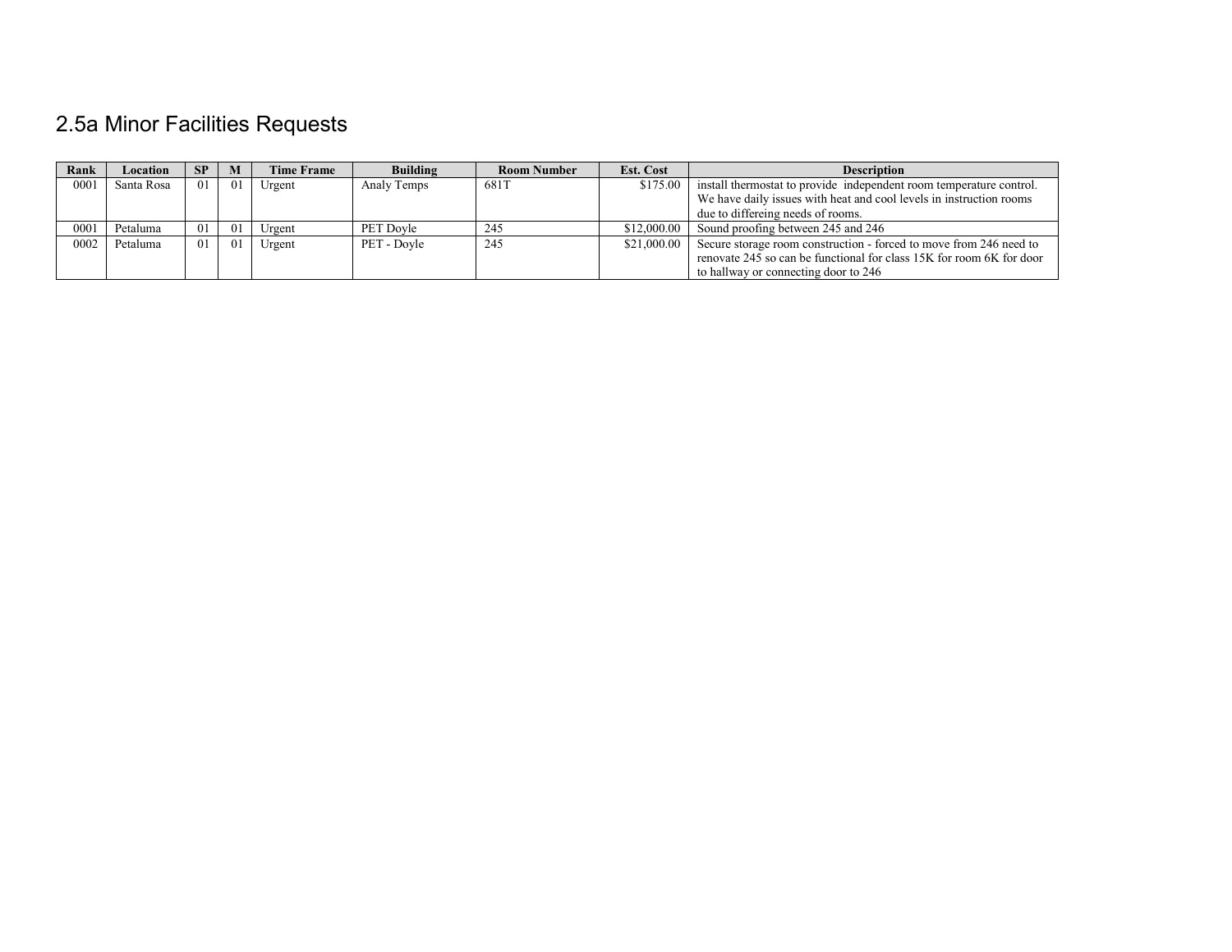## 2.5a Minor Facilities Requests

| Rank | Location | SP | M | Time Frame | Building | Room Number | Est. Cost | Description |
|---|---|---|---|---|---|---|---|---|
| 0001 | Santa Rosa | 01 | 01 | Urgent | Analy Temps | 681T | $175.00 | install thermostat to provide independent room temperature control. We have daily issues with heat and cool levels in instruction rooms due to differeing needs of rooms. |
| 0001 | Petaluma | 01 | 01 | Urgent | PET Doyle | 245 | $12,000.00 | Sound proofing between 245 and 246 |
| 0002 | Petaluma | 01 | 01 | Urgent | PET - Doyle | 245 | $21,000.00 | Secure storage room construction - forced to move from 246 need to renovate 245 so can be functional for class 15K for room 6K for door to hallway or connecting door to 246 |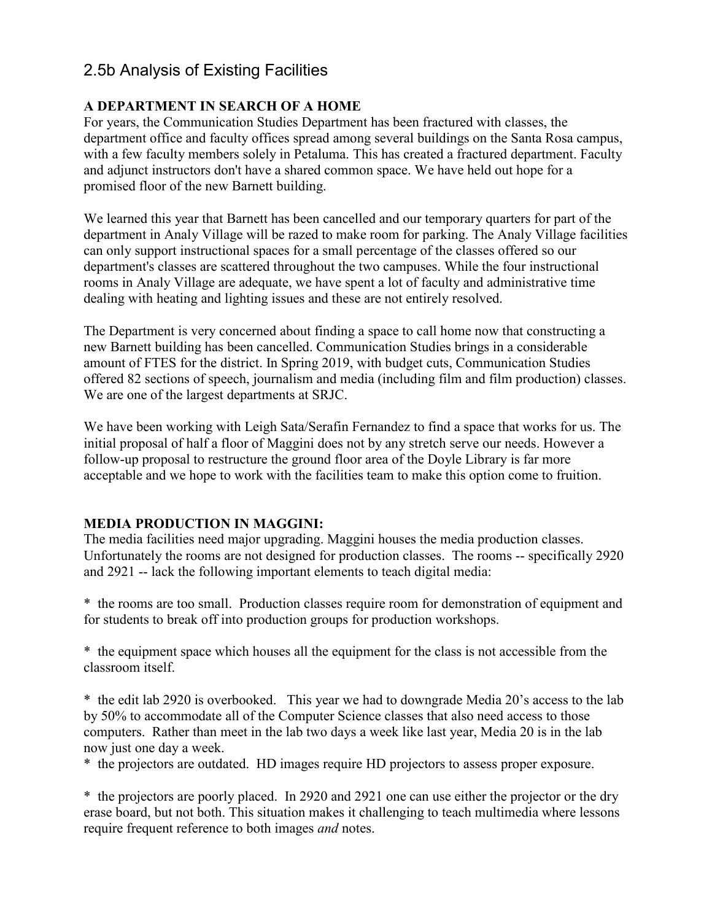## 2.5b Analysis of Existing Facilities

**A DEPARTMENT IN SEARCH OF A HOME**

For years, the Communication Studies Department has been fractured with classes, the department office and faculty offices spread among several buildings on the Santa Rosa campus, with a few faculty members solely in Petaluma. This has created a fractured department. Faculty and adjunct instructors don't have a shared common space. We have held out hope for a promised floor of the new Barnett building.

We learned this year that Barnett has been cancelled and our temporary quarters for part of the department in Analy Village will be razed to make room for parking. The Analy Village facilities can only support instructional spaces for a small percentage of the classes offered so our department's classes are scattered throughout the two campuses. While the four instructional rooms in Analy Village are adequate, we have spent a lot of faculty and administrative time dealing with heating and lighting issues and these are not entirely resolved.

The Department is very concerned about finding a space to call home now that constructing a new Barnett building has been cancelled. Communication Studies brings in a considerable amount of FTES for the district. In Spring 2019, with budget cuts, Communication Studies offered 82 sections of speech, journalism and media (including film and film production) classes. We are one of the largest departments at SRJC.

We have been working with Leigh Sata/Serafin Fernandez to find a space that works for us. The initial proposal of half a floor of Maggini does not by any stretch serve our needs. However a follow-up proposal to restructure the ground floor area of the Doyle Library is far more acceptable and we hope to work with the facilities team to make this option come to fruition.

**MEDIA PRODUCTION IN MAGGINI:**

The media facilities need major upgrading. Maggini houses the media production classes. Unfortunately the rooms are not designed for production classes. The rooms -- specifically 2920 and 2921 -- lack the following important elements to teach digital media:

* the rooms are too small. Production classes require room for demonstration of equipment and for students to break off into production groups for production workshops.

* the equipment space which houses all the equipment for the class is not accessible from the classroom itself.

* the edit lab 2920 is overbooked. This year we had to downgrade Media 20's access to the lab by 50% to accommodate all of the Computer Science classes that also need access to those computers. Rather than meet in the lab two days a week like last year, Media 20 is in the lab now just one day a week.

* the projectors are outdated. HD images require HD projectors to assess proper exposure.

* the projectors are poorly placed. In 2920 and 2921 one can use either the projector or the dry erase board, but not both. This situation makes it challenging to teach multimedia where lessons require frequent reference to both images *and* notes.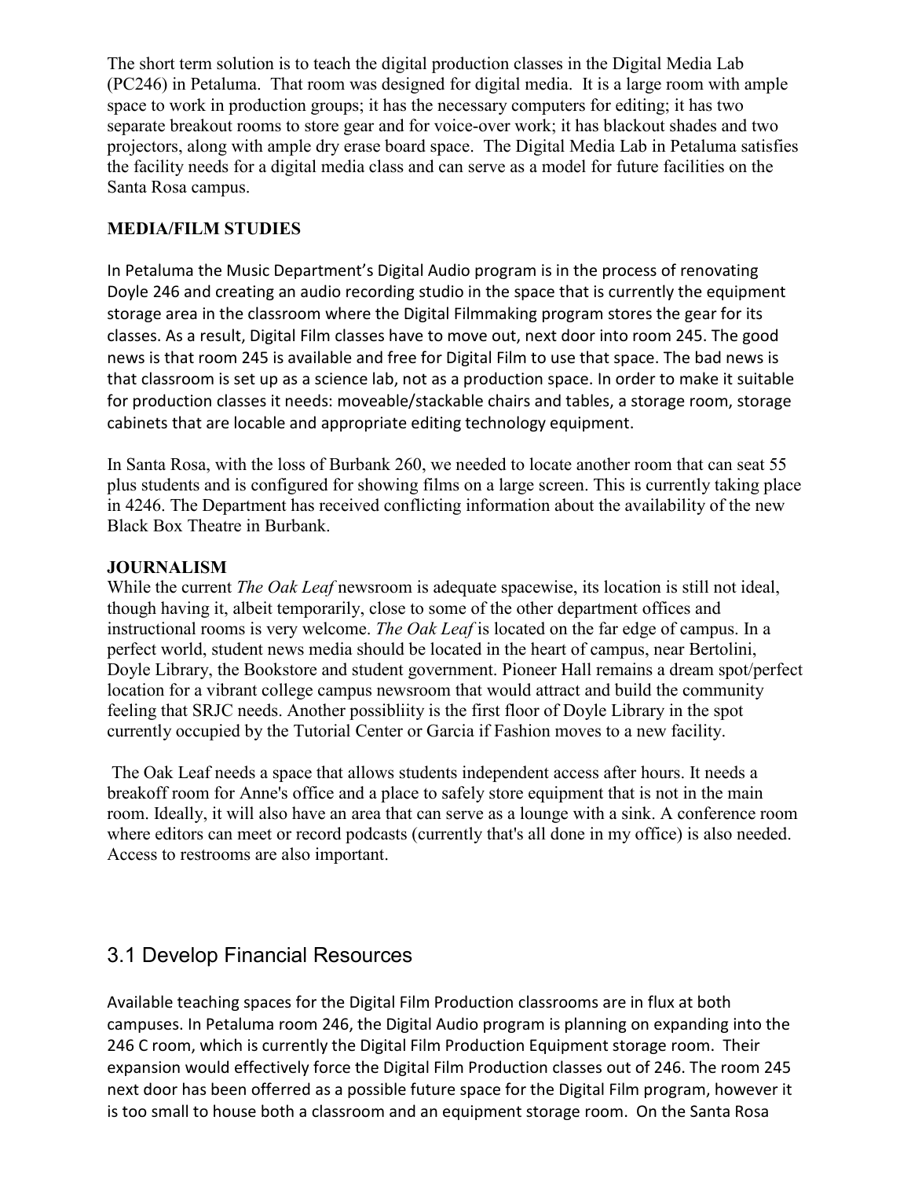The short term solution is to teach the digital production classes in the Digital Media Lab (PC246) in Petaluma. That room was designed for digital media. It is a large room with ample space to work in production groups; it has the necessary computers for editing; it has two separate breakout rooms to store gear and for voice-over work; it has blackout shades and two projectors, along with ample dry erase board space. The Digital Media Lab in Petaluma satisfies the facility needs for a digital media class and can serve as a model for future facilities on the Santa Rosa campus.

**MEDIA/FILM STUDIES**

In Petaluma the Music Department's Digital Audio program is in the process of renovating Doyle 246 and creating an audio recording studio in the space that is currently the equipment storage area in the classroom where the Digital Filmmaking program stores the gear for its classes. As a result, Digital Film classes have to move out, next door into room 245. The good news is that room 245 is available and free for Digital Film to use that space. The bad news is that classroom is set up as a science lab, not as a production space. In order to make it suitable for production classes it needs: moveable/stackable chairs and tables, a storage room, storage cabinets that are locable and appropriate editing technology equipment.

In Santa Rosa, with the loss of Burbank 260, we needed to locate another room that can seat 55 plus students and is configured for showing films on a large screen. This is currently taking place in 4246. The Department has received conflicting information about the availability of the new Black Box Theatre in Burbank.

**JOURNALISM**

While the current *The Oak Leaf* newsroom is adequate spacewise, its location is still not ideal, though having it, albeit temporarily, close to some of the other department offices and instructional rooms is very welcome. *The Oak Leaf* is located on the far edge of campus. In a perfect world, student news media should be located in the heart of campus, near Bertolini, Doyle Library, the Bookstore and student government. Pioneer Hall remains a dream spot/perfect location for a vibrant college campus newsroom that would attract and build the community feeling that SRJC needs. Another possibliity is the first floor of Doyle Library in the spot currently occupied by the Tutorial Center or Garcia if Fashion moves to a new facility.

The Oak Leaf needs a space that allows students independent access after hours. It needs a breakoff room for Anne's office and a place to safely store equipment that is not in the main room. Ideally, it will also have an area that can serve as a lounge with a sink. A conference room where editors can meet or record podcasts (currently that's all done in my office) is also needed. Access to restrooms are also important.

## 3.1 Develop Financial Resources

Available teaching spaces for the Digital Film Production classrooms are in flux at both campuses. In Petaluma room 246, the Digital Audio program is planning on expanding into the 246 C room, which is currently the Digital Film Production Equipment storage room. Their expansion would effectively force the Digital Film Production classes out of 246. The room 245 next door has been offerred as a possible future space for the Digital Film program, however it is too small to house both a classroom and an equipment storage room. On the Santa Rosa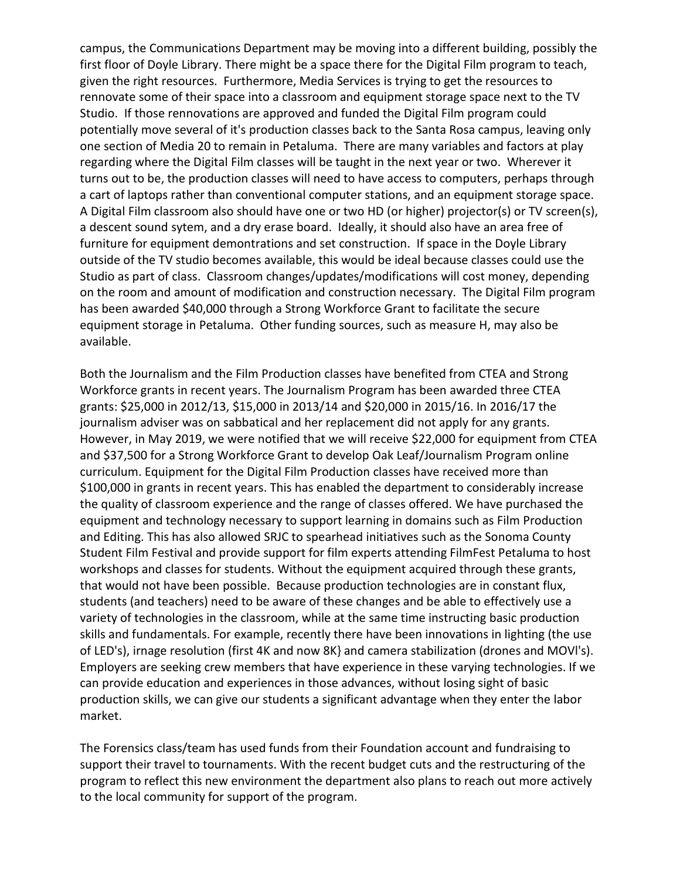campus, the Communications Department may be moving into a different building, possibly the first floor of Doyle Library. There might be a space there for the Digital Film program to teach, given the right resources. Furthermore, Media Services is trying to get the resources to rennovate some of their space into a classroom and equipment storage space next to the TV Studio. If those rennovations are approved and funded the Digital Film program could potentially move several of it's production classes back to the Santa Rosa campus, leaving only one section of Media 20 to remain in Petaluma. There are many variables and factors at play regarding where the Digital Film classes will be taught in the next year or two. Wherever it turns out to be, the production classes will need to have access to computers, perhaps through a cart of laptops rather than conventional computer stations, and an equipment storage space. A Digital Film classroom also should have one or two HD (or higher) projector(s) or TV screen(s), a descent sound sytem, and a dry erase board. Ideally, it should also have an area free of furniture for equipment demontrations and set construction. If space in the Doyle Library outside of the TV studio becomes available, this would be ideal because classes could use the Studio as part of class. Classroom changes/updates/modifications will cost money, depending on the room and amount of modification and construction necessary. The Digital Film program has been awarded $40,000 through a Strong Workforce Grant to facilitate the secure equipment storage in Petaluma. Other funding sources, such as measure H, may also be available.

Both the Journalism and the Film Production classes have benefited from CTEA and Strong Workforce grants in recent years. The Journalism Program has been awarded three CTEA grants: $25,000 in 2012/13, $15,000 in 2013/14 and $20,000 in 2015/16. In 2016/17 the journalism adviser was on sabbatical and her replacement did not apply for any grants. However, in May 2019, we were notified that we will receive $22,000 for equipment from CTEA and $37,500 for a Strong Workforce Grant to develop Oak Leaf/Journalism Program online curriculum. Equipment for the Digital Film Production classes have received more than $100,000 in grants in recent years. This has enabled the department to considerably increase the quality of classroom experience and the range of classes offered. We have purchased the equipment and technology necessary to support learning in domains such as Film Production and Editing. This has also allowed SRJC to spearhead initiatives such as the Sonoma County Student Film Festival and provide support for film experts attending FilmFest Petaluma to host workshops and classes for students. Without the equipment acquired through these grants, that would not have been possible. Because production technologies are in constant flux, students (and teachers) need to be aware of these changes and be able to effectively use a variety of technologies in the classroom, while at the same time instructing basic production skills and fundamentals. For example, recently there have been innovations in lighting (the use of LED's), irnage resolution (first 4K and now 8K} and camera stabilization (drones and MOVI's). Employers are seeking crew members that have experience in these varying technologies. If we can provide education and experiences in those advances, without losing sight of basic production skills, we can give our students a significant advantage when they enter the labor market.

The Forensics class/team has used funds from their Foundation account and fundraising to support their travel to tournaments. With the recent budget cuts and the restructuring of the program to reflect this new environment the department also plans to reach out more actively to the local community for support of the program.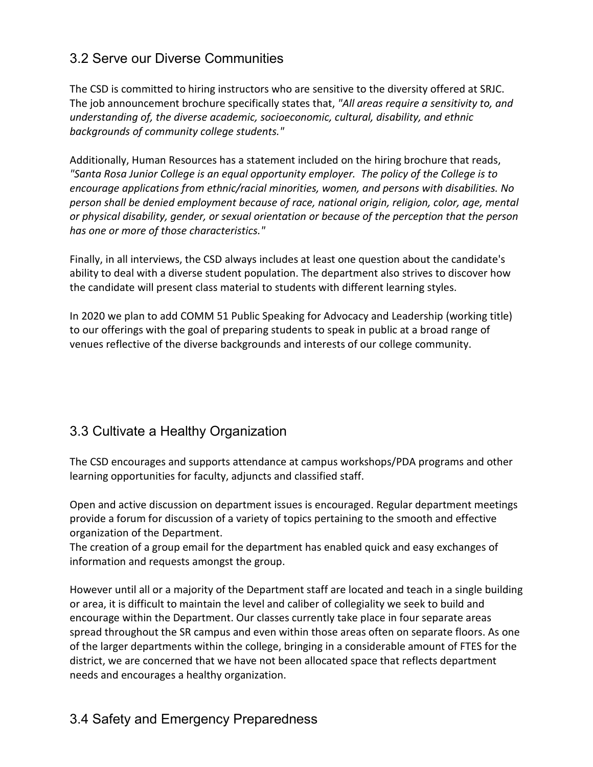## 3.2 Serve our Diverse Communities

The CSD is committed to hiring instructors who are sensitive to the diversity offered at SRJC. The job announcement brochure specifically states that, *"All areas require a sensitivity to, and understanding of, the diverse academic, socioeconomic, cultural, disability, and ethnic backgrounds of community college students."*

Additionally, Human Resources has a statement included on the hiring brochure that reads, *"Santa Rosa Junior College is an equal opportunity employer. The policy of the College is to encourage applications from ethnic/racial minorities, women, and persons with disabilities. No person shall be denied employment because of race, national origin, religion, color, age, mental or physical disability, gender, or sexual orientation or because of the perception that the person has one or more of those characteristics."*

Finally, in all interviews, the CSD always includes at least one question about the candidate's ability to deal with a diverse student population. The department also strives to discover how the candidate will present class material to students with different learning styles.

In 2020 we plan to add COMM 51 Public Speaking for Advocacy and Leadership (working title) to our offerings with the goal of preparing students to speak in public at a broad range of venues reflective of the diverse backgrounds and interests of our college community.

## 3.3 Cultivate a Healthy Organization

The CSD encourages and supports attendance at campus workshops/PDA programs and other learning opportunities for faculty, adjuncts and classified staff.

Open and active discussion on department issues is encouraged. Regular department meetings provide a forum for discussion of a variety of topics pertaining to the smooth and effective organization of the Department.
The creation of a group email for the department has enabled quick and easy exchanges of information and requests amongst the group.

However until all or a majority of the Department staff are located and teach in a single building or area, it is difficult to maintain the level and caliber of collegiality we seek to build and encourage within the Department. Our classes currently take place in four separate areas spread throughout the SR campus and even within those areas often on separate floors. As one of the larger departments within the college, bringing in a considerable amount of FTES for the district, we are concerned that we have not been allocated space that reflects department needs and encourages a healthy organization.

## 3.4 Safety and Emergency Preparedness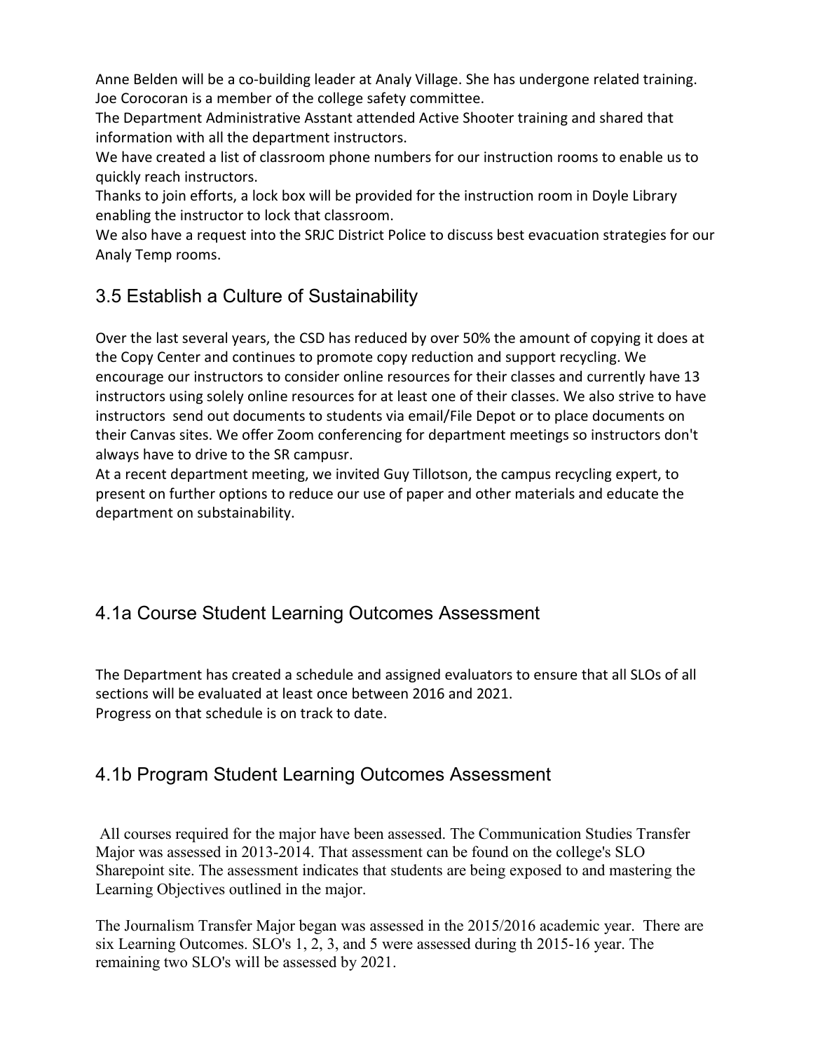Anne Belden will be a co-building leader at Analy Village. She has undergone related training.
Joe Corocoran is a member of the college safety committee.
The Department Administrative Asstant attended Active Shooter training and shared that information with all the department instructors.
We have created a list of classroom phone numbers for our instruction rooms to enable us to quickly reach instructors.
Thanks to join efforts, a lock box will be provided for the instruction room in Doyle Library enabling the instructor to lock that classroom.
We also have a request into the SRJC District Police to discuss best evacuation strategies for our Analy Temp rooms.

## 3.5 Establish a Culture of Sustainability

Over the last several years, the CSD has reduced by over 50% the amount of copying it does at the Copy Center and continues to promote copy reduction and support recycling. We encourage our instructors to consider online resources for their classes and currently have 13 instructors using solely online resources for at least one of their classes. We also strive to have instructors send out documents to students via email/File Depot or to place documents on their Canvas sites. We offer Zoom conferencing for department meetings so instructors don't always have to drive to the SR campusr.
At a recent department meeting, we invited Guy Tillotson, the campus recycling expert, to present on further options to reduce our use of paper and other materials and educate the department on substainability.

## 4.1a Course Student Learning Outcomes Assessment

The Department has created a schedule and assigned evaluators to ensure that all SLOs of all sections will be evaluated at least once between 2016 and 2021.
Progress on that schedule is on track to date.

## 4.1b Program Student Learning Outcomes Assessment

All courses required for the major have been assessed. The Communication Studies Transfer Major was assessed in 2013-2014. That assessment can be found on the college's SLO Sharepoint site. The assessment indicates that students are being exposed to and mastering the Learning Objectives outlined in the major.

The Journalism Transfer Major began was assessed in the 2015/2016 academic year. There are six Learning Outcomes. SLO's 1, 2, 3, and 5 were assessed during th 2015-16 year. The remaining two SLO's will be assessed by 2021.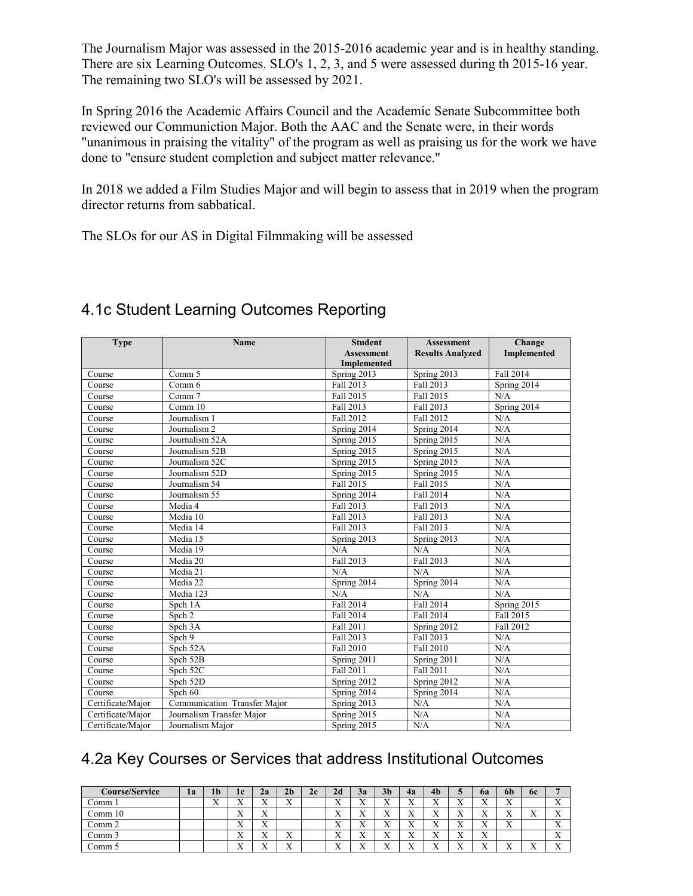The Journalism Major was assessed in the 2015-2016 academic year and is in healthy standing. There are six Learning Outcomes. SLO's 1, 2, 3, and 5 were assessed during th 2015-16 year. The remaining two SLO's will be assessed by 2021.

In Spring 2016 the Academic Affairs Council and the Academic Senate Subcommittee both reviewed our Communiction Major. Both the AAC and the Senate were, in their words "unanimous in praising the vitality" of the program as well as praising us for the work we have done to "ensure student completion and subject matter relevance."

In 2018 we added a Film Studies Major and will begin to assess that in 2019 when the program director returns from sabbatical.

The SLOs for our AS in Digital Filmmaking will be assessed

## 4.1c Student Learning Outcomes Reporting

| Type | Name | Student Assessment Implemented | Assessment Results Analyzed | Change Implemented |
|---|---|---|---|---|
| Course | Comm 5 | Spring 2013 | Spring 2013 | Fall 2014 |
| Course | Comm 6 | Fall 2013 | Fall 2013 | Spring 2014 |
| Course | Comm 7 | Fall 2015 | Fall 2015 | N/A |
| Course | Comm 10 | Fall 2013 | Fall 2013 | Spring 2014 |
| Course | Journalism 1 | Fall 2012 | Fall 2012 | N/A |
| Course | Journalism 2 | Spring 2014 | Spring 2014 | N/A |
| Course | Journalism 52A | Spring 2015 | Spring 2015 | N/A |
| Course | Journalism 52B | Spring 2015 | Spring 2015 | N/A |
| Course | Journalism 52C | Spring 2015 | Spring 2015 | N/A |
| Course | Journalism 52D | Spring 2015 | Spring 2015 | N/A |
| Course | Journalism 54 | Fall 2015 | Fall 2015 | N/A |
| Course | Journalism 55 | Spring 2014 | Fall 2014 | N/A |
| Course | Media 4 | Fall 2013 | Fall 2013 | N/A |
| Course | Media 10 | Fall 2013 | Fall 2013 | N/A |
| Course | Media 14 | Fall 2013 | Fall 2013 | N/A |
| Course | Media 15 | Spring 2013 | Spring 2013 | N/A |
| Course | Media 19 | N/A | N/A | N/A |
| Course | Media 20 | Fall 2013 | Fall 2013 | N/A |
| Course | Media 21 | N/A | N/A | N/A |
| Course | Media 22 | Spring 2014 | Spring 2014 | N/A |
| Course | Media 123 | N/A | N/A | N/A |
| Course | Spch 1A | Fall 2014 | Fall 2014 | Spring 2015 |
| Course | Spch 2 | Fall 2014 | Fall 2014 | Fall 2015 |
| Course | Spch 3A | Fall 2011 | Spring 2012 | Fall 2012 |
| Course | Spch 9 | Fall 2013 | Fall 2013 | N/A |
| Course | Spch 52A | Fall 2010 | Fall 2010 | N/A |
| Course | Spch 52B | Spring 2011 | Spring 2011 | N/A |
| Course | Spch 52C | Fall 2011 | Fall 2011 | N/A |
| Course | Spch 52D | Spring 2012 | Spring 2012 | N/A |
| Course | Spch 60 | Spring 2014 | Spring 2014 | N/A |
| Certificate/Major | Communication Transfer Major | Spring 2013 | N/A | N/A |
| Certificate/Major | Journalism Transfer Major | Spring 2015 | N/A | N/A |
| Certificate/Major | Journalism Major | Spring 2015 | N/A | N/A |

## 4.2a Key Courses or Services that address Institutional Outcomes

| Course/Service | 1a | 1b | 1c | 2a | 2b | 2c | 2d | 3a | 3b | 4a | 4b | 5 | 6a | 6b | 6c | 7 |
|---|---|---|---|---|---|---|---|---|---|---|---|---|---|---|---|---|
| Comm 1 | | X | X | X | X | | X | X | X | X | X | X | X | X | | X |
| Comm 10 | | | X | X | | | X | X | X | X | X | X | X | X | X | X |
| Comm 2 | | | X | X | | | X | X | X | X | X | X | X | X | | X |
| Comm 3 | | | X | X | X | | X | X | X | X | X | X | X | | | X |
| Comm 5 | | | X | X | X | | X | X | X | X | X | X | X | X | X | X |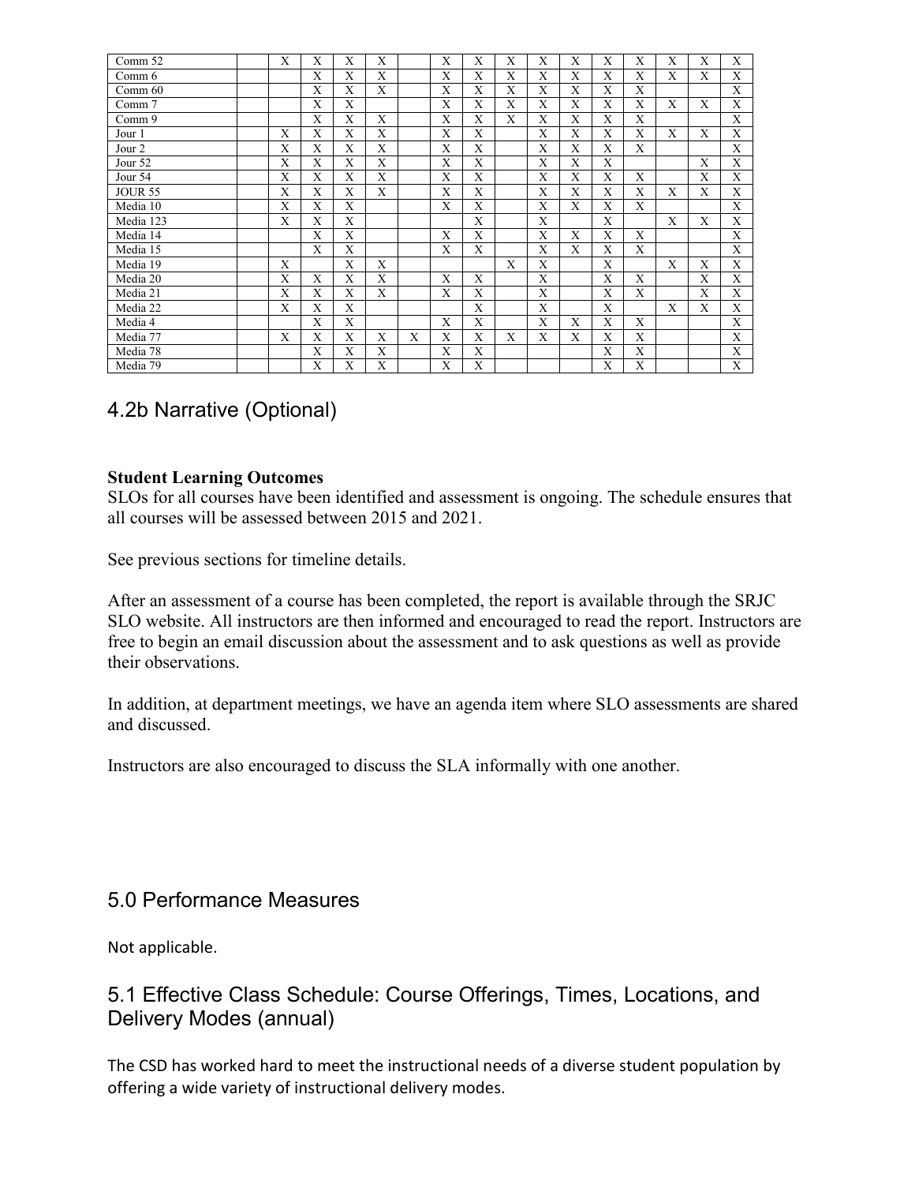| | | | | | | | | | | | | | | | | |
|---|---|---|---|---|---|---|---|---|---|---|---|---|---|---|---|---|
| Comm 52 | | X | X | X | X | | X | X | X | X | X | X | X | X | X | X |
| Comm 6 | | | X | X | X | | X | X | X | X | X | X | X | X | X | X |
| Comm 60 | | | X | X | X | | X | X | X | X | X | X | X | | | X |
| Comm 7 | | | X | X | | | X | X | X | X | X | X | X | X | X | X |
| Comm 9 | | | X | X | X | | X | X | X | X | X | X | X | | | X |
| Jour 1 | | X | X | X | X | | X | X | | X | X | X | X | X | X | X |
| Jour 2 | | X | X | X | X | | X | X | | X | X | X | X | | | X |
| Jour 52 | | X | X | X | X | | X | X | | X | X | X | | | X | X |
| Jour 54 | | X | X | X | X | | X | X | | X | X | X | X | | X | X |
| JOUR 55 | | X | X | X | X | | X | X | | X | X | X | X | X | X | X |
| Media 10 | | X | X | X | | | X | X | | X | X | X | X | | | X |
| Media 123 | | X | X | X | | | | X | | X | | X | | X | X | X |
| Media 14 | | | X | X | | | X | X | | X | X | X | X | | | X |
| Media 15 | | | X | X | | | X | X | | X | X | X | X | | | X |
| Media 19 | | X | | X | X | | | | X | X | | X | | X | X | X |
| Media 20 | | X | X | X | X | | X | X | | X | | X | X | | X | X |
| Media 21 | | X | X | X | X | | X | X | | X | | X | X | | X | X |
| Media 22 | | X | X | X | | | | X | | X | | X | | X | X | X |
| Media 4 | | | X | X | | | X | X | | X | X | X | X | | | X |
| Media 77 | | X | X | X | X | X | X | X | X | X | X | X | X | | | X |
| Media 78 | | | X | X | X | | X | X | | | | X | X | | | X |
| Media 79 | | | X | X | X | | X | X | | | | X | X | | | X |

## 4.2b Narrative (Optional)

**Student Learning Outcomes**
SLOs for all courses have been identified and assessment is ongoing. The schedule ensures that all courses will be assessed between 2015 and 2021.

See previous sections for timeline details.

After an assessment of a course has been completed, the report is available through the SRJC SLO website. All instructors are then informed and encouraged to read the report. Instructors are free to begin an email discussion about the assessment and to ask questions as well as provide their observations.

In addition, at department meetings, we have an agenda item where SLO assessments are shared and discussed.

Instructors are also encouraged to discuss the SLA informally with one another.

# 5.0 Performance Measures

Not applicable.

## 5.1 Effective Class Schedule: Course Offerings, Times, Locations, and Delivery Modes (annual)

The CSD has worked hard to meet the instructional needs of a diverse student population by offering a wide variety of instructional delivery modes.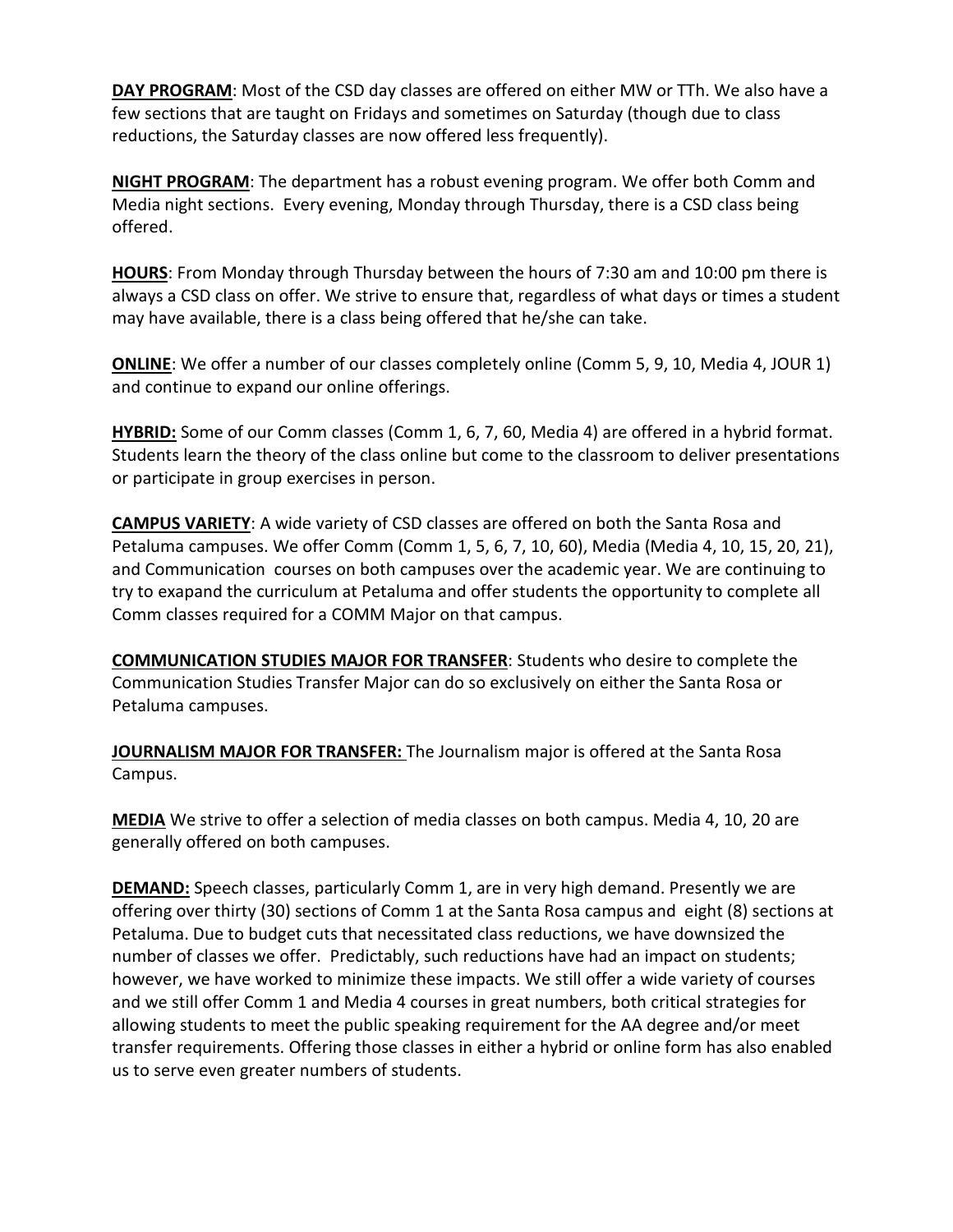**<u>DAY PROGRAM</u>**: Most of the CSD day classes are offered on either MW or TTh. We also have a few sections that are taught on Fridays and sometimes on Saturday (though due to class reductions, the Saturday classes are now offered less frequently).

**<u>NIGHT PROGRAM</u>**: The department has a robust evening program. We offer both Comm and Media night sections. Every evening, Monday through Thursday, there is a CSD class being offered.

**<u>HOURS</u>**: From Monday through Thursday between the hours of 7:30 am and 10:00 pm there is always a CSD class on offer. We strive to ensure that, regardless of what days or times a student may have available, there is a class being offered that he/she can take.

**<u>ONLINE</u>**: We offer a number of our classes completely online (Comm 5, 9, 10, Media 4, JOUR 1) and continue to expand our online offerings.

**<u>HYBRID:</u>** Some of our Comm classes (Comm 1, 6, 7, 60, Media 4) are offered in a hybrid format. Students learn the theory of the class online but come to the classroom to deliver presentations or participate in group exercises in person.

**<u>CAMPUS VARIETY</u>**: A wide variety of CSD classes are offered on both the Santa Rosa and Petaluma campuses. We offer Comm (Comm 1, 5, 6, 7, 10, 60), Media (Media 4, 10, 15, 20, 21), and Communication courses on both campuses over the academic year. We are continuing to try to exapand the curriculum at Petaluma and offer students the opportunity to complete all Comm classes required for a COMM Major on that campus.

**<u>COMMUNICATION STUDIES MAJOR FOR TRANSFER</u>**: Students who desire to complete the Communication Studies Transfer Major can do so exclusively on either the Santa Rosa or Petaluma campuses.

**<u>JOURNALISM MAJOR FOR TRANSFER:</u>** The Journalism major is offered at the Santa Rosa Campus.

**<u>MEDIA</u>** We strive to offer a selection of media classes on both campus. Media 4, 10, 20 are generally offered on both campuses.

**<u>DEMAND:</u>** Speech classes, particularly Comm 1, are in very high demand. Presently we are offering over thirty (30) sections of Comm 1 at the Santa Rosa campus and eight (8) sections at Petaluma. Due to budget cuts that necessitated class reductions, we have downsized the number of classes we offer. Predictably, such reductions have had an impact on students; however, we have worked to minimize these impacts. We still offer a wide variety of courses and we still offer Comm 1 and Media 4 courses in great numbers, both critical strategies for allowing students to meet the public speaking requirement for the AA degree and/or meet transfer requirements. Offering those classes in either a hybrid or online form has also enabled us to serve even greater numbers of students.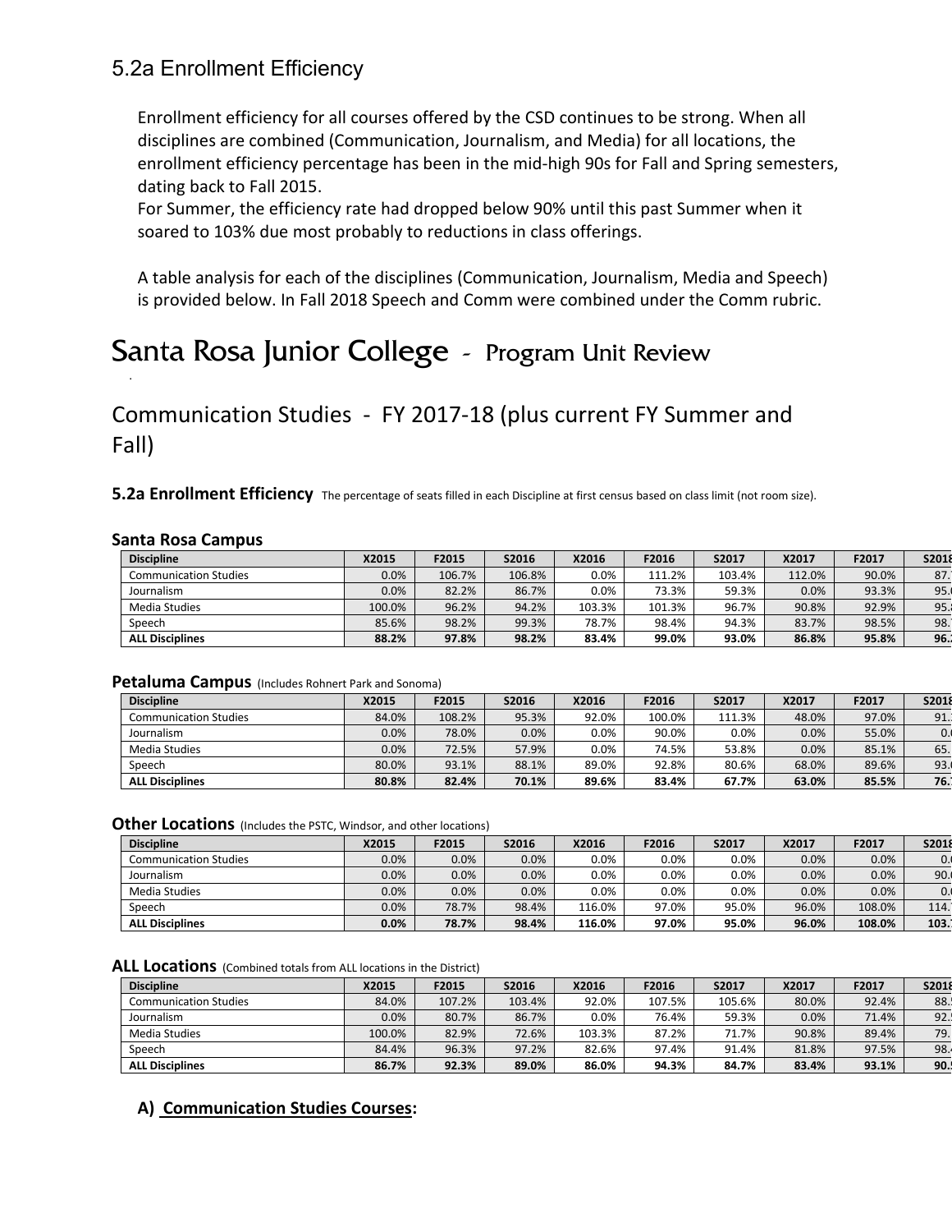## 5.2a Enrollment Efficiency

Enrollment efficiency for all courses offered by the CSD continues to be strong. When all disciplines are combined (Communication, Journalism, and Media) for all locations, the enrollment efficiency percentage has been in the mid-high 90s for Fall and Spring semesters, dating back to Fall 2015.
For Summer, the efficiency rate had dropped below 90% until this past Summer when it soared to 103% due most probably to reductions in class offerings.

A table analysis for each of the disciplines (Communication, Journalism, Media and Speech) is provided below. In Fall 2018 Speech and Comm were combined under the Comm rubric.

# Santa Rosa Junior College - Program Unit Review

## Communication Studies - FY 2017-18 (plus current FY Summer and Fall)

**5.2a Enrollment Efficiency** The percentage of seats filled in each Discipline at first census based on class limit (not room size).

**Santa Rosa Campus**

| Discipline | X2015 | F2015 | S2016 | X2016 | F2016 | S2017 | X2017 | F2017 | S2018 |
|---|---|---|---|---|---|---|---|---|---|
| Communication Studies | 0.0% | 106.7% | 106.8% | 0.0% | 111.2% | 103.4% | 112.0% | 90.0% | 87. |
| Journalism | 0.0% | 82.2% | 86.7% | 0.0% | 73.3% | 59.3% | 0.0% | 93.3% | 95. |
| Media Studies | 100.0% | 96.2% | 94.2% | 103.3% | 101.3% | 96.7% | 90.8% | 92.9% | 95. |
| Speech | 85.6% | 98.2% | 99.3% | 78.7% | 98.4% | 94.3% | 83.7% | 98.5% | 98. |
| **ALL Disciplines** | **88.2%** | **97.8%** | **98.2%** | **83.4%** | **99.0%** | **93.0%** | **86.8%** | **95.8%** | **96.** |

**Petaluma Campus** (Includes Rohnert Park and Sonoma)

| Discipline | X2015 | F2015 | S2016 | X2016 | F2016 | S2017 | X2017 | F2017 | S2018 |
|---|---|---|---|---|---|---|---|---|---|
| Communication Studies | 84.0% | 108.2% | 95.3% | 92.0% | 100.0% | 111.3% | 48.0% | 97.0% | 91. |
| Journalism | 0.0% | 78.0% | 0.0% | 0.0% | 90.0% | 0.0% | 0.0% | 55.0% | 0. |
| Media Studies | 0.0% | 72.5% | 57.9% | 0.0% | 74.5% | 53.8% | 0.0% | 85.1% | 65. |
| Speech | 80.0% | 93.1% | 88.1% | 89.0% | 92.8% | 80.6% | 68.0% | 89.6% | 93. |
| **ALL Disciplines** | **80.8%** | **82.4%** | **70.1%** | **89.6%** | **83.4%** | **67.7%** | **63.0%** | **85.5%** | **76.** |

**Other Locations** (Includes the PSTC, Windsor, and other locations)

| Discipline | X2015 | F2015 | S2016 | X2016 | F2016 | S2017 | X2017 | F2017 | S2018 |
|---|---|---|---|---|---|---|---|---|---|
| Communication Studies | 0.0% | 0.0% | 0.0% | 0.0% | 0.0% | 0.0% | 0.0% | 0.0% | 0. |
| Journalism | 0.0% | 0.0% | 0.0% | 0.0% | 0.0% | 0.0% | 0.0% | 0.0% | 90. |
| Media Studies | 0.0% | 0.0% | 0.0% | 0.0% | 0.0% | 0.0% | 0.0% | 0.0% | 0. |
| Speech | 0.0% | 78.7% | 98.4% | 116.0% | 97.0% | 95.0% | 96.0% | 108.0% | 114. |
| **ALL Disciplines** | **0.0%** | **78.7%** | **98.4%** | **116.0%** | **97.0%** | **95.0%** | **96.0%** | **108.0%** | **103.** |

**ALL Locations** (Combined totals from ALL locations in the District)

| Discipline | X2015 | F2015 | S2016 | X2016 | F2016 | S2017 | X2017 | F2017 | S2018 |
|---|---|---|---|---|---|---|---|---|---|
| Communication Studies | 84.0% | 107.2% | 103.4% | 92.0% | 107.5% | 105.6% | 80.0% | 92.4% | 88. |
| Journalism | 0.0% | 80.7% | 86.7% | 0.0% | 76.4% | 59.3% | 0.0% | 71.4% | 92. |
| Media Studies | 100.0% | 82.9% | 72.6% | 103.3% | 87.2% | 71.7% | 90.8% | 89.4% | 79. |
| Speech | 84.4% | 96.3% | 97.2% | 82.6% | 97.4% | 91.4% | 81.8% | 97.5% | 98. |
| **ALL Disciplines** | **86.7%** | **92.3%** | **89.0%** | **86.0%** | **94.3%** | **84.7%** | **83.4%** | **93.1%** | **90.** |

**A) Communication Studies Courses:**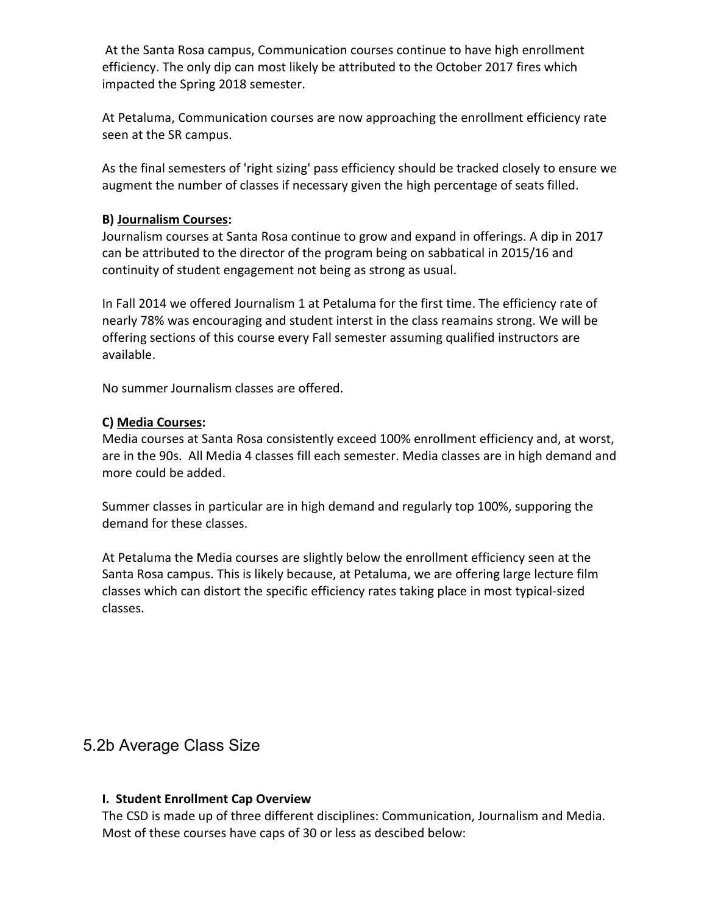At the Santa Rosa campus, Communication courses continue to have high enrollment efficiency. The only dip can most likely be attributed to the October 2017 fires which impacted the Spring 2018 semester.

At Petaluma, Communication courses are now approaching the enrollment efficiency rate seen at the SR campus.

As the final semesters of 'right sizing' pass efficiency should be tracked closely to ensure we augment the number of classes if necessary given the high percentage of seats filled.

**B) <u>Journalism Courses</u>:**
Journalism courses at Santa Rosa continue to grow and expand in offerings. A dip in 2017 can be attributed to the director of the program being on sabbatical in 2015/16 and continuity of student engagement not being as strong as usual.

In Fall 2014 we offered Journalism 1 at Petaluma for the first time. The efficiency rate of nearly 78% was encouraging and student interst in the class reamains strong. We will be offering sections of this course every Fall semester assuming qualified instructors are available.

No summer Journalism classes are offered.

**C) <u>Media Courses</u>:**
Media courses at Santa Rosa consistently exceed 100% enrollment efficiency and, at worst, are in the 90s. All Media 4 classes fill each semester. Media classes are in high demand and more could be added.

Summer classes in particular are in high demand and regularly top 100%, supporing the demand for these classes.

At Petaluma the Media courses are slightly below the enrollment efficiency seen at the Santa Rosa campus. This is likely because, at Petaluma, we are offering large lecture film classes which can distort the specific efficiency rates taking place in most typical-sized classes.

## 5.2b Average Class Size

**I. Student Enrollment Cap Overview**
The CSD is made up of three different disciplines: Communication, Journalism and Media. Most of these courses have caps of 30 or less as descibed below: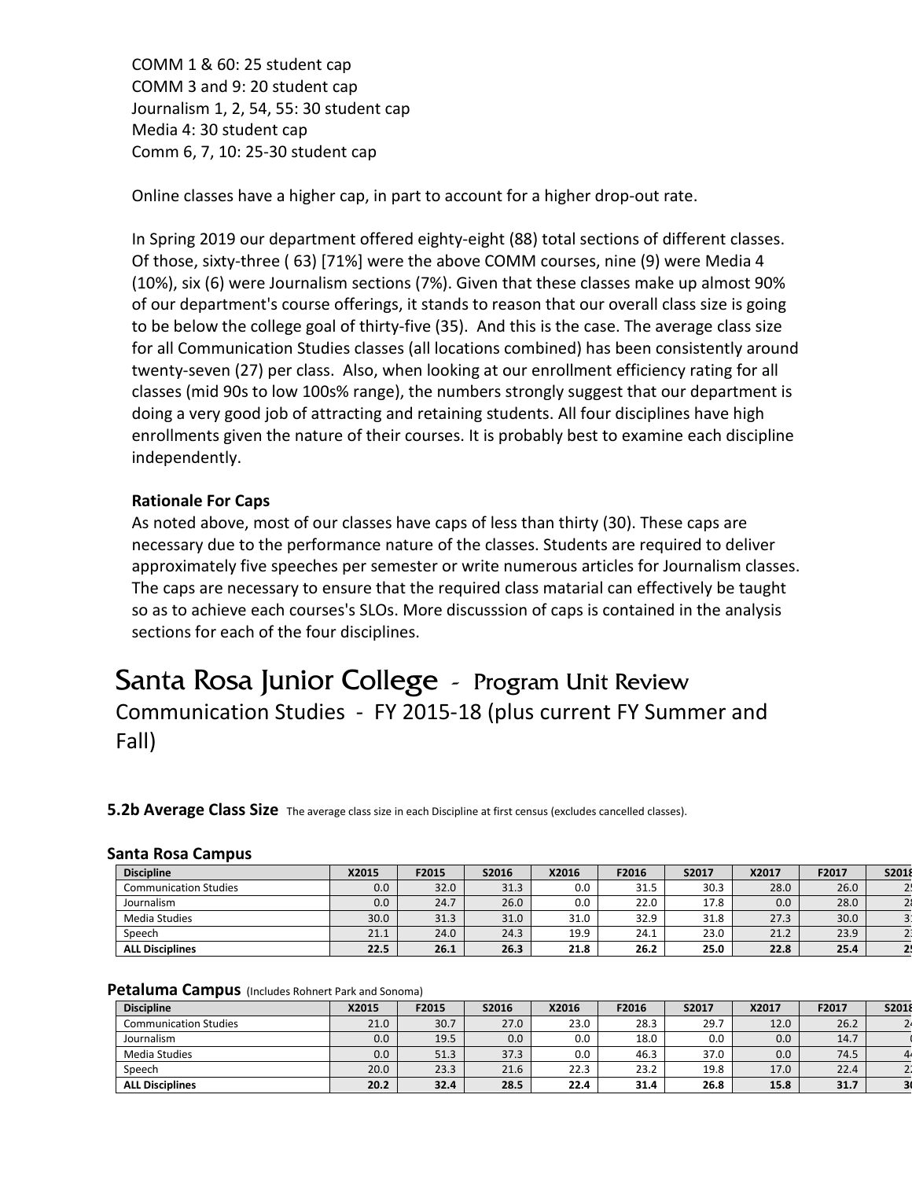COMM 1 & 60: 25 student cap
COMM 3 and 9: 20 student cap
Journalism 1, 2, 54, 55: 30 student cap
Media 4: 30 student cap
Comm 6, 7, 10: 25-30 student cap

Online classes have a higher cap, in part to account for a higher drop-out rate.

In Spring 2019 our department offered eighty-eight (88) total sections of different classes. Of those, sixty-three ( 63) [71%] were the above COMM courses, nine (9) were Media 4 (10%), six (6) were Journalism sections (7%). Given that these classes make up almost 90% of our department's course offerings, it stands to reason that our overall class size is going to be below the college goal of thirty-five (35). And this is the case. The average class size for all Communication Studies classes (all locations combined) has been consistently around twenty-seven (27) per class. Also, when looking at our enrollment efficiency rating for all classes (mid 90s to low 100s% range), the numbers strongly suggest that our department is doing a very good job of attracting and retaining students. All four disciplines have high enrollments given the nature of their courses. It is probably best to examine each discipline independently.

**Rationale For Caps**

As noted above, most of our classes have caps of less than thirty (30). These caps are necessary due to the performance nature of the classes. Students are required to deliver approximately five speeches per semester or write numerous articles for Journalism classes. The caps are necessary to ensure that the required class matarial can effectively be taught so as to achieve each courses's SLOs. More discusssion of caps is contained in the analysis sections for each of the four disciplines.

# Santa Rosa Junior College - Program Unit Review

## Communication Studies - FY 2015-18 (plus current FY Summer and Fall)

**5.2b Average Class Size** The average class size in each Discipline at first census (excludes cancelled classes).

### Santa Rosa Campus

| Discipline | X2015 | F2015 | S2016 | X2016 | F2016 | S2017 | X2017 | F2017 | S2018 |
|---|---|---|---|---|---|---|---|---|---|
| Communication Studies | 0.0 | 32.0 | 31.3 | 0.0 | 31.5 | 30.3 | 28.0 | 26.0 | 2 |
| Journalism | 0.0 | 24.7 | 26.0 | 0.0 | 22.0 | 17.8 | 0.0 | 28.0 | 2 |
| Media Studies | 30.0 | 31.3 | 31.0 | 31.0 | 32.9 | 31.8 | 27.3 | 30.0 | 3 |
| Speech | 21.1 | 24.0 | 24.3 | 19.9 | 24.1 | 23.0 | 21.2 | 23.9 | 2 |
| **ALL Disciplines** | **22.5** | **26.1** | **26.3** | **21.8** | **26.2** | **25.0** | **22.8** | **25.4** | **2** |

### Petaluma Campus (Includes Rohnert Park and Sonoma)

| Discipline | X2015 | F2015 | S2016 | X2016 | F2016 | S2017 | X2017 | F2017 | S2018 |
|---|---|---|---|---|---|---|---|---|---|
| Communication Studies | 21.0 | 30.7 | 27.0 | 23.0 | 28.3 | 29.7 | 12.0 | 26.2 | 2 |
| Journalism | 0.0 | 19.5 | 0.0 | 0.0 | 18.0 | 0.0 | 0.0 | 14.7 | |
| Media Studies | 0.0 | 51.3 | 37.3 | 0.0 | 46.3 | 37.0 | 0.0 | 74.5 | 4 |
| Speech | 20.0 | 23.3 | 21.6 | 22.3 | 23.2 | 19.8 | 17.0 | 22.4 | 2 |
| **ALL Disciplines** | **20.2** | **32.4** | **28.5** | **22.4** | **31.4** | **26.8** | **15.8** | **31.7** | **3** |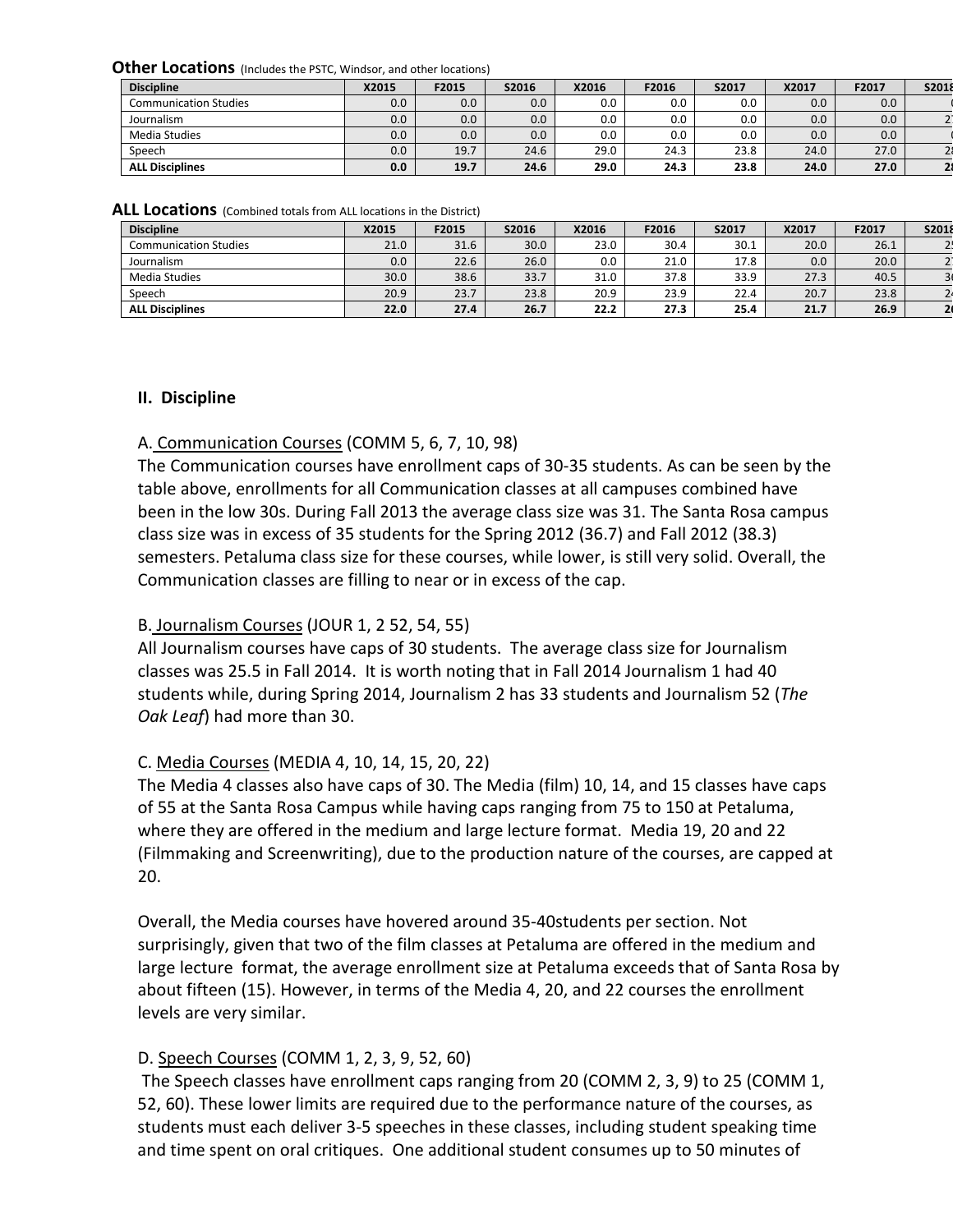**Other Locations** (Includes the PSTC, Windsor, and other locations)

| Discipline | X2015 | F2015 | S2016 | X2016 | F2016 | S2017 | X2017 | F2017 | S2018 |
|---|---|---|---|---|---|---|---|---|---|
| Communication Studies | 0.0 | 0.0 | 0.0 | 0.0 | 0.0 | 0.0 | 0.0 | 0.0 | ( |
| Journalism | 0.0 | 0.0 | 0.0 | 0.0 | 0.0 | 0.0 | 0.0 | 0.0 | 2 |
| Media Studies | 0.0 | 0.0 | 0.0 | 0.0 | 0.0 | 0.0 | 0.0 | 0.0 | ( |
| Speech | 0.0 | 19.7 | 24.6 | 29.0 | 24.3 | 23.8 | 24.0 | 27.0 | 2 |
| **ALL Disciplines** | **0.0** | **19.7** | **24.6** | **29.0** | **24.3** | **23.8** | **24.0** | **27.0** | **2** |

**ALL Locations** (Combined totals from ALL locations in the District)

| Discipline | X2015 | F2015 | S2016 | X2016 | F2016 | S2017 | X2017 | F2017 | S2018 |
|---|---|---|---|---|---|---|---|---|---|
| Communication Studies | 21.0 | 31.6 | 30.0 | 23.0 | 30.4 | 30.1 | 20.0 | 26.1 | 2 |
| Journalism | 0.0 | 22.6 | 26.0 | 0.0 | 21.0 | 17.8 | 0.0 | 20.0 | 2 |
| Media Studies | 30.0 | 38.6 | 33.7 | 31.0 | 37.8 | 33.9 | 27.3 | 40.5 | 3 |
| Speech | 20.9 | 23.7 | 23.8 | 20.9 | 23.9 | 22.4 | 20.7 | 23.8 | 2 |
| **ALL Disciplines** | **22.0** | **27.4** | **26.7** | **22.2** | **27.3** | **25.4** | **21.7** | **26.9** | **2** |

## II. Discipline

A. Communication Courses (COMM 5, 6, 7, 10, 98)
The Communication courses have enrollment caps of 30-35 students. As can be seen by the table above, enrollments for all Communication classes at all campuses combined have been in the low 30s. During Fall 2013 the average class size was 31. The Santa Rosa campus class size was in excess of 35 students for the Spring 2012 (36.7) and Fall 2012 (38.3) semesters. Petaluma class size for these courses, while lower, is still very solid. Overall, the Communication classes are filling to near or in excess of the cap.

B. Journalism Courses (JOUR 1, 2 52, 54, 55)
All Journalism courses have caps of 30 students. The average class size for Journalism classes was 25.5 in Fall 2014. It is worth noting that in Fall 2014 Journalism 1 had 40 students while, during Spring 2014, Journalism 2 has 33 students and Journalism 52 (*The Oak Leaf*) had more than 30.

C. Media Courses (MEDIA 4, 10, 14, 15, 20, 22)
The Media 4 classes also have caps of 30. The Media (film) 10, 14, and 15 classes have caps of 55 at the Santa Rosa Campus while having caps ranging from 75 to 150 at Petaluma, where they are offered in the medium and large lecture format. Media 19, 20 and 22 (Filmmaking and Screenwriting), due to the production nature of the courses, are capped at 20.

Overall, the Media courses have hovered around 35-40students per section. Not surprisingly, given that two of the film classes at Petaluma are offered in the medium and large lecture format, the average enrollment size at Petaluma exceeds that of Santa Rosa by about fifteen (15). However, in terms of the Media 4, 20, and 22 courses the enrollment levels are very similar.

D. Speech Courses (COMM 1, 2, 3, 9, 52, 60)
The Speech classes have enrollment caps ranging from 20 (COMM 2, 3, 9) to 25 (COMM 1, 52, 60). These lower limits are required due to the performance nature of the courses, as students must each deliver 3-5 speeches in these classes, including student speaking time and time spent on oral critiques. One additional student consumes up to 50 minutes of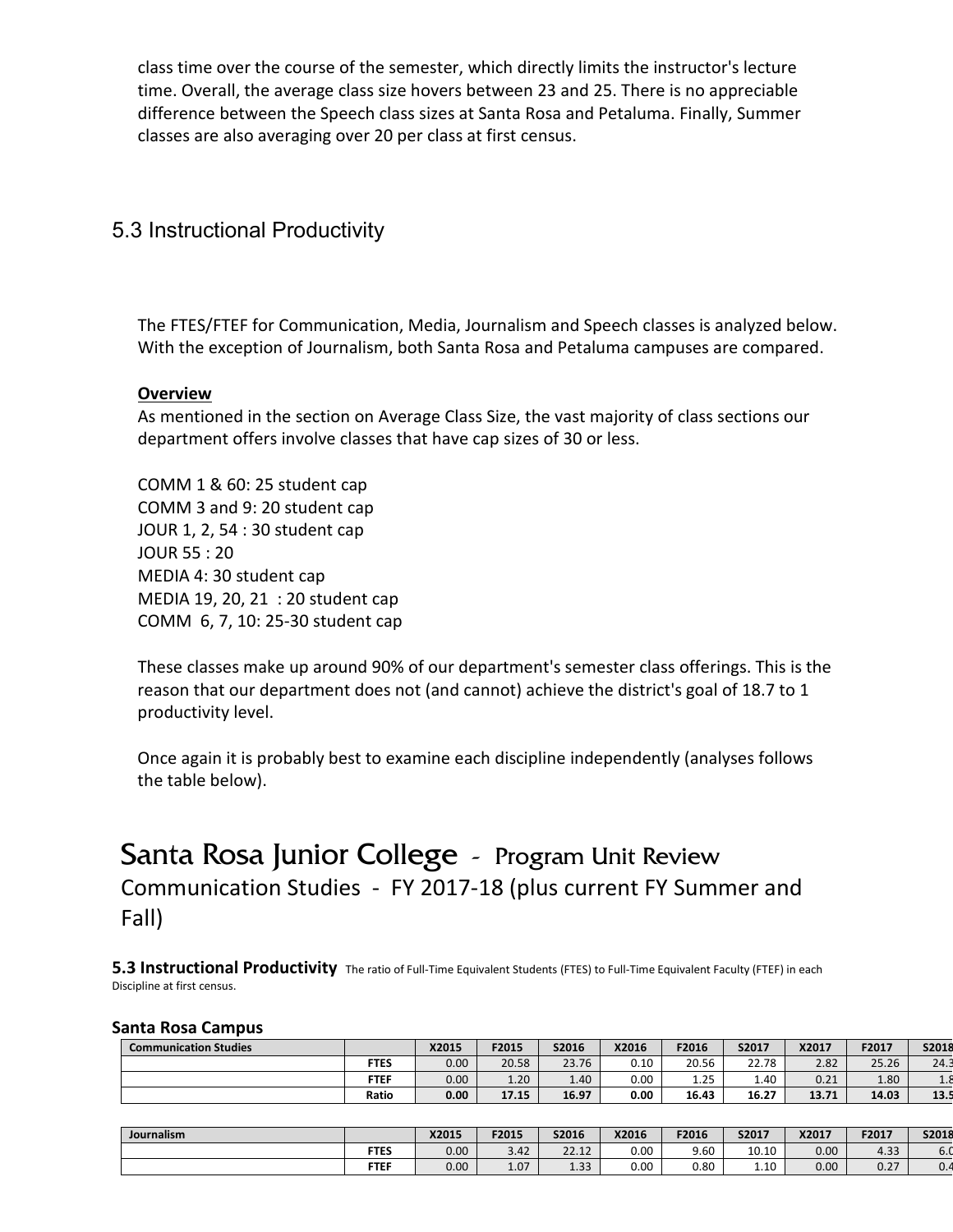class time over the course of the semester, which directly limits the instructor's lecture time. Overall, the average class size hovers between 23 and 25. There is no appreciable difference between the Speech class sizes at Santa Rosa and Petaluma. Finally, Summer classes are also averaging over 20 per class at first census.

## 5.3 Instructional Productivity

The FTES/FTEF for Communication, Media, Journalism and Speech classes is analyzed below. With the exception of Journalism, both Santa Rosa and Petaluma campuses are compared.

**Overview**

As mentioned in the section on Average Class Size, the vast majority of class sections our department offers involve classes that have cap sizes of 30 or less.

COMM 1 & 60: 25 student cap
COMM 3 and 9: 20 student cap
JOUR 1, 2, 54 : 30 student cap
JOUR 55 : 20
MEDIA 4: 30 student cap
MEDIA 19, 20, 21 : 20 student cap
COMM 6, 7, 10: 25-30 student cap

These classes make up around 90% of our department's semester class offerings. This is the reason that our department does not (and cannot) achieve the district's goal of 18.7 to 1 productivity level.

Once again it is probably best to examine each discipline independently (analyses follows the table below).

# Santa Rosa Junior College - Program Unit Review

Communication Studies - FY 2017-18 (plus current FY Summer and Fall)

**5.3 Instructional Productivity** The ratio of Full-Time Equivalent Students (FTES) to Full-Time Equivalent Faculty (FTEF) in each Discipline at first census.

**Santa Rosa Campus**

| Communication Studies | | X2015 | F2015 | S2016 | X2016 | F2016 | S2017 | X2017 | F2017 | S2018 |
|---|---|---|---|---|---|---|---|---|---|---|
| | FTES | 0.00 | 20.58 | 23.76 | 0.10 | 20.56 | 22.78 | 2.82 | 25.26 | 24.3 |
| | FTEF | 0.00 | 1.20 | 1.40 | 0.00 | 1.25 | 1.40 | 0.21 | 1.80 | 1.8 |
| | Ratio | 0.00 | 17.15 | 16.97 | 0.00 | 16.43 | 16.27 | 13.71 | 14.03 | 13.5 |

| Journalism | | X2015 | F2015 | S2016 | X2016 | F2016 | S2017 | X2017 | F2017 | S2018 |
|---|---|---|---|---|---|---|---|---|---|---|
| | FTES | 0.00 | 3.42 | 22.12 | 0.00 | 9.60 | 10.10 | 0.00 | 4.33 | 6.0 |
| | FTEF | 0.00 | 1.07 | 1.33 | 0.00 | 0.80 | 1.10 | 0.00 | 0.27 | 0.4 |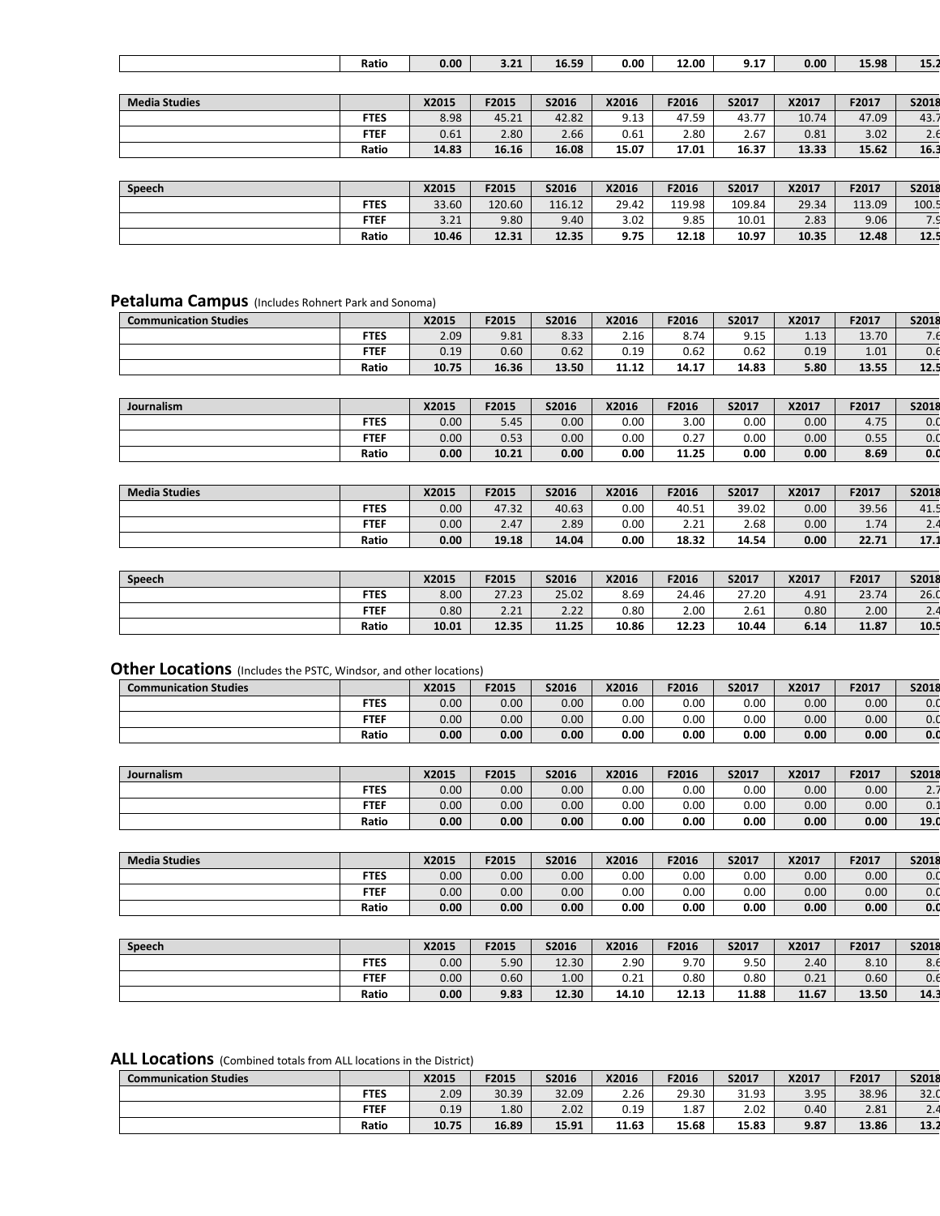| | Ratio | 0.00 | 3.21 | 16.59 | 0.00 | 12.00 | 9.17 | 0.00 | 15.98 | 15.2 |
|---|---|---|---|---|---|---|---|---|---|---|

| Media Studies | | X2015 | F2015 | S2016 | X2016 | F2016 | S2017 | X2017 | F2017 | S2018 |
|---|---|---|---|---|---|---|---|---|---|---|
| | FTES | 8.98 | 45.21 | 42.82 | 9.13 | 47.59 | 43.77 | 10.74 | 47.09 | 43.7 |
| | FTEF | 0.61 | 2.80 | 2.66 | 0.61 | 2.80 | 2.67 | 0.81 | 3.02 | 2.6 |
| | **Ratio** | **14.83** | **16.16** | **16.08** | **15.07** | **17.01** | **16.37** | **13.33** | **15.62** | **16.3** |

| Speech | | X2015 | F2015 | S2016 | X2016 | F2016 | S2017 | X2017 | F2017 | S2018 |
|---|---|---|---|---|---|---|---|---|---|---|
| | FTES | 33.60 | 120.60 | 116.12 | 29.42 | 119.98 | 109.84 | 29.34 | 113.09 | 100.5 |
| | FTEF | 3.21 | 9.80 | 9.40 | 3.02 | 9.85 | 10.01 | 2.83 | 9.06 | 7.9 |
| | **Ratio** | **10.46** | **12.31** | **12.35** | **9.75** | **12.18** | **10.97** | **10.35** | **12.48** | **12.5** |

## Petaluma Campus (Includes Rohnert Park and Sonoma)

| Communication Studies | | X2015 | F2015 | S2016 | X2016 | F2016 | S2017 | X2017 | F2017 | S2018 |
|---|---|---|---|---|---|---|---|---|---|---|
| | FTES | 2.09 | 9.81 | 8.33 | 2.16 | 8.74 | 9.15 | 1.13 | 13.70 | 7.6 |
| | FTEF | 0.19 | 0.60 | 0.62 | 0.19 | 0.62 | 0.62 | 0.19 | 1.01 | 0.6 |
| | **Ratio** | **10.75** | **16.36** | **13.50** | **11.12** | **14.17** | **14.83** | **5.80** | **13.55** | **12.5** |

| Journalism | | X2015 | F2015 | S2016 | X2016 | F2016 | S2017 | X2017 | F2017 | S2018 |
|---|---|---|---|---|---|---|---|---|---|---|
| | FTES | 0.00 | 5.45 | 0.00 | 0.00 | 3.00 | 0.00 | 0.00 | 4.75 | 0.0 |
| | FTEF | 0.00 | 0.53 | 0.00 | 0.00 | 0.27 | 0.00 | 0.00 | 0.55 | 0.0 |
| | **Ratio** | **0.00** | **10.21** | **0.00** | **0.00** | **11.25** | **0.00** | **0.00** | **8.69** | **0.0** |

| Media Studies | | X2015 | F2015 | S2016 | X2016 | F2016 | S2017 | X2017 | F2017 | S2018 |
|---|---|---|---|---|---|---|---|---|---|---|
| | FTES | 0.00 | 47.32 | 40.63 | 0.00 | 40.51 | 39.02 | 0.00 | 39.56 | 41.5 |
| | FTEF | 0.00 | 2.47 | 2.89 | 0.00 | 2.21 | 2.68 | 0.00 | 1.74 | 2.4 |
| | **Ratio** | **0.00** | **19.18** | **14.04** | **0.00** | **18.32** | **14.54** | **0.00** | **22.71** | **17.1** |

| Speech | | X2015 | F2015 | S2016 | X2016 | F2016 | S2017 | X2017 | F2017 | S2018 |
|---|---|---|---|---|---|---|---|---|---|---|
| | FTES | 8.00 | 27.23 | 25.02 | 8.69 | 24.46 | 27.20 | 4.91 | 23.74 | 26.0 |
| | FTEF | 0.80 | 2.21 | 2.22 | 0.80 | 2.00 | 2.61 | 0.80 | 2.00 | 2.4 |
| | **Ratio** | **10.01** | **12.35** | **11.25** | **10.86** | **12.23** | **10.44** | **6.14** | **11.87** | **10.5** |

## Other Locations (Includes the PSTC, Windsor, and other locations)

| Communication Studies | | X2015 | F2015 | S2016 | X2016 | F2016 | S2017 | X2017 | F2017 | S2018 |
|---|---|---|---|---|---|---|---|---|---|---|
| | FTES | 0.00 | 0.00 | 0.00 | 0.00 | 0.00 | 0.00 | 0.00 | 0.00 | 0.0 |
| | FTEF | 0.00 | 0.00 | 0.00 | 0.00 | 0.00 | 0.00 | 0.00 | 0.00 | 0.0 |
| | **Ratio** | **0.00** | **0.00** | **0.00** | **0.00** | **0.00** | **0.00** | **0.00** | **0.00** | **0.0** |

| Journalism | | X2015 | F2015 | S2016 | X2016 | F2016 | S2017 | X2017 | F2017 | S2018 |
|---|---|---|---|---|---|---|---|---|---|---|
| | FTES | 0.00 | 0.00 | 0.00 | 0.00 | 0.00 | 0.00 | 0.00 | 0.00 | 2.7 |
| | FTEF | 0.00 | 0.00 | 0.00 | 0.00 | 0.00 | 0.00 | 0.00 | 0.00 | 0.1 |
| | **Ratio** | **0.00** | **0.00** | **0.00** | **0.00** | **0.00** | **0.00** | **0.00** | **0.00** | **19.0** |

| Media Studies | | X2015 | F2015 | S2016 | X2016 | F2016 | S2017 | X2017 | F2017 | S2018 |
|---|---|---|---|---|---|---|---|---|---|---|
| | FTES | 0.00 | 0.00 | 0.00 | 0.00 | 0.00 | 0.00 | 0.00 | 0.00 | 0.0 |
| | FTEF | 0.00 | 0.00 | 0.00 | 0.00 | 0.00 | 0.00 | 0.00 | 0.00 | 0.0 |
| | **Ratio** | **0.00** | **0.00** | **0.00** | **0.00** | **0.00** | **0.00** | **0.00** | **0.00** | **0.0** |

| Speech | | X2015 | F2015 | S2016 | X2016 | F2016 | S2017 | X2017 | F2017 | S2018 |
|---|---|---|---|---|---|---|---|---|---|---|
| | FTES | 0.00 | 5.90 | 12.30 | 2.90 | 9.70 | 9.50 | 2.40 | 8.10 | 8.6 |
| | FTEF | 0.00 | 0.60 | 1.00 | 0.21 | 0.80 | 0.80 | 0.21 | 0.60 | 0.6 |
| | **Ratio** | **0.00** | **9.83** | **12.30** | **14.10** | **12.13** | **11.88** | **11.67** | **13.50** | **14.3** |

## ALL Locations (Combined totals from ALL locations in the District)

| Communication Studies | | X2015 | F2015 | S2016 | X2016 | F2016 | S2017 | X2017 | F2017 | S2018 |
|---|---|---|---|---|---|---|---|---|---|---|
| | FTES | 2.09 | 30.39 | 32.09 | 2.26 | 29.30 | 31.93 | 3.95 | 38.96 | 32.0 |
| | FTEF | 0.19 | 1.80 | 2.02 | 0.19 | 1.87 | 2.02 | 0.40 | 2.81 | 2.4 |
| | **Ratio** | **10.75** | **16.89** | **15.91** | **11.63** | **15.68** | **15.83** | **9.87** | **13.86** | **13.2** |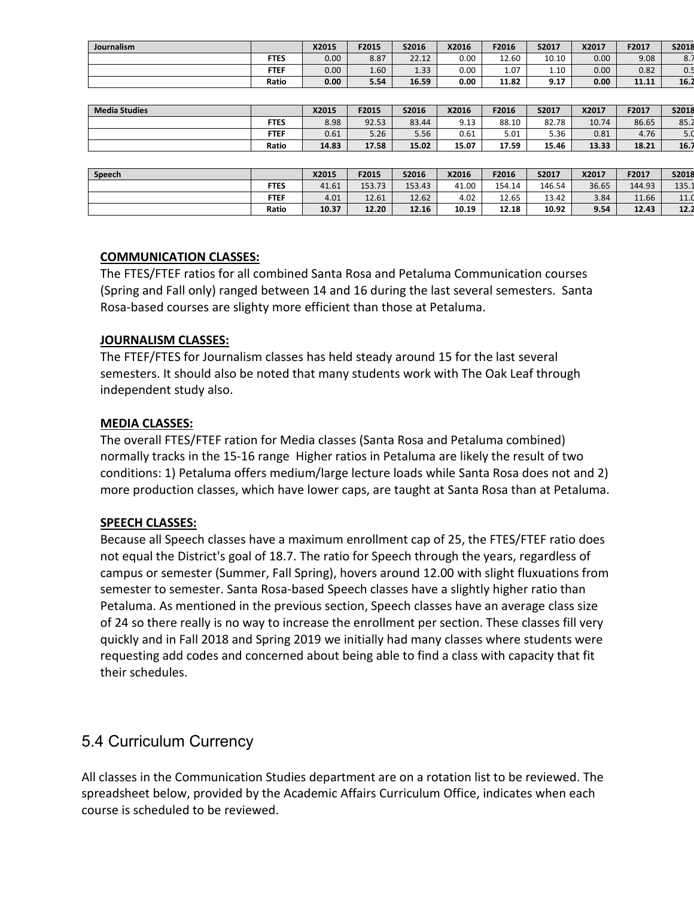| Journalism | | X2015 | F2015 | S2016 | X2016 | F2016 | S2017 | X2017 | F2017 | S2018 |
|---|---|---|---|---|---|---|---|---|---|---|
| | FTES | 0.00 | 8.87 | 22.12 | 0.00 | 12.60 | 10.10 | 0.00 | 9.08 | 8.7 |
| | FTEF | 0.00 | 1.60 | 1.33 | 0.00 | 1.07 | 1.10 | 0.00 | 0.82 | 0.5 |
| | Ratio | **0.00** | **5.54** | **16.59** | **0.00** | **11.82** | **9.17** | **0.00** | **11.11** | **16.2** |

| Media Studies | | X2015 | F2015 | S2016 | X2016 | F2016 | S2017 | X2017 | F2017 | S2018 |
|---|---|---|---|---|---|---|---|---|---|---|
| | FTES | 8.98 | 92.53 | 83.44 | 9.13 | 88.10 | 82.78 | 10.74 | 86.65 | 85.2 |
| | FTEF | 0.61 | 5.26 | 5.56 | 0.61 | 5.01 | 5.36 | 0.81 | 4.76 | 5.0 |
| | Ratio | **14.83** | **17.58** | **15.02** | **15.07** | **17.59** | **15.46** | **13.33** | **18.21** | **16.7** |

| Speech | | X2015 | F2015 | S2016 | X2016 | F2016 | S2017 | X2017 | F2017 | S2018 |
|---|---|---|---|---|---|---|---|---|---|---|
| | FTES | 41.61 | 153.73 | 153.43 | 41.00 | 154.14 | 146.54 | 36.65 | 144.93 | 135.1 |
| | FTEF | 4.01 | 12.61 | 12.62 | 4.02 | 12.65 | 13.42 | 3.84 | 11.66 | 11.0 |
| | Ratio | **10.37** | **12.20** | **12.16** | **10.19** | **12.18** | **10.92** | **9.54** | **12.43** | **12.2** |

**COMMUNICATION CLASSES:**

The FTES/FTEF ratios for all combined Santa Rosa and Petaluma Communication courses (Spring and Fall only) ranged between 14 and 16 during the last several semesters. Santa Rosa-based courses are slighty more efficient than those at Petaluma.

**JOURNALISM CLASSES:**

The FTEF/FTES for Journalism classes has held steady around 15 for the last several semesters. It should also be noted that many students work with The Oak Leaf through independent study also.

**MEDIA CLASSES:**

The overall FTES/FTEF ration for Media classes (Santa Rosa and Petaluma combined) normally tracks in the 15-16 range Higher ratios in Petaluma are likely the result of two conditions: 1) Petaluma offers medium/large lecture loads while Santa Rosa does not and 2) more production classes, which have lower caps, are taught at Santa Rosa than at Petaluma.

**SPEECH CLASSES:**

Because all Speech classes have a maximum enrollment cap of 25, the FTES/FTEF ratio does not equal the District's goal of 18.7. The ratio for Speech through the years, regardless of campus or semester (Summer, Fall Spring), hovers around 12.00 with slight fluxuations from semester to semester. Santa Rosa-based Speech classes have a slightly higher ratio than Petaluma. As mentioned in the previous section, Speech classes have an average class size of 24 so there really is no way to increase the enrollment per section. These classes fill very quickly and in Fall 2018 and Spring 2019 we initially had many classes where students were requesting add codes and concerned about being able to find a class with capacity that fit their schedules.

## 5.4 Curriculum Currency

All classes in the Communication Studies department are on a rotation list to be reviewed. The spreadsheet below, provided by the Academic Affairs Curriculum Office, indicates when each course is scheduled to be reviewed.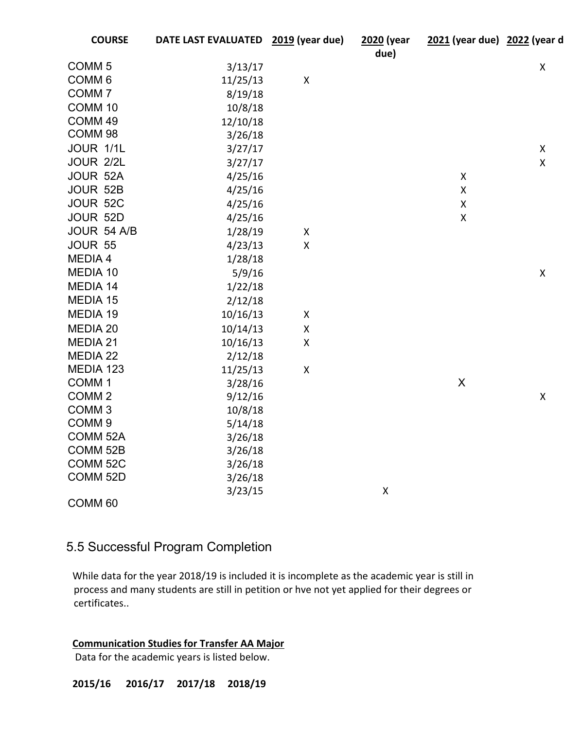| COURSE | DATE LAST EVALUATED | 2019 (year due) | 2020 (year due) | 2021 (year due) | 2022 (year d |
|---|---|---|---|---|---|
| COMM 5 | 3/13/17 | | | | X |
| COMM 6 | 11/25/13 | X | | | |
| COMM 7 | 8/19/18 | | | | |
| COMM 10 | 10/8/18 | | | | |
| COMM 49 | 12/10/18 | | | | |
| COMM 98 | 3/26/18 | | | | |
| JOUR 1/1L | 3/27/17 | | | | X |
| JOUR 2/2L | 3/27/17 | | | | X |
| JOUR 52A | 4/25/16 | | | X | |
| JOUR 52B | 4/25/16 | | | X | |
| JOUR 52C | 4/25/16 | | | X | |
| JOUR 52D | 4/25/16 | | | X | |
| JOUR 54 A/B | 1/28/19 | X | | | |
| JOUR 55 | 4/23/13 | X | | | |
| MEDIA 4 | 1/28/18 | | | | |
| MEDIA 10 | 5/9/16 | | | | X |
| MEDIA 14 | 1/22/18 | | | | |
| MEDIA 15 | 2/12/18 | | | | |
| MEDIA 19 | 10/16/13 | X | | | |
| MEDIA 20 | 10/14/13 | X | | | |
| MEDIA 21 | 10/16/13 | X | | | |
| MEDIA 22 | 2/12/18 | | | | |
| MEDIA 123 | 11/25/13 | X | | | |
| COMM 1 | 3/28/16 | | | X | |
| COMM 2 | 9/12/16 | | | | X |
| COMM 3 | 10/8/18 | | | | |
| COMM 9 | 5/14/18 | | | | |
| COMM 52A | 3/26/18 | | | | |
| COMM 52B | 3/26/18 | | | | |
| COMM 52C | 3/26/18 | | | | |
| COMM 52D | 3/26/18 | | | | |
| COMM 60 | 3/23/15 | | X | | |

## 5.5 Successful Program Completion

While data for the year 2018/19 is included it is incomplete as the academic year is still in process and many students are still in petition or hve not yet applied for their degrees or certificates..

**Communication Studies for Transfer AA Major**

Data for the academic years is listed below.

| 2015/16 | 2016/17 | 2017/18 | 2018/19 |
|---|---|---|---|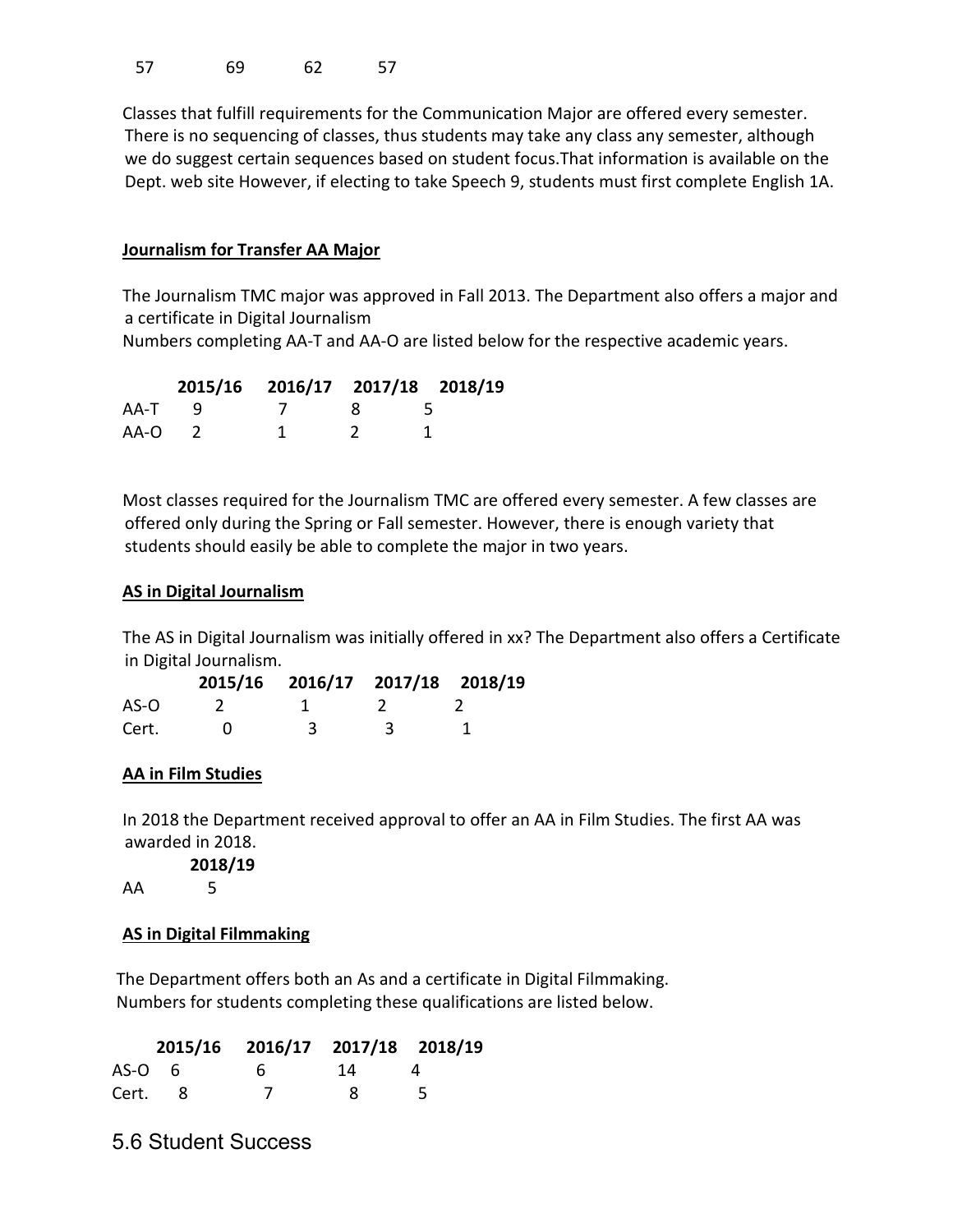| 57 | 69 | 62 | 57 |
|---|---|---|---|

Classes that fulfill requirements for the Communication Major are offered every semester. There is no sequencing of classes, thus students may take any class any semester, although we do suggest certain sequences based on student focus.That information is available on the Dept. web site However, if electing to take Speech 9, students must first complete English 1A.

**Journalism for Transfer AA Major**

The Journalism TMC major was approved in Fall 2013. The Department also offers a major and a certificate in Digital Journalism
Numbers completing AA-T and AA-O are listed below for the respective academic years.

| | 2015/16 | 2016/17 | 2017/18 | 2018/19 |
|---|---|---|---|---|
| AA-T | 9 | 7 | 8 | 5 |
| AA-O | 2 | 1 | 2 | 1 |

Most classes required for the Journalism TMC are offered every semester. A few classes are offered only during the Spring or Fall semester. However, there is enough variety that students should easily be able to complete the major in two years.

**AS in Digital Journalism**

The AS in Digital Journalism was initially offered in xx? The Department also offers a Certificate in Digital Journalism.

| | 2015/16 | 2016/17 | 2017/18 | 2018/19 |
|---|---|---|---|---|
| AS-O | 2 | 1 | 2 | 2 |
| Cert. | 0 | 3 | 3 | 1 |

**AA in Film Studies**

In 2018 the Department received approval to offer an AA in Film Studies. The first AA was awarded in 2018.

| | 2018/19 |
|---|---|
| AA | 5 |

**AS in Digital Filmmaking**

The Department offers both an As and a certificate in Digital Filmmaking. Numbers for students completing these qualifications are listed below.

| | 2015/16 | 2016/17 | 2017/18 | 2018/19 |
|---|---|---|---|---|
| AS-O | 6 | 6 | 14 | 4 |
| Cert. | 8 | 7 | 8 | 5 |

## 5.6 Student Success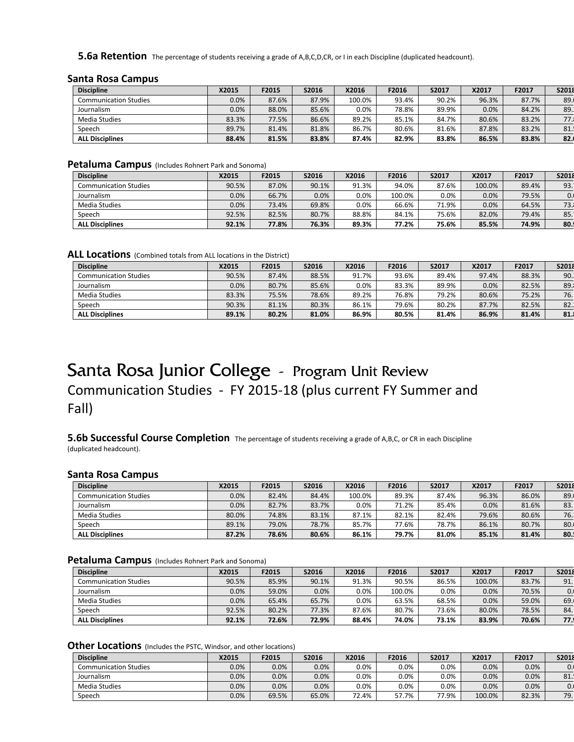**5.6a Retention** The percentage of students receiving a grade of A,B,C,D,CR, or I in each Discipline (duplicated headcount).

### Santa Rosa Campus

| Discipline | X2015 | F2015 | S2016 | X2016 | F2016 | S2017 | X2017 | F2017 | S2018 |
|---|---|---|---|---|---|---|---|---|---|
| Communication Studies | 0.0% | 87.6% | 87.9% | 100.0% | 93.4% | 90.2% | 96.3% | 87.7% | 89. |
| Journalism | 0.0% | 88.0% | 85.6% | 0.0% | 78.8% | 89.9% | 0.0% | 84.2% | 89. |
| Media Studies | 83.3% | 77.5% | 86.6% | 89.2% | 85.1% | 84.7% | 80.6% | 83.2% | 77. |
| Speech | 89.7% | 81.4% | 81.8% | 86.7% | 80.6% | 81.6% | 87.8% | 83.2% | 81. |
| **ALL Disciplines** | **88.4%** | **81.5%** | **83.8%** | **87.4%** | **82.9%** | **83.8%** | **86.5%** | **83.8%** | **82.** |

### Petaluma Campus (Includes Rohnert Park and Sonoma)

| Discipline | X2015 | F2015 | S2016 | X2016 | F2016 | S2017 | X2017 | F2017 | S2018 |
|---|---|---|---|---|---|---|---|---|---|
| Communication Studies | 90.5% | 87.0% | 90.1% | 91.3% | 94.0% | 87.6% | 100.0% | 89.4% | 93. |
| Journalism | 0.0% | 66.7% | 0.0% | 0.0% | 100.0% | 0.0% | 0.0% | 79.5% | 0. |
| Media Studies | 0.0% | 73.4% | 69.8% | 0.0% | 66.6% | 71.9% | 0.0% | 64.5% | 73. |
| Speech | 92.5% | 82.5% | 80.7% | 88.8% | 84.1% | 75.6% | 82.0% | 79.4% | 85. |
| **ALL Disciplines** | **92.1%** | **77.8%** | **76.3%** | **89.3%** | **77.2%** | **75.6%** | **85.5%** | **74.9%** | **80.** |

### ALL Locations (Combined totals from ALL locations in the District)

| Discipline | X2015 | F2015 | S2016 | X2016 | F2016 | S2017 | X2017 | F2017 | S2018 |
|---|---|---|---|---|---|---|---|---|---|
| Communication Studies | 90.5% | 87.4% | 88.5% | 91.7% | 93.6% | 89.4% | 97.4% | 88.3% | 90. |
| Journalism | 0.0% | 80.7% | 85.6% | 0.0% | 83.3% | 89.9% | 0.0% | 82.5% | 89. |
| Media Studies | 83.3% | 75.5% | 78.6% | 89.2% | 76.8% | 79.2% | 80.6% | 75.2% | 76. |
| Speech | 90.3% | 81.1% | 80.3% | 86.1% | 79.6% | 80.2% | 87.7% | 82.5% | 82. |
| **ALL Disciplines** | **89.1%** | **80.2%** | **81.0%** | **86.9%** | **80.5%** | **81.4%** | **86.9%** | **81.4%** | **81.** |

# Santa Rosa Junior College - Program Unit Review

## Communication Studies - FY 2015-18 (plus current FY Summer and Fall)

**5.6b Successful Course Completion** The percentage of students receiving a grade of A,B,C, or CR in each Discipline (duplicated headcount).

### Santa Rosa Campus

| Discipline | X2015 | F2015 | S2016 | X2016 | F2016 | S2017 | X2017 | F2017 | S2018 |
|---|---|---|---|---|---|---|---|---|---|
| Communication Studies | 0.0% | 82.4% | 84.4% | 100.0% | 89.3% | 87.4% | 96.3% | 86.0% | 89. |
| Journalism | 0.0% | 82.7% | 83.7% | 0.0% | 71.2% | 85.4% | 0.0% | 81.6% | 83. |
| Media Studies | 80.0% | 74.8% | 83.1% | 87.1% | 82.1% | 82.4% | 79.6% | 80.6% | 76. |
| Speech | 89.1% | 79.0% | 78.7% | 85.7% | 77.6% | 78.7% | 86.1% | 80.7% | 80. |
| **ALL Disciplines** | **87.2%** | **78.6%** | **80.6%** | **86.1%** | **79.7%** | **81.0%** | **85.1%** | **81.4%** | **80.** |

### Petaluma Campus (Includes Rohnert Park and Sonoma)

| Discipline | X2015 | F2015 | S2016 | X2016 | F2016 | S2017 | X2017 | F2017 | S2018 |
|---|---|---|---|---|---|---|---|---|---|
| Communication Studies | 90.5% | 85.9% | 90.1% | 91.3% | 90.5% | 86.5% | 100.0% | 83.7% | 91. |
| Journalism | 0.0% | 59.0% | 0.0% | 0.0% | 100.0% | 0.0% | 0.0% | 70.5% | 0. |
| Media Studies | 0.0% | 65.4% | 65.7% | 0.0% | 63.5% | 68.5% | 0.0% | 59.0% | 69. |
| Speech | 92.5% | 80.2% | 77.3% | 87.6% | 80.7% | 73.6% | 80.0% | 78.5% | 84. |
| **ALL Disciplines** | **92.1%** | **72.6%** | **72.9%** | **88.4%** | **74.0%** | **73.1%** | **83.9%** | **70.6%** | **77.** |

### Other Locations (Includes the PSTC, Windsor, and other locations)

| Discipline | X2015 | F2015 | S2016 | X2016 | F2016 | S2017 | X2017 | F2017 | S2018 |
|---|---|---|---|---|---|---|---|---|---|
| Communication Studies | 0.0% | 0.0% | 0.0% | 0.0% | 0.0% | 0.0% | 0.0% | 0.0% | 0. |
| Journalism | 0.0% | 0.0% | 0.0% | 0.0% | 0.0% | 0.0% | 0.0% | 0.0% | 81. |
| Media Studies | 0.0% | 0.0% | 0.0% | 0.0% | 0.0% | 0.0% | 0.0% | 0.0% | 0. |
| Speech | 0.0% | 69.5% | 65.0% | 72.4% | 57.7% | 77.9% | 100.0% | 82.3% | 79. |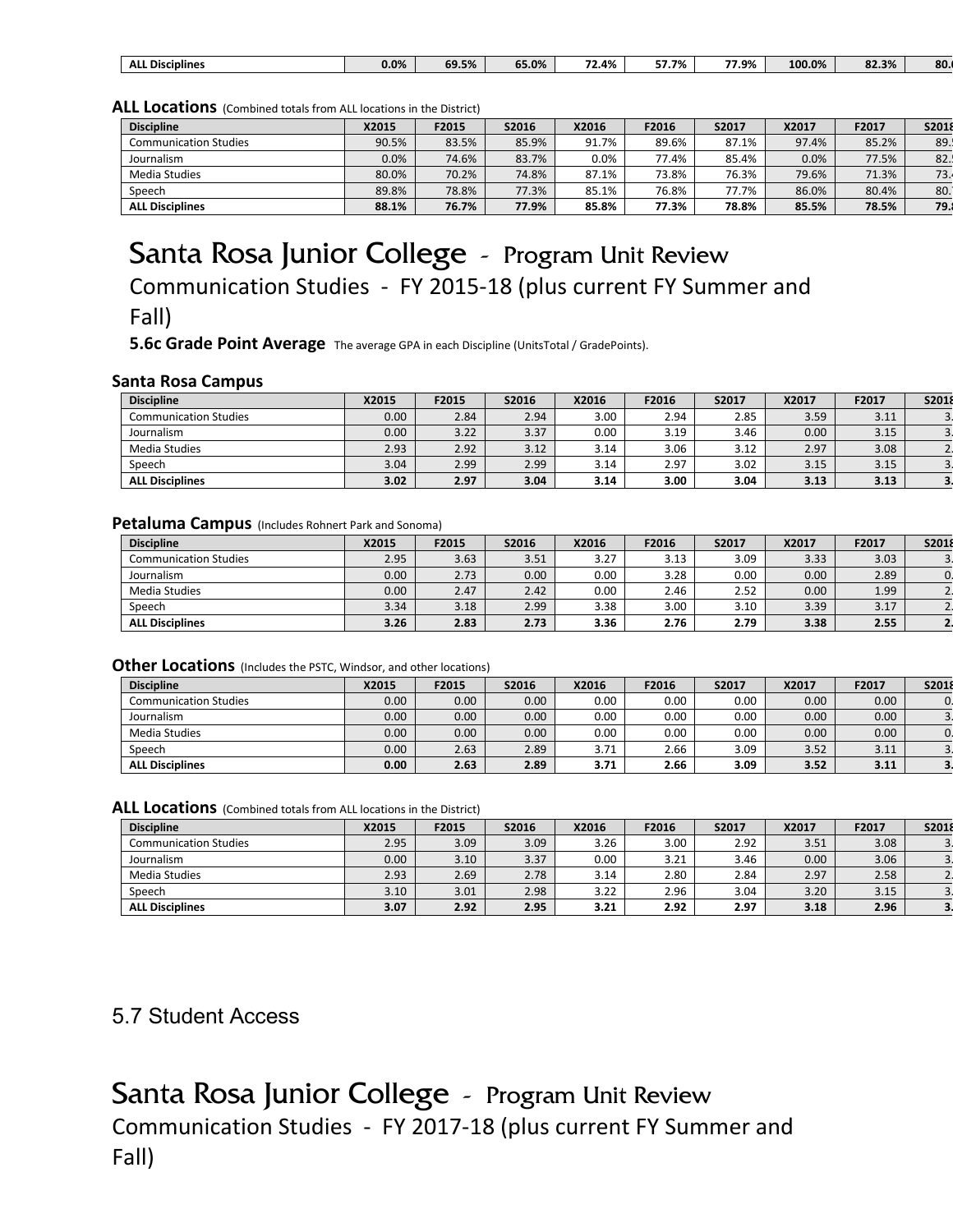| ALL Disciplines | 0.0% | 69.5% | 65.0% | 72.4% | 57.7% | 77.9% | 100.0% | 82.3% | 80. |
|---|---|---|---|---|---|---|---|---|---|

**ALL Locations** (Combined totals from ALL locations in the District)

| Discipline | X2015 | F2015 | S2016 | X2016 | F2016 | S2017 | X2017 | F2017 | S2018 |
|---|---|---|---|---|---|---|---|---|---|
| Communication Studies | 90.5% | 83.5% | 85.9% | 91.7% | 89.6% | 87.1% | 97.4% | 85.2% | 89. |
| Journalism | 0.0% | 74.6% | 83.7% | 0.0% | 77.4% | 85.4% | 0.0% | 77.5% | 82. |
| Media Studies | 80.0% | 70.2% | 74.8% | 87.1% | 73.8% | 76.3% | 79.6% | 71.3% | 73. |
| Speech | 89.8% | 78.8% | 77.3% | 85.1% | 76.8% | 77.7% | 86.0% | 80.4% | 80. |
| **ALL Disciplines** | **88.1%** | **76.7%** | **77.9%** | **85.8%** | **77.3%** | **78.8%** | **85.5%** | **78.5%** | **79.** |

# Santa Rosa Junior College - Program Unit Review

Communication Studies - FY 2015-18 (plus current FY Summer and Fall)

**5.6c Grade Point Average** The average GPA in each Discipline (UnitsTotal / GradePoints).

**Santa Rosa Campus**

| Discipline | X2015 | F2015 | S2016 | X2016 | F2016 | S2017 | X2017 | F2017 | S2018 |
|---|---|---|---|---|---|---|---|---|---|
| Communication Studies | 0.00 | 2.84 | 2.94 | 3.00 | 2.94 | 2.85 | 3.59 | 3.11 | 3. |
| Journalism | 0.00 | 3.22 | 3.37 | 0.00 | 3.19 | 3.46 | 0.00 | 3.15 | 3. |
| Media Studies | 2.93 | 2.92 | 3.12 | 3.14 | 3.06 | 3.12 | 2.97 | 3.08 | 2. |
| Speech | 3.04 | 2.99 | 2.99 | 3.14 | 2.97 | 3.02 | 3.15 | 3.15 | 3. |
| **ALL Disciplines** | **3.02** | **2.97** | **3.04** | **3.14** | **3.00** | **3.04** | **3.13** | **3.13** | **3.** |

**Petaluma Campus** (Includes Rohnert Park and Sonoma)

| Discipline | X2015 | F2015 | S2016 | X2016 | F2016 | S2017 | X2017 | F2017 | S2018 |
|---|---|---|---|---|---|---|---|---|---|
| Communication Studies | 2.95 | 3.63 | 3.51 | 3.27 | 3.13 | 3.09 | 3.33 | 3.03 | 3. |
| Journalism | 0.00 | 2.73 | 0.00 | 0.00 | 3.28 | 0.00 | 0.00 | 2.89 | 0. |
| Media Studies | 0.00 | 2.47 | 2.42 | 0.00 | 2.46 | 2.52 | 0.00 | 1.99 | 2. |
| Speech | 3.34 | 3.18 | 2.99 | 3.38 | 3.00 | 3.10 | 3.39 | 3.17 | 2. |
| **ALL Disciplines** | **3.26** | **2.83** | **2.73** | **3.36** | **2.76** | **2.79** | **3.38** | **2.55** | **2.** |

**Other Locations** (Includes the PSTC, Windsor, and other locations)

| Discipline | X2015 | F2015 | S2016 | X2016 | F2016 | S2017 | X2017 | F2017 | S2018 |
|---|---|---|---|---|---|---|---|---|---|
| Communication Studies | 0.00 | 0.00 | 0.00 | 0.00 | 0.00 | 0.00 | 0.00 | 0.00 | 0. |
| Journalism | 0.00 | 0.00 | 0.00 | 0.00 | 0.00 | 0.00 | 0.00 | 0.00 | 3. |
| Media Studies | 0.00 | 0.00 | 0.00 | 0.00 | 0.00 | 0.00 | 0.00 | 0.00 | 0. |
| Speech | 0.00 | 2.63 | 2.89 | 3.71 | 2.66 | 3.09 | 3.52 | 3.11 | 3. |
| **ALL Disciplines** | **0.00** | **2.63** | **2.89** | **3.71** | **2.66** | **3.09** | **3.52** | **3.11** | **3.** |

**ALL Locations** (Combined totals from ALL locations in the District)

| Discipline | X2015 | F2015 | S2016 | X2016 | F2016 | S2017 | X2017 | F2017 | S2018 |
|---|---|---|---|---|---|---|---|---|---|
| Communication Studies | 2.95 | 3.09 | 3.09 | 3.26 | 3.00 | 2.92 | 3.51 | 3.08 | 3. |
| Journalism | 0.00 | 3.10 | 3.37 | 0.00 | 3.21 | 3.46 | 0.00 | 3.06 | 3. |
| Media Studies | 2.93 | 2.69 | 2.78 | 3.14 | 2.80 | 2.84 | 2.97 | 2.58 | 2. |
| Speech | 3.10 | 3.01 | 2.98 | 3.22 | 2.96 | 3.04 | 3.20 | 3.15 | 3. |
| **ALL Disciplines** | **3.07** | **2.92** | **2.95** | **3.21** | **2.92** | **2.97** | **3.18** | **2.96** | **3.** |

## 5.7 Student Access

# Santa Rosa Junior College - Program Unit Review

Communication Studies - FY 2017-18 (plus current FY Summer and Fall)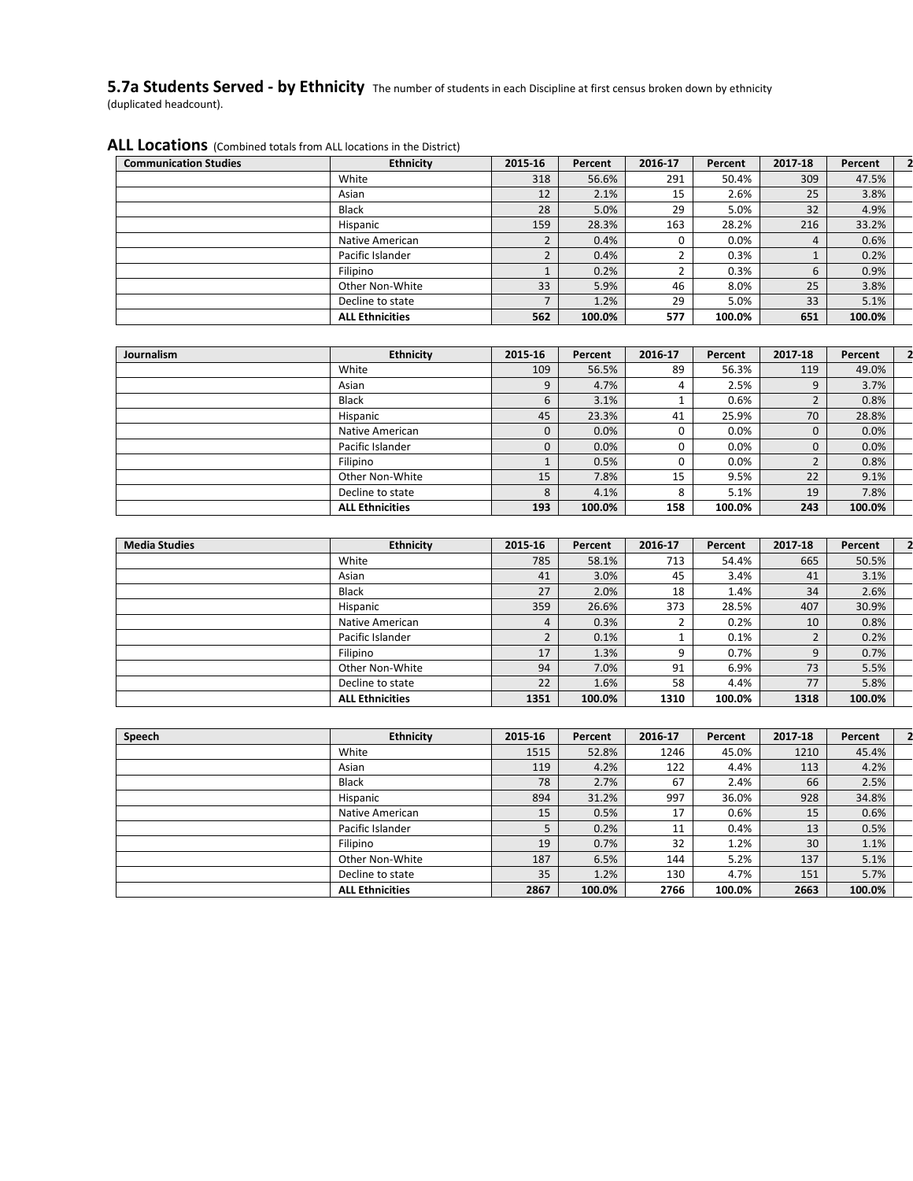## 5.7a Students Served - by Ethnicity

The number of students in each Discipline at first census broken down by ethnicity (duplicated headcount).

### ALL Locations (Combined totals from ALL locations in the District)

| Communication Studies | Ethnicity | 2015-16 | Percent | 2016-17 | Percent | 2017-18 | Percent |
|---|---|---|---|---|---|---|---|
| | White | 318 | 56.6% | 291 | 50.4% | 309 | 47.5% |
| | Asian | 12 | 2.1% | 15 | 2.6% | 25 | 3.8% |
| | Black | 28 | 5.0% | 29 | 5.0% | 32 | 4.9% |
| | Hispanic | 159 | 28.3% | 163 | 28.2% | 216 | 33.2% |
| | Native American | 2 | 0.4% | 0 | 0.0% | 4 | 0.6% |
| | Pacific Islander | 2 | 0.4% | 2 | 0.3% | 1 | 0.2% |
| | Filipino | 1 | 0.2% | 2 | 0.3% | 6 | 0.9% |
| | Other Non-White | 33 | 5.9% | 46 | 8.0% | 25 | 3.8% |
| | Decline to state | 7 | 1.2% | 29 | 5.0% | 33 | 5.1% |
| | **ALL Ethnicities** | **562** | **100.0%** | **577** | **100.0%** | **651** | **100.0%** |

| Journalism | Ethnicity | 2015-16 | Percent | 2016-17 | Percent | 2017-18 | Percent |
|---|---|---|---|---|---|---|---|
| | White | 109 | 56.5% | 89 | 56.3% | 119 | 49.0% |
| | Asian | 9 | 4.7% | 4 | 2.5% | 9 | 3.7% |
| | Black | 6 | 3.1% | 1 | 0.6% | 2 | 0.8% |
| | Hispanic | 45 | 23.3% | 41 | 25.9% | 70 | 28.8% |
| | Native American | 0 | 0.0% | 0 | 0.0% | 0 | 0.0% |
| | Pacific Islander | 0 | 0.0% | 0 | 0.0% | 0 | 0.0% |
| | Filipino | 1 | 0.5% | 0 | 0.0% | 2 | 0.8% |
| | Other Non-White | 15 | 7.8% | 15 | 9.5% | 22 | 9.1% |
| | Decline to state | 8 | 4.1% | 8 | 5.1% | 19 | 7.8% |
| | **ALL Ethnicities** | **193** | **100.0%** | **158** | **100.0%** | **243** | **100.0%** |

| Media Studies | Ethnicity | 2015-16 | Percent | 2016-17 | Percent | 2017-18 | Percent |
|---|---|---|---|---|---|---|---|
| | White | 785 | 58.1% | 713 | 54.4% | 665 | 50.5% |
| | Asian | 41 | 3.0% | 45 | 3.4% | 41 | 3.1% |
| | Black | 27 | 2.0% | 18 | 1.4% | 34 | 2.6% |
| | Hispanic | 359 | 26.6% | 373 | 28.5% | 407 | 30.9% |
| | Native American | 4 | 0.3% | 2 | 0.2% | 10 | 0.8% |
| | Pacific Islander | 2 | 0.1% | 1 | 0.1% | 2 | 0.2% |
| | Filipino | 17 | 1.3% | 9 | 0.7% | 9 | 0.7% |
| | Other Non-White | 94 | 7.0% | 91 | 6.9% | 73 | 5.5% |
| | Decline to state | 22 | 1.6% | 58 | 4.4% | 77 | 5.8% |
| | **ALL Ethnicities** | **1351** | **100.0%** | **1310** | **100.0%** | **1318** | **100.0%** |

| Speech | Ethnicity | 2015-16 | Percent | 2016-17 | Percent | 2017-18 | Percent |
|---|---|---|---|---|---|---|---|
| | White | 1515 | 52.8% | 1246 | 45.0% | 1210 | 45.4% |
| | Asian | 119 | 4.2% | 122 | 4.4% | 113 | 4.2% |
| | Black | 78 | 2.7% | 67 | 2.4% | 66 | 2.5% |
| | Hispanic | 894 | 31.2% | 997 | 36.0% | 928 | 34.8% |
| | Native American | 15 | 0.5% | 17 | 0.6% | 15 | 0.6% |
| | Pacific Islander | 5 | 0.2% | 11 | 0.4% | 13 | 0.5% |
| | Filipino | 19 | 0.7% | 32 | 1.2% | 30 | 1.1% |
| | Other Non-White | 187 | 6.5% | 144 | 5.2% | 137 | 5.1% |
| | Decline to state | 35 | 1.2% | 130 | 4.7% | 151 | 5.7% |
| | **ALL Ethnicities** | **2867** | **100.0%** | **2766** | **100.0%** | **2663** | **100.0%** |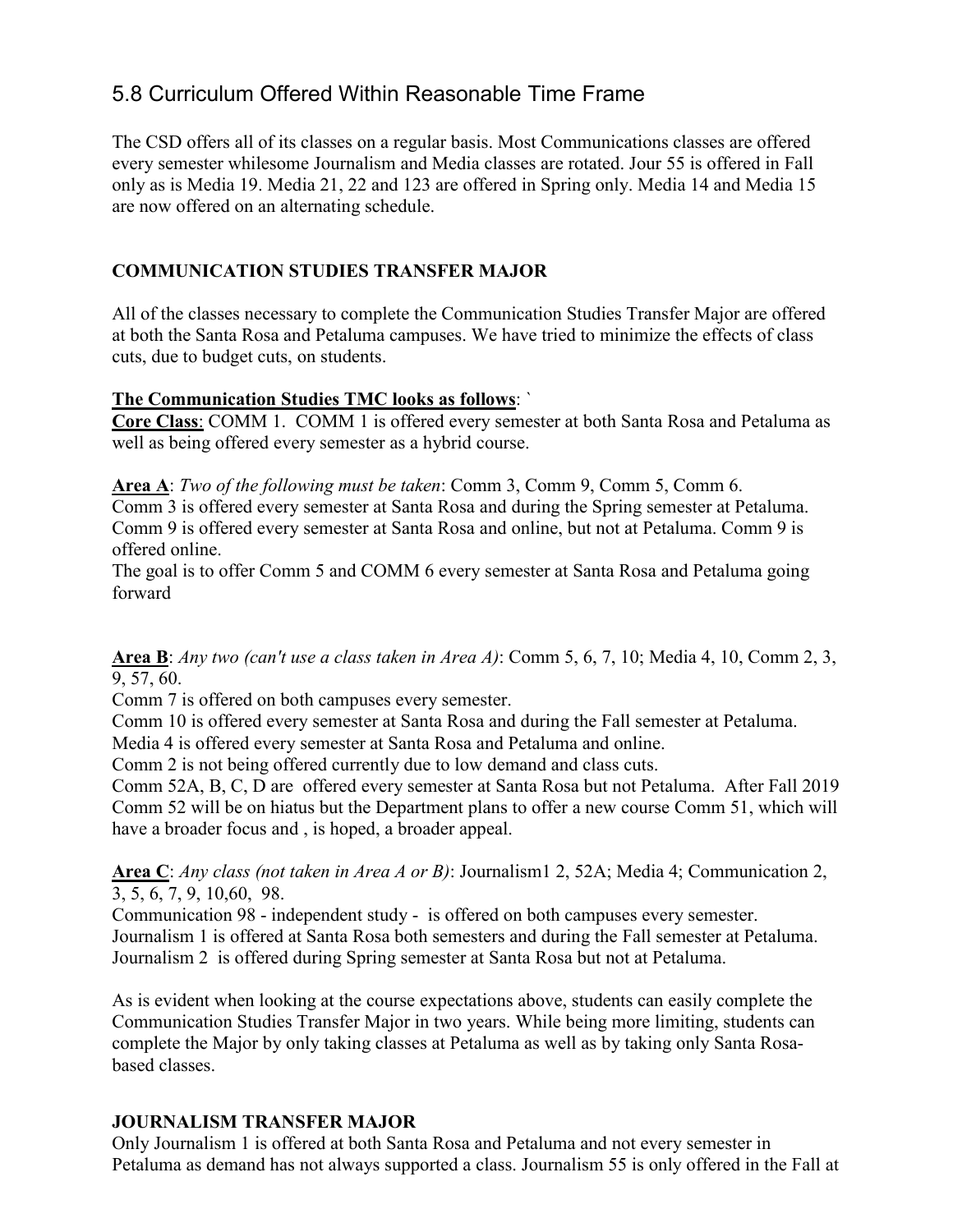## 5.8 Curriculum Offered Within Reasonable Time Frame

The CSD offers all of its classes on a regular basis. Most Communications classes are offered every semester whilesome Journalism and Media classes are rotated. Jour 55 is offered in Fall only as is Media 19. Media 21, 22 and 123 are offered in Spring only. Media 14 and Media 15 are now offered on an alternating schedule.

### COMMUNICATION STUDIES TRANSFER MAJOR

All of the classes necessary to complete the Communication Studies Transfer Major are offered at both the Santa Rosa and Petaluma campuses. We have tried to minimize the effects of class cuts, due to budget cuts, on students.

**The Communication Studies TMC looks as follows**: `

**Core Class**: COMM 1. COMM 1 is offered every semester at both Santa Rosa and Petaluma as well as being offered every semester as a hybrid course.

**Area A**: *Two of the following must be taken*: Comm 3, Comm 9, Comm 5, Comm 6.
Comm 3 is offered every semester at Santa Rosa and during the Spring semester at Petaluma.
Comm 9 is offered every semester at Santa Rosa and online, but not at Petaluma. Comm 9 is offered online.
The goal is to offer Comm 5 and COMM 6 every semester at Santa Rosa and Petaluma going forward

**Area B**: *Any two (can't use a class taken in Area A)*: Comm 5, 6, 7, 10; Media 4, 10, Comm 2, 3, 9, 57, 60.
Comm 7 is offered on both campuses every semester.
Comm 10 is offered every semester at Santa Rosa and during the Fall semester at Petaluma.
Media 4 is offered every semester at Santa Rosa and Petaluma and online.
Comm 2 is not being offered currently due to low demand and class cuts.
Comm 52A, B, C, D are offered every semester at Santa Rosa but not Petaluma. After Fall 2019 Comm 52 will be on hiatus but the Department plans to offer a new course Comm 51, which will have a broader focus and , is hoped, a broader appeal.

**Area C**: *Any class (not taken in Area A or B)*: Journalism1 2, 52A; Media 4; Communication 2, 3, 5, 6, 7, 9, 10,60, 98.
Communication 98 - independent study - is offered on both campuses every semester.
Journalism 1 is offered at Santa Rosa both semesters and during the Fall semester at Petaluma.
Journalism 2 is offered during Spring semester at Santa Rosa but not at Petaluma.

As is evident when looking at the course expectations above, students can easily complete the Communication Studies Transfer Major in two years. While being more limiting, students can complete the Major by only taking classes at Petaluma as well as by taking only Santa Rosa-based classes.

### JOURNALISM TRANSFER MAJOR

Only Journalism 1 is offered at both Santa Rosa and Petaluma and not every semester in Petaluma as demand has not always supported a class. Journalism 55 is only offered in the Fall at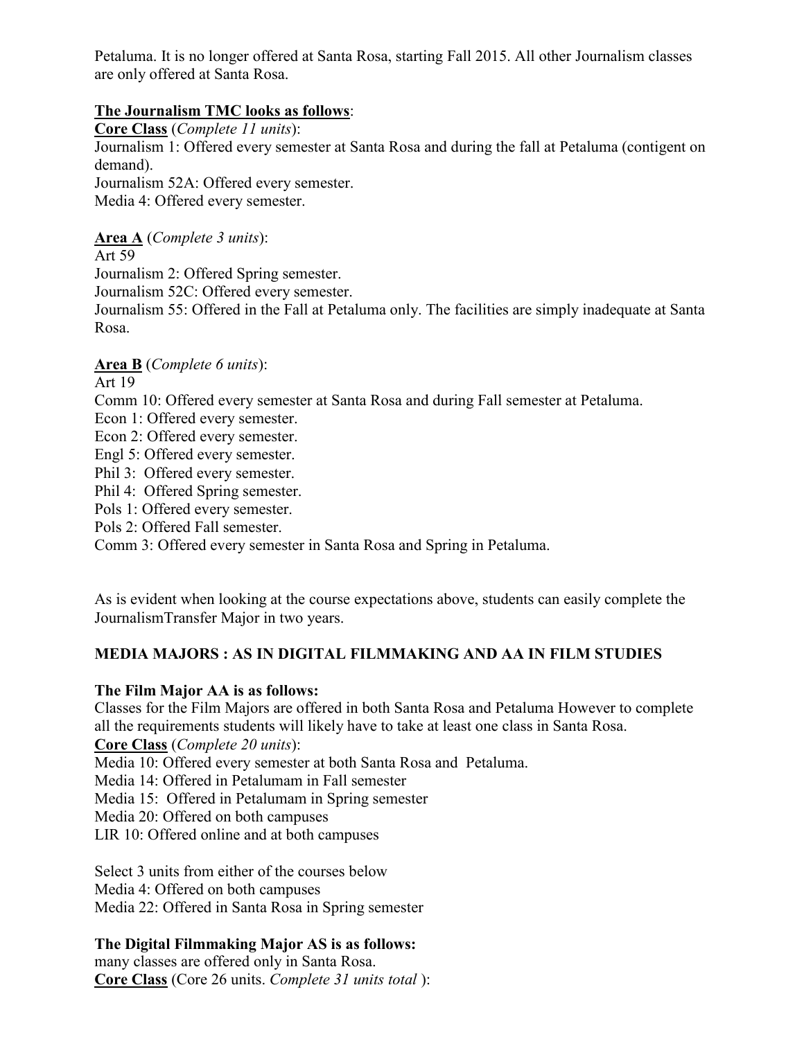Petaluma. It is no longer offered at Santa Rosa, starting Fall 2015. All other Journalism classes are only offered at Santa Rosa.

**The Journalism TMC looks as follows**:

**Core Class** (*Complete 11 units*):
Journalism 1: Offered every semester at Santa Rosa and during the fall at Petaluma (contigent on demand).
Journalism 52A: Offered every semester.
Media 4: Offered every semester.

**Area A** (*Complete 3 units*):
Art 59
Journalism 2: Offered Spring semester.
Journalism 52C: Offered every semester.
Journalism 55: Offered in the Fall at Petaluma only. The facilities are simply inadequate at Santa Rosa.

**Area B** (*Complete 6 units*):
Art 19
Comm 10: Offered every semester at Santa Rosa and during Fall semester at Petaluma.
Econ 1: Offered every semester.
Econ 2: Offered every semester.
Engl 5: Offered every semester.
Phil 3: Offered every semester.
Phil 4: Offered Spring semester.
Pols 1: Offered every semester.
Pols 2: Offered Fall semester.
Comm 3: Offered every semester in Santa Rosa and Spring in Petaluma.

As is evident when looking at the course expectations above, students can easily complete the JournalismTransfer Major in two years.

**MEDIA MAJORS : AS IN DIGITAL FILMMAKING AND AA IN FILM STUDIES**

**The Film Major AA is as follows:**
Classes for the Film Majors are offered in both Santa Rosa and Petaluma However to complete all the requirements students will likely have to take at least one class in Santa Rosa.

**Core Class** (*Complete 20 units*):
Media 10: Offered every semester at both Santa Rosa and Petaluma.
Media 14: Offered in Petalumam in Fall semester
Media 15: Offered in Petalumam in Spring semester
Media 20: Offered on both campuses
LIR 10: Offered online and at both campuses

Select 3 units from either of the courses below
Media 4: Offered on both campuses
Media 22: Offered in Santa Rosa in Spring semester

**The Digital Filmmaking Major AS is as follows:**
many classes are offered only in Santa Rosa.

**Core Class** (Core 26 units. *Complete 31 units total* ):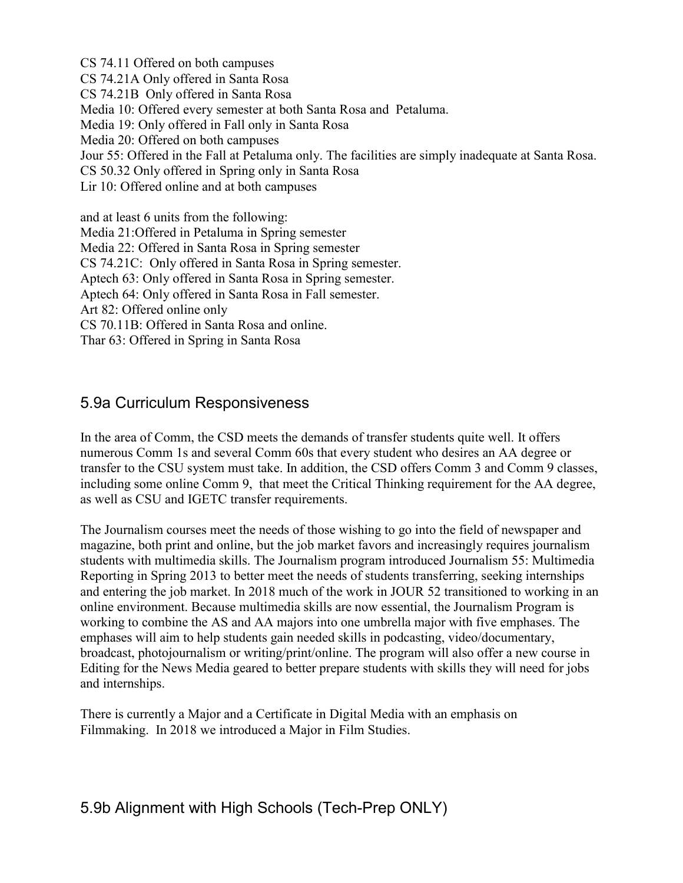CS 74.11 Offered on both campuses
CS 74.21A Only offered in Santa Rosa
CS 74.21B Only offered in Santa Rosa
Media 10: Offered every semester at both Santa Rosa and Petaluma.
Media 19: Only offered in Fall only in Santa Rosa
Media 20: Offered on both campuses
Jour 55: Offered in the Fall at Petaluma only. The facilities are simply inadequate at Santa Rosa.
CS 50.32 Only offered in Spring only in Santa Rosa
Lir 10: Offered online and at both campuses

and at least 6 units from the following:
Media 21:Offered in Petaluma in Spring semester
Media 22: Offered in Santa Rosa in Spring semester
CS 74.21C: Only offered in Santa Rosa in Spring semester.
Aptech 63: Only offered in Santa Rosa in Spring semester.
Aptech 64: Only offered in Santa Rosa in Fall semester.
Art 82: Offered online only
CS 70.11B: Offered in Santa Rosa and online.
Thar 63: Offered in Spring in Santa Rosa

## 5.9a Curriculum Responsiveness

In the area of Comm, the CSD meets the demands of transfer students quite well. It offers numerous Comm 1s and several Comm 60s that every student who desires an AA degree or transfer to the CSU system must take. In addition, the CSD offers Comm 3 and Comm 9 classes, including some online Comm 9, that meet the Critical Thinking requirement for the AA degree, as well as CSU and IGETC transfer requirements.

The Journalism courses meet the needs of those wishing to go into the field of newspaper and magazine, both print and online, but the job market favors and increasingly requires journalism students with multimedia skills. The Journalism program introduced Journalism 55: Multimedia Reporting in Spring 2013 to better meet the needs of students transferring, seeking internships and entering the job market. In 2018 much of the work in JOUR 52 transitioned to working in an online environment. Because multimedia skills are now essential, the Journalism Program is working to combine the AS and AA majors into one umbrella major with five emphases. The emphases will aim to help students gain needed skills in podcasting, video/documentary, broadcast, photojournalism or writing/print/online. The program will also offer a new course in Editing for the News Media geared to better prepare students with skills they will need for jobs and internships.

There is currently a Major and a Certificate in Digital Media with an emphasis on Filmmaking. In 2018 we introduced a Major in Film Studies.

## 5.9b Alignment with High Schools (Tech-Prep ONLY)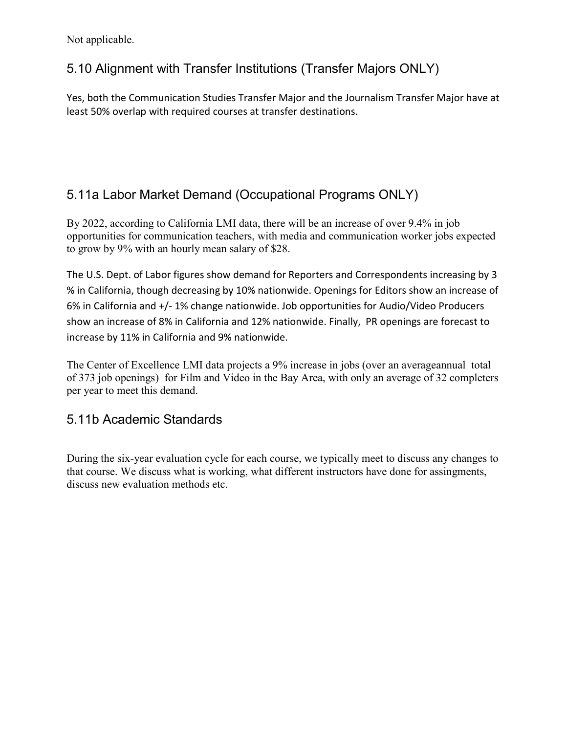Not applicable.

## 5.10 Alignment with Transfer Institutions (Transfer Majors ONLY)

Yes, both the Communication Studies Transfer Major and the Journalism Transfer Major have at least 50% overlap with required courses at transfer destinations.

## 5.11a Labor Market Demand (Occupational Programs ONLY)

By 2022, according to California LMI data, there will be an increase of over 9.4% in job opportunities for communication teachers, with media and communication worker jobs expected to grow by 9% with an hourly mean salary of $28.

The U.S. Dept. of Labor figures show demand for Reporters and Correspondents increasing by 3 % in California, though decreasing by 10% nationwide. Openings for Editors show an increase of 6% in California and +/- 1% change nationwide. Job opportunities for Audio/Video Producers show an increase of 8% in California and 12% nationwide. Finally, PR openings are forecast to increase by 11% in California and 9% nationwide.

The Center of Excellence LMI data projects a 9% increase in jobs (over an averageannual total of 373 job openings) for Film and Video in the Bay Area, with only an average of 32 completers per year to meet this demand.

## 5.11b Academic Standards

During the six-year evaluation cycle for each course, we typically meet to discuss any changes to that course. We discuss what is working, what different instructors have done for assingments, discuss new evaluation methods etc.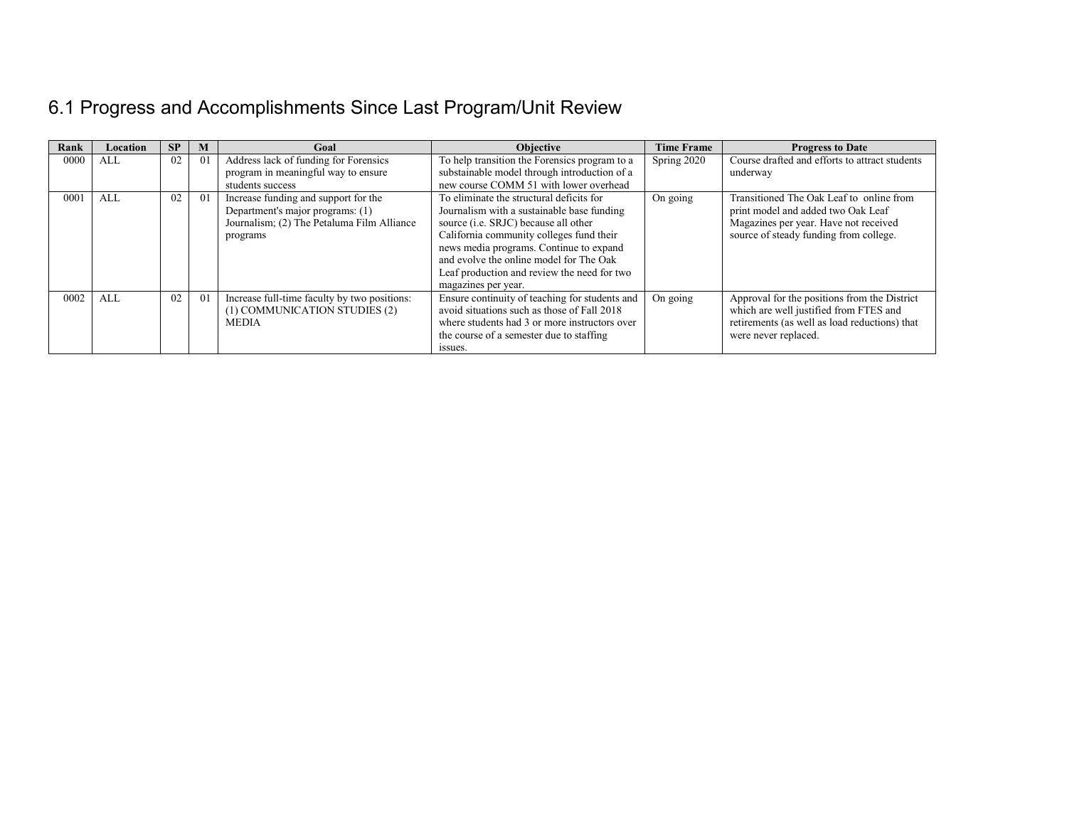## 6.1 Progress and Accomplishments Since Last Program/Unit Review

| Rank | Location | SP | M | Goal | Objective | Time Frame | Progress to Date |
| --- | --- | --- | --- | --- | --- | --- | --- |
| 0000 | ALL | 02 | 01 | Address lack of funding for Forensics program in meaningful way to ensure students success | To help transition the Forensics program to a substainable model through introduction of a new course COMM 51 with lower overhead | Spring 2020 | Course drafted and efforts to attract students underway |
| 0001 | ALL | 02 | 01 | Increase funding and support for the Department's major programs: (1) Journalism; (2) The Petaluma Film Alliance programs | To eliminate the structural deficits for Journalism with a sustainable base funding source (i.e. SRJC) because all other California community colleges fund their news media programs. Continue to expand and evolve the online model for The Oak Leaf production and review the need for two magazines per year. | On going | Transitioned The Oak Leaf to online from print model and added two Oak Leaf Magazines per year. Have not received source of steady funding from college. |
| 0002 | ALL | 02 | 01 | Increase full-time faculty by two positions: (1) COMMUNICATION STUDIES (2) MEDIA | Ensure continuity of teaching for students and avoid situations such as those of Fall 2018 where students had 3 or more instructors over the course of a semester due to staffing issues. | On going | Approval for the positions from the District which are well justified from FTES and retirements (as well as load reductions) that were never replaced. |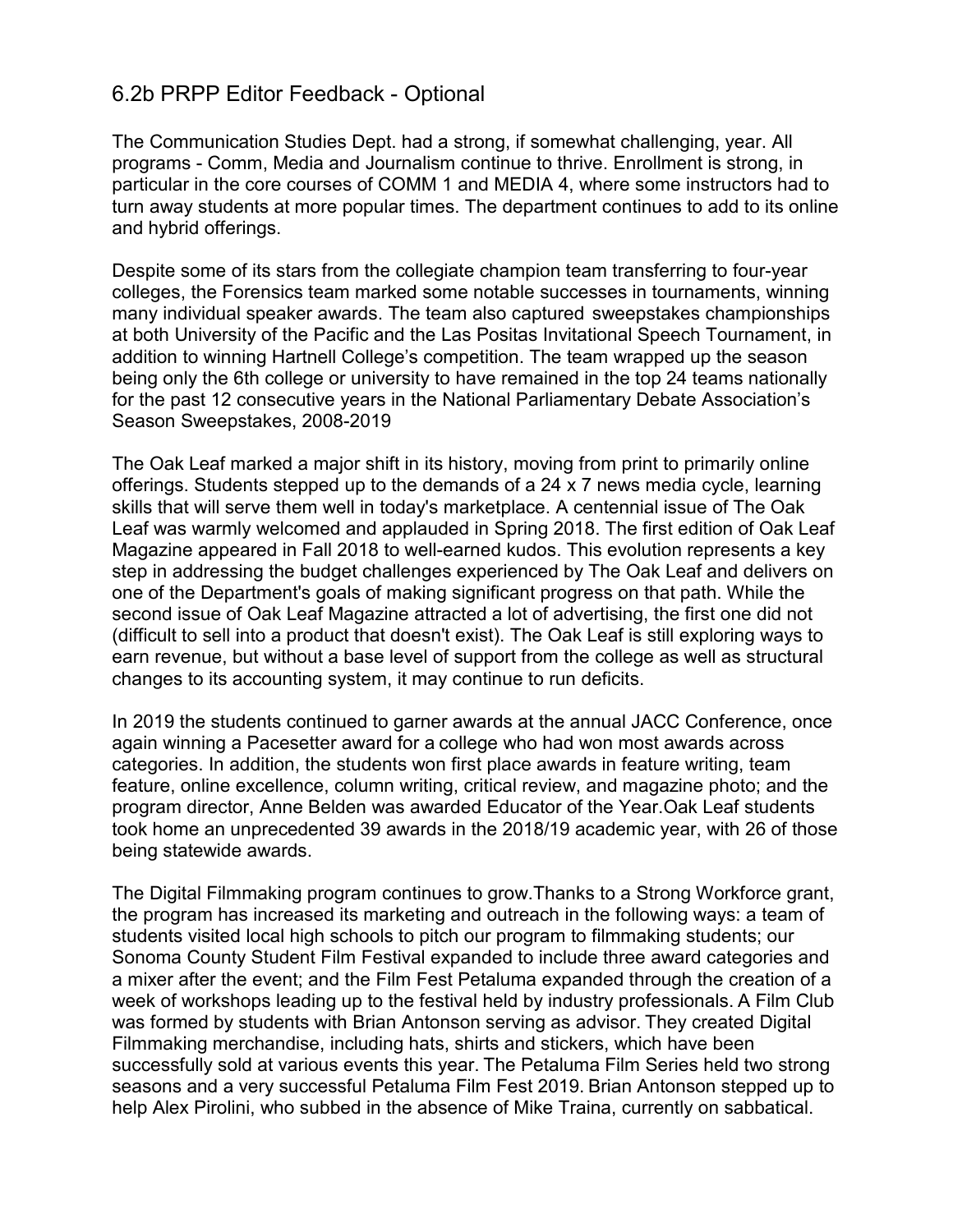## 6.2b PRPP Editor Feedback - Optional

The Communication Studies Dept. had a strong, if somewhat challenging, year. All programs - Comm, Media and Journalism continue to thrive. Enrollment is strong, in particular in the core courses of COMM 1 and MEDIA 4, where some instructors had to turn away students at more popular times. The department continues to add to its online and hybrid offerings.

Despite some of its stars from the collegiate champion team transferring to four-year colleges, the Forensics team marked some notable successes in tournaments, winning many individual speaker awards. The team also captured sweepstakes championships at both University of the Pacific and the Las Positas Invitational Speech Tournament, in addition to winning Hartnell College's competition. The team wrapped up the season being only the 6th college or university to have remained in the top 24 teams nationally for the past 12 consecutive years in the National Parliamentary Debate Association's Season Sweepstakes, 2008-2019

The Oak Leaf marked a major shift in its history, moving from print to primarily online offerings. Students stepped up to the demands of a 24 x 7 news media cycle, learning skills that will serve them well in today's marketplace. A centennial issue of The Oak Leaf was warmly welcomed and applauded in Spring 2018. The first edition of Oak Leaf Magazine appeared in Fall 2018 to well-earned kudos. This evolution represents a key step in addressing the budget challenges experienced by The Oak Leaf and delivers on one of the Department's goals of making significant progress on that path. While the second issue of Oak Leaf Magazine attracted a lot of advertising, the first one did not (difficult to sell into a product that doesn't exist). The Oak Leaf is still exploring ways to earn revenue, but without a base level of support from the college as well as structural changes to its accounting system, it may continue to run deficits.

In 2019 the students continued to garner awards at the annual JACC Conference, once again winning a Pacesetter award for a college who had won most awards across categories. In addition, the students won first place awards in feature writing, team feature, online excellence, column writing, critical review, and magazine photo; and the program director, Anne Belden was awarded Educator of the Year.Oak Leaf students took home an unprecedented 39 awards in the 2018/19 academic year, with 26 of those being statewide awards.

The Digital Filmmaking program continues to grow.Thanks to a Strong Workforce grant, the program has increased its marketing and outreach in the following ways: a team of students visited local high schools to pitch our program to filmmaking students; our Sonoma County Student Film Festival expanded to include three award categories and a mixer after the event; and the Film Fest Petaluma expanded through the creation of a week of workshops leading up to the festival held by industry professionals. A Film Club was formed by students with Brian Antonson serving as advisor. They created Digital Filmmaking merchandise, including hats, shirts and stickers, which have been successfully sold at various events this year. The Petaluma Film Series held two strong seasons and a very successful Petaluma Film Fest 2019. Brian Antonson stepped up to help Alex Pirolini, who subbed in the absence of Mike Traina, currently on sabbatical.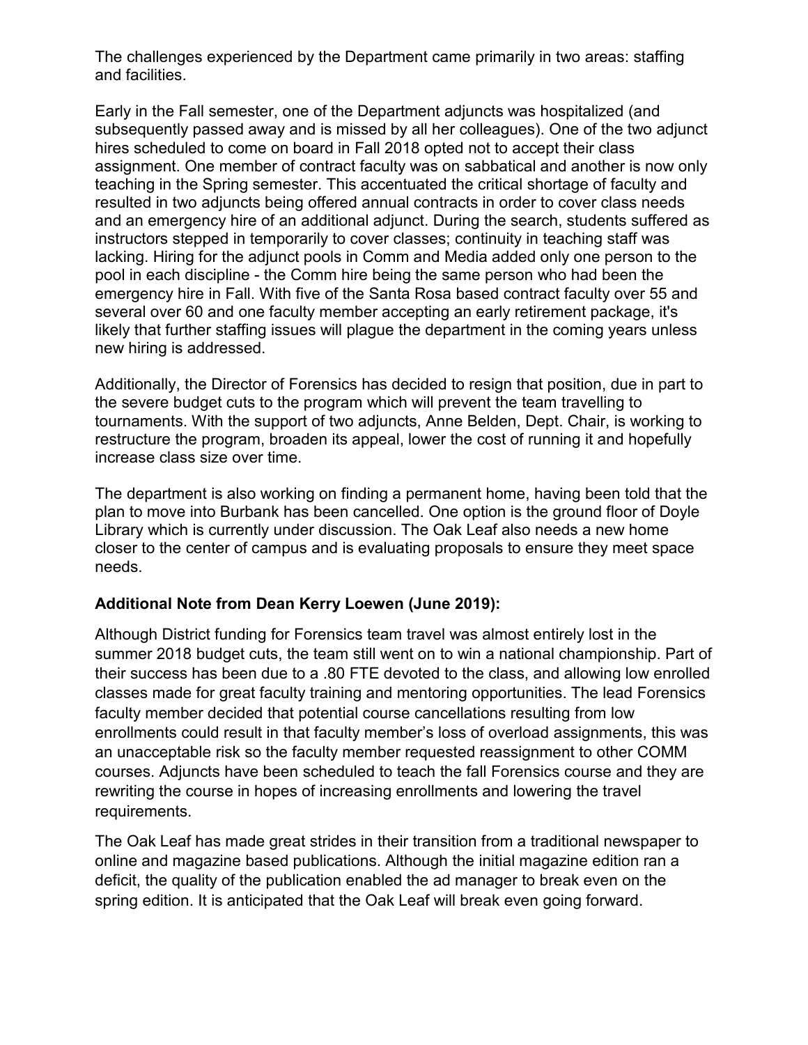The challenges experienced by the Department came primarily in two areas: staffing and facilities.

Early in the Fall semester, one of the Department adjuncts was hospitalized (and subsequently passed away and is missed by all her colleagues). One of the two adjunct hires scheduled to come on board in Fall 2018 opted not to accept their class assignment. One member of contract faculty was on sabbatical and another is now only teaching in the Spring semester. This accentuated the critical shortage of faculty and resulted in two adjuncts being offered annual contracts in order to cover class needs and an emergency hire of an additional adjunct. During the search, students suffered as instructors stepped in temporarily to cover classes; continuity in teaching staff was lacking. Hiring for the adjunct pools in Comm and Media added only one person to the pool in each discipline - the Comm hire being the same person who had been the emergency hire in Fall. With five of the Santa Rosa based contract faculty over 55 and several over 60 and one faculty member accepting an early retirement package, it's likely that further staffing issues will plague the department in the coming years unless new hiring is addressed.

Additionally, the Director of Forensics has decided to resign that position, due in part to the severe budget cuts to the program which will prevent the team travelling to tournaments. With the support of two adjuncts, Anne Belden, Dept. Chair, is working to restructure the program, broaden its appeal, lower the cost of running it and hopefully increase class size over time.

The department is also working on finding a permanent home, having been told that the plan to move into Burbank has been cancelled. One option is the ground floor of Doyle Library which is currently under discussion. The Oak Leaf also needs a new home closer to the center of campus and is evaluating proposals to ensure they meet space needs.

**Additional Note from Dean Kerry Loewen (June 2019):**

Although District funding for Forensics team travel was almost entirely lost in the summer 2018 budget cuts, the team still went on to win a national championship. Part of their success has been due to a .80 FTE devoted to the class, and allowing low enrolled classes made for great faculty training and mentoring opportunities. The lead Forensics faculty member decided that potential course cancellations resulting from low enrollments could result in that faculty member's loss of overload assignments, this was an unacceptable risk so the faculty member requested reassignment to other COMM courses. Adjuncts have been scheduled to teach the fall Forensics course and they are rewriting the course in hopes of increasing enrollments and lowering the travel requirements.

The Oak Leaf has made great strides in their transition from a traditional newspaper to online and magazine based publications. Although the initial magazine edition ran a deficit, the quality of the publication enabled the ad manager to break even on the spring edition. It is anticipated that the Oak Leaf will break even going forward.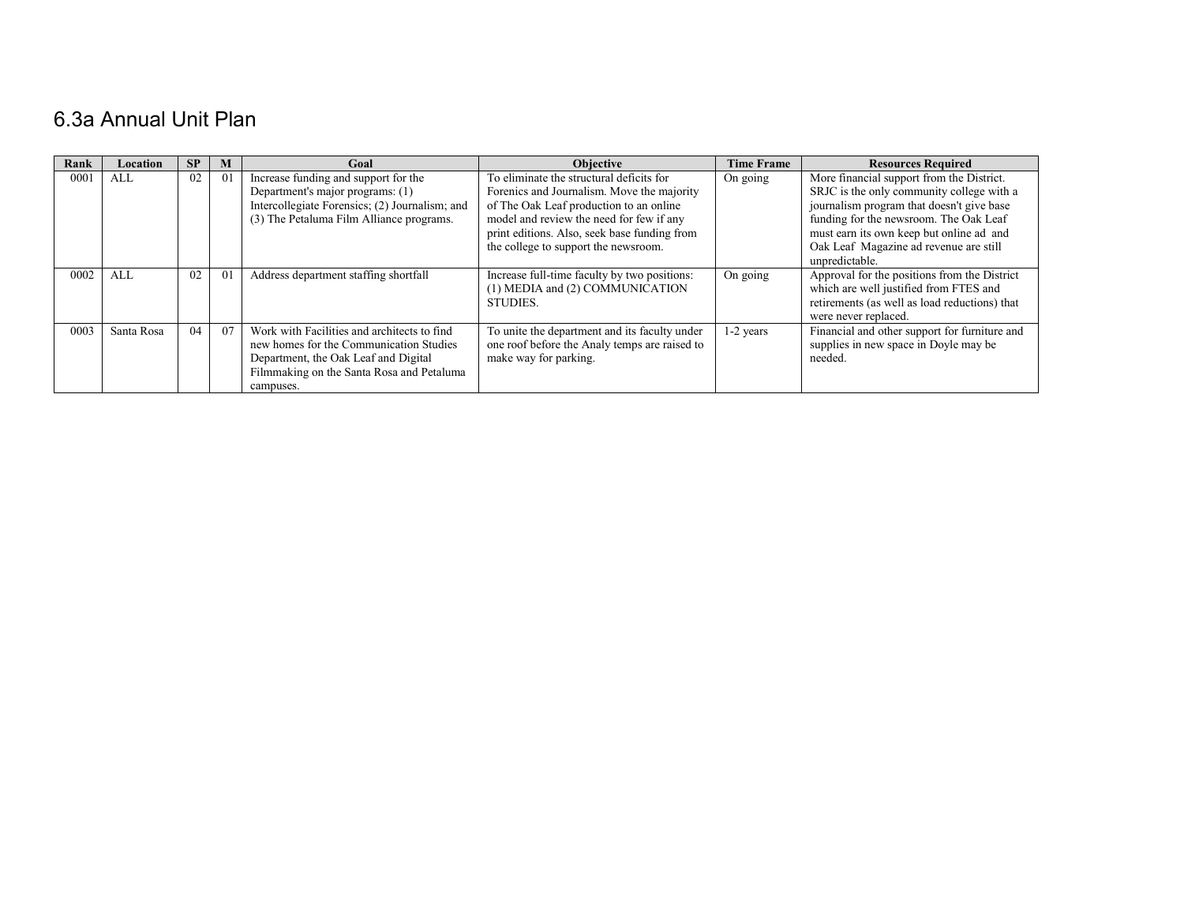# 6.3a Annual Unit Plan

| Rank | Location | SP | M | Goal | Objective | Time Frame | Resources Required |
|---|---|---|---|---|---|---|---|
| 0001 | ALL | 02 | 01 | Increase funding and support for the Department's major programs: (1) Intercollegiate Forensics; (2) Journalism; and (3) The Petaluma Film Alliance programs. | To eliminate the structural deficits for Forenics and Journalism. Move the majority of The Oak Leaf production to an online model and review the need for few if any print editions. Also, seek base funding from the college to support the newsroom. | On going | More financial support from the District. SRJC is the only community college with a journalism program that doesn't give base funding for the newsroom. The Oak Leaf must earn its own keep but online ad and Oak Leaf Magazine ad revenue are still unpredictable. |
| 0002 | ALL | 02 | 01 | Address department staffing shortfall | Increase full-time faculty by two positions: (1) MEDIA and (2) COMMUNICATION STUDIES. | On going | Approval for the positions from the District which are well justified from FTES and retirements (as well as load reductions) that were never replaced. |
| 0003 | Santa Rosa | 04 | 07 | Work with Facilities and architects to find new homes for the Communication Studies Department, the Oak Leaf and Digital Filmmaking on the Santa Rosa and Petaluma campuses. | To unite the department and its faculty under one roof before the Analy temps are raised to make way for parking. | 1-2 years | Financial and other support for furniture and supplies in new space in Doyle may be needed. |